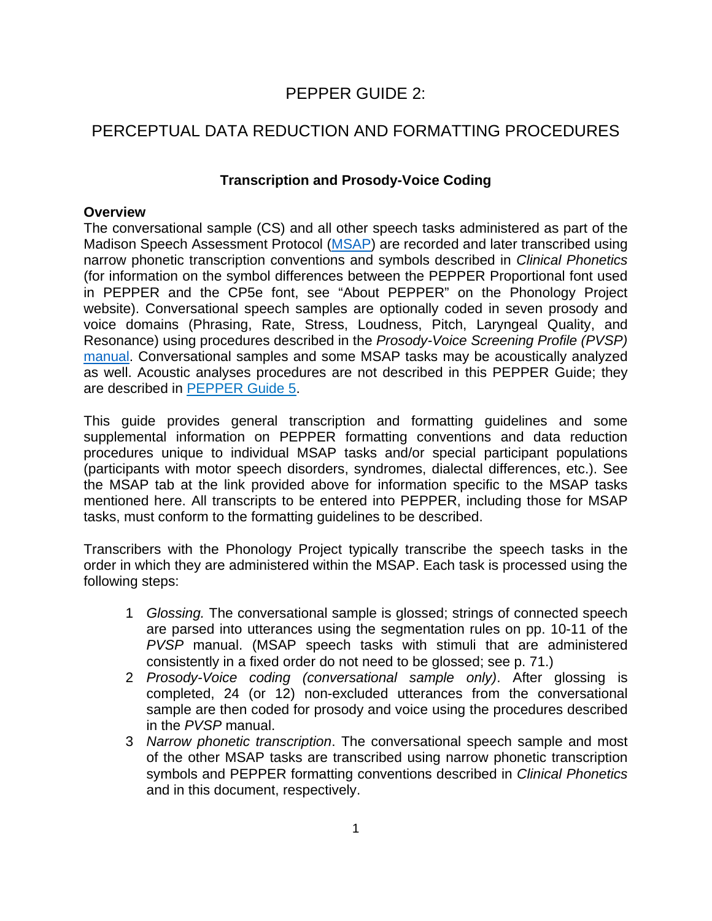# PEPPER GUIDE 2:

# PERCEPTUAL DATA REDUCTION AND FORMATTING PROCEDURES

### Transcription and Prosody-Voice Coding

**Overview**

The conversational sample (CS) and all other speech tasks administered as part of the Madison Speech Assessment Protocol (MSAP) are recorded and later transcribed using narrow phonetic transcription conventions and symbols described in *Clinical Phonetics* (for information on the symbol differences between the PEPPER Proportional font used in PEPPER and the CP5e font, see "About PEPPER" on the Phonology Project website). Conversational speech samples are optionally coded in seven prosody and voice domains (Phrasing, Rate, Stress, Loudness, Pitch, Laryngeal Quality, and Resonance) using procedures described in the *Prosody-Voice Screening Profile (PVSP)* manual. Conversational samples and some MSAP tasks may be acoustically analyzed as well. Acoustic analyses procedures are not described in this PEPPER Guide; they are described in PEPPER Guide 5.

This guide provides general transcription and formatting guidelines and some supplemental information on PEPPER formatting conventions and data reduction procedures unique to individual MSAP tasks and/or special participant populations (participants with motor speech disorders, syndromes, dialectal differences, etc.). See the MSAP tab at the link provided above for information specific to the MSAP tasks mentioned here. All transcripts to be entered into PEPPER, including those for MSAP tasks, must conform to the formatting guidelines to be described.

Transcribers with the Phonology Project typically transcribe the speech tasks in the order in which they are administered within the MSAP. Each task is processed using the following steps:

1. *Glossing.* The conversational sample is glossed; strings of connected speech are parsed into utterances using the segmentation rules on pp. 10-11 of the *PVSP* manual. (MSAP speech tasks with stimuli that are administered consistently in a fixed order do not need to be glossed; see p. 71.)
2. *Prosody-Voice coding (conversational sample only)*. After glossing is completed, 24 (or 12) non-excluded utterances from the conversational sample are then coded for prosody and voice using the procedures described in the *PVSP* manual.
3. *Narrow phonetic transcription*. The conversational speech sample and most of the other MSAP tasks are transcribed using narrow phonetic transcription symbols and PEPPER formatting conventions described in *Clinical Phonetics* and in this document, respectively.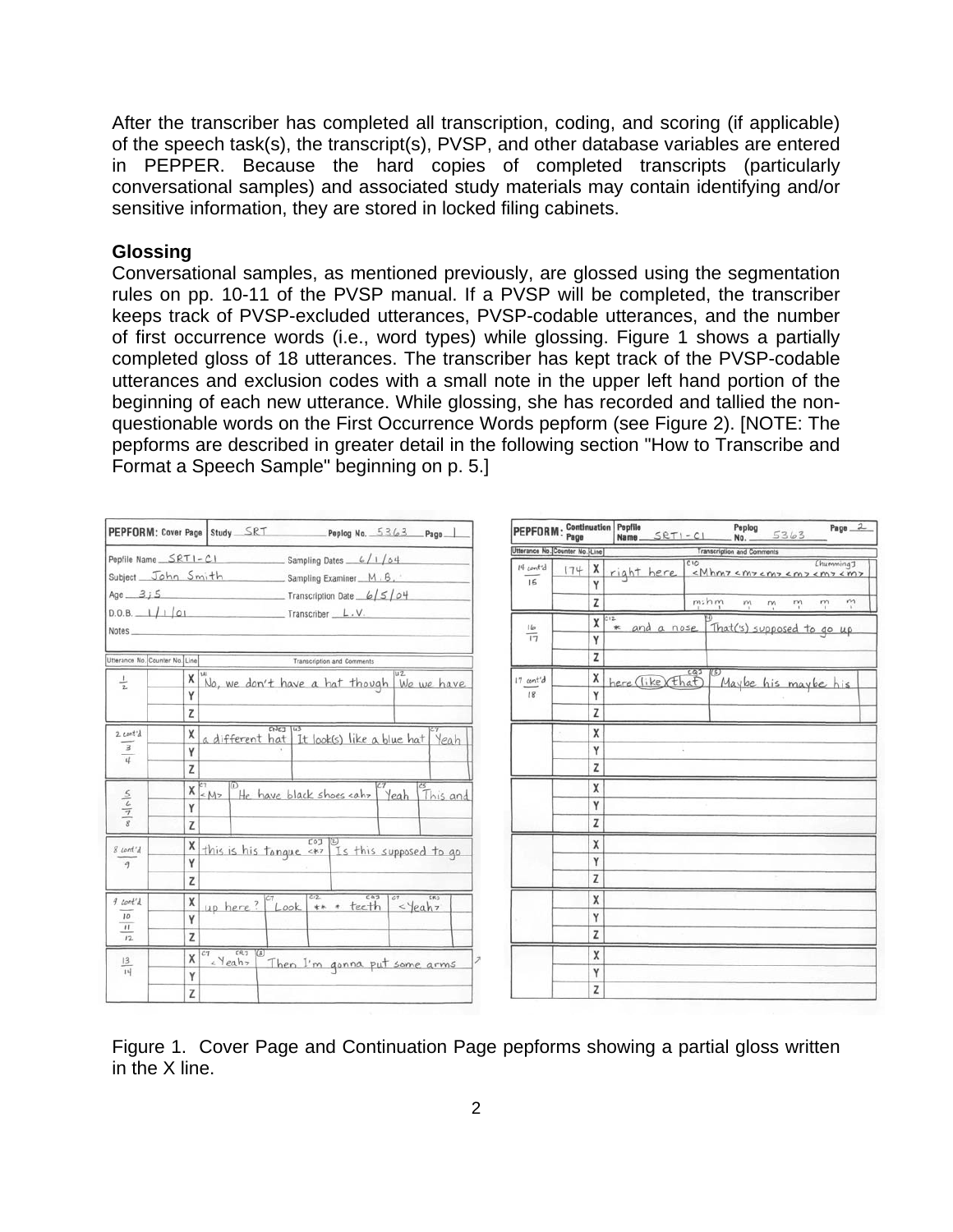After the transcriber has completed all transcription, coding, and scoring (if applicable) of the speech task(s), the transcript(s), PVSP, and other database variables are entered in PEPPER. Because the hard copies of completed transcripts (particularly conversational samples) and associated study materials may contain identifying and/or sensitive information, they are stored in locked filing cabinets.

**Glossing**

Conversational samples, as mentioned previously, are glossed using the segmentation rules on pp. 10-11 of the PVSP manual. If a PVSP will be completed, the transcriber keeps track of PVSP-excluded utterances, PVSP-codable utterances, and the number of first occurrence words (i.e., word types) while glossing. Figure 1 shows a partially completed gloss of 18 utterances. The transcriber has kept track of the PVSP-codable utterances and exclusion codes with a small note in the upper left hand portion of the beginning of each new utterance. While glossing, she has recorded and tallied the non-questionable words on the First Occurrence Words pepform (see Figure 2). [NOTE: The pepforms are described in greater detail in the following section "How to Transcribe and Format a Speech Sample" beginning on p. 5.]

Figure 1. Cover Page and Continuation Page pepforms showing a partial gloss written in the X line.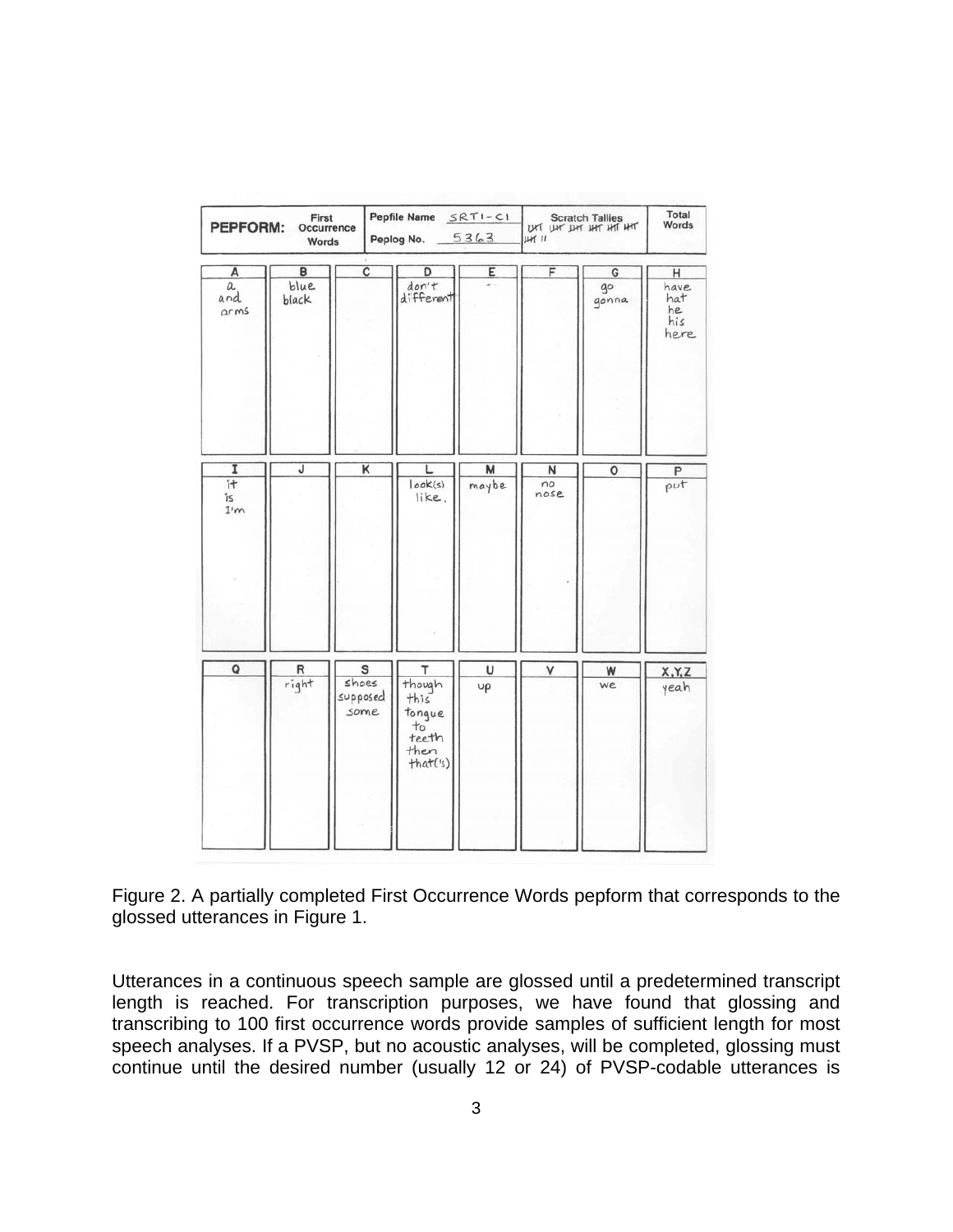| PEPFORM: | First Occurrence Words | Pepfile Name SRT1-C1 | | Scratch Tallies | | Total Words |
|---|---|---|---|---|---|---|
| | | Peplog No. 5363 | | | | |

| A | B | C | D | E | F | G | H |
|---|---|---|---|---|---|---|---|
| a<br>and<br>arms | blue<br>black | | don't<br>different | | | go<br>gonna | have<br>hat<br>he<br>his<br>here |

| I | J | K | L | M | N | O | P |
|---|---|---|---|---|---|---|---|
| it<br>is<br>I'm | | | look(s)<br>like. | maybe | no<br>nose | | put |

| Q | R | S | T | U | V | W | X,Y,Z |
|---|---|---|---|---|---|---|---|
| | right | shoes<br>supposed<br>some | though<br>this<br>tongue<br>to<br>teeth<br>then<br>that('s) | up | | we | yeah |

Figure 2. A partially completed First Occurrence Words pepform that corresponds to the glossed utterances in Figure 1.

Utterances in a continuous speech sample are glossed until a predetermined transcript length is reached. For transcription purposes, we have found that glossing and transcribing to 100 first occurrence words provide samples of sufficient length for most speech analyses. If a PVSP, but no acoustic analyses, will be completed, glossing must continue until the desired number (usually 12 or 24) of PVSP-codable utterances is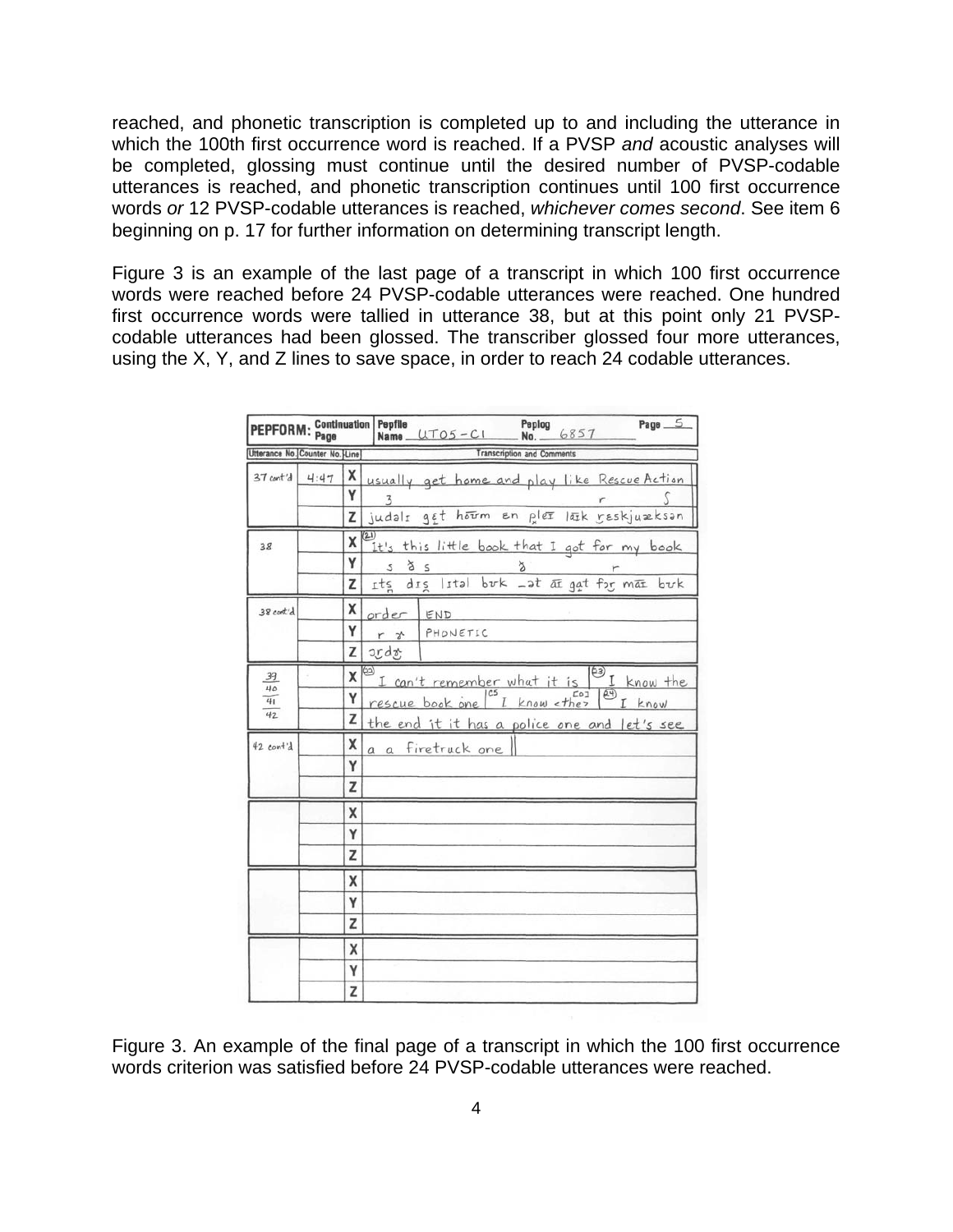reached, and phonetic transcription is completed up to and including the utterance in which the 100th first occurrence word is reached. If a PVSP *and* acoustic analyses will be completed, glossing must continue until the desired number of PVSP-codable utterances is reached, and phonetic transcription continues until 100 first occurrence words *or* 12 PVSP-codable utterances is reached, *whichever comes second*. See item 6 beginning on p. 17 for further information on determining transcript length.

Figure 3 is an example of the last page of a transcript in which 100 first occurrence words were reached before 24 PVSP-codable utterances were reached. One hundred first occurrence words were tallied in utterance 38, but at this point only 21 PVSP-codable utterances had been glossed. The transcriber glossed four more utterances, using the X, Y, and Z lines to save space, in order to reach 24 codable utterances.

Figure 3. An example of the final page of a transcript in which the 100 first occurrence words criterion was satisfied before 24 PVSP-codable utterances were reached.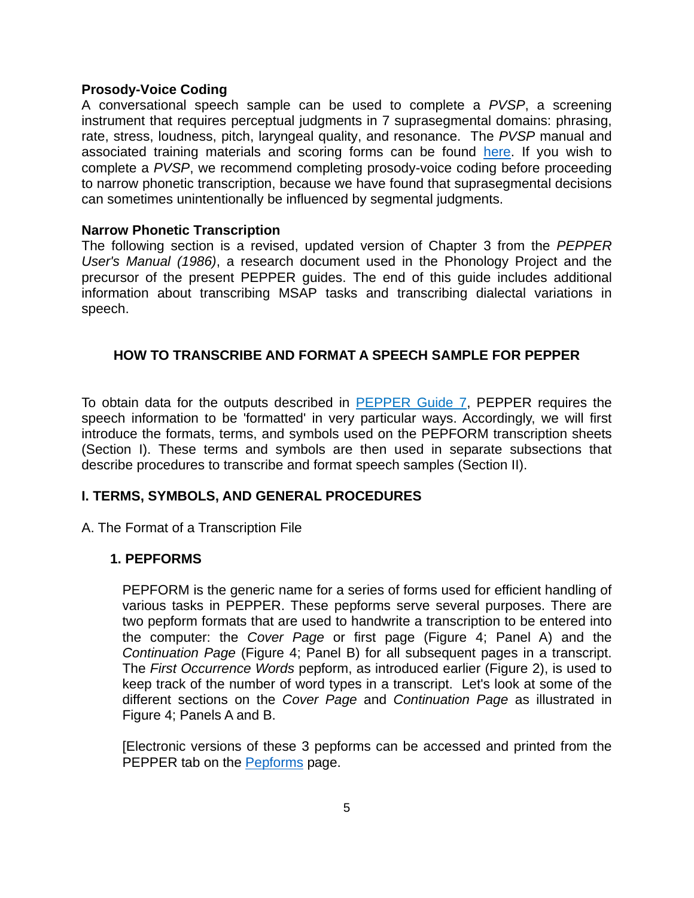**Prosody-Voice Coding**

A conversational speech sample can be used to complete a *PVSP*, a screening instrument that requires perceptual judgments in 7 suprasegmental domains: phrasing, rate, stress, loudness, pitch, laryngeal quality, and resonance. The *PVSP* manual and associated training materials and scoring forms can be found here. If you wish to complete a *PVSP*, we recommend completing prosody-voice coding before proceeding to narrow phonetic transcription, because we have found that suprasegmental decisions can sometimes unintentionally be influenced by segmental judgments.

**Narrow Phonetic Transcription**

The following section is a revised, updated version of Chapter 3 from the *PEPPER User's Manual (1986)*, a research document used in the Phonology Project and the precursor of the present PEPPER guides. The end of this guide includes additional information about transcribing MSAP tasks and transcribing dialectal variations in speech.

## HOW TO TRANSCRIBE AND FORMAT A SPEECH SAMPLE FOR PEPPER

To obtain data for the outputs described in PEPPER Guide 7, PEPPER requires the speech information to be 'formatted' in very particular ways. Accordingly, we will first introduce the formats, terms, and symbols used on the PEPFORM transcription sheets (Section I). These terms and symbols are then used in separate subsections that describe procedures to transcribe and format speech samples (Section II).

### I. TERMS, SYMBOLS, AND GENERAL PROCEDURES

A. The Format of a Transcription File

#### 1. PEPFORMS

PEPFORM is the generic name for a series of forms used for efficient handling of various tasks in PEPPER. These pepforms serve several purposes. There are two pepform formats that are used to handwrite a transcription to be entered into the computer: the *Cover Page* or first page (Figure 4; Panel A) and the *Continuation Page* (Figure 4; Panel B) for all subsequent pages in a transcript. The *First Occurrence Words* pepform, as introduced earlier (Figure 2), is used to keep track of the number of word types in a transcript. Let's look at some of the different sections on the *Cover Page* and *Continuation Page* as illustrated in Figure 4; Panels A and B.

[Electronic versions of these 3 pepforms can be accessed and printed from the PEPPER tab on the Pepforms page.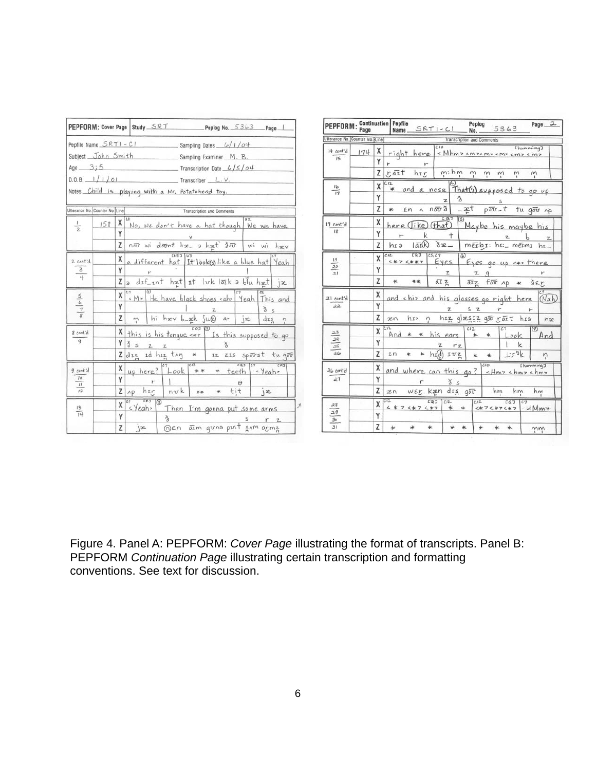Figure 4. Panel A: PEPFORM: *Cover Page* illustrating the format of transcripts. Panel B: PEPFORM *Continuation Page* illustrating certain transcription and formatting conventions. See text for discussion.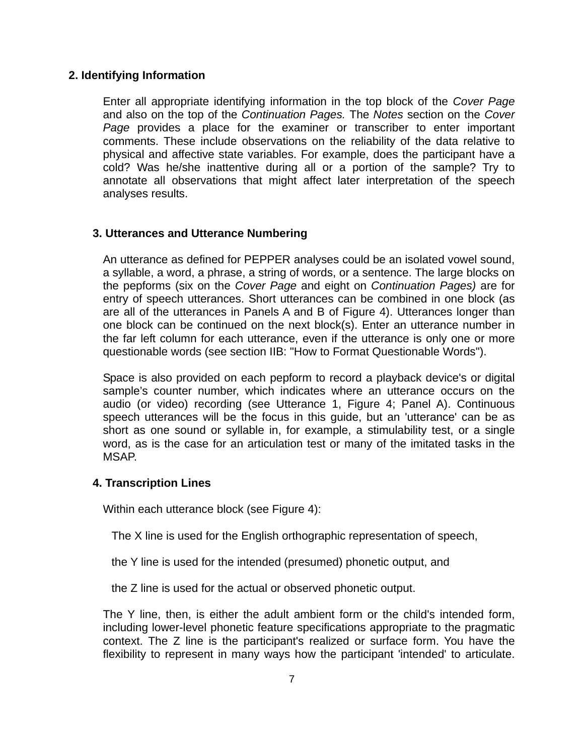## 2. Identifying Information

Enter all appropriate identifying information in the top block of the *Cover Page* and also on the top of the *Continuation Pages.* The *Notes* section on the *Cover Page* provides a place for the examiner or transcriber to enter important comments. These include observations on the reliability of the data relative to physical and affective state variables. For example, does the participant have a cold? Was he/she inattentive during all or a portion of the sample? Try to annotate all observations that might affect later interpretation of the speech analyses results.

## 3. Utterances and Utterance Numbering

An utterance as defined for PEPPER analyses could be an isolated vowel sound, a syllable, a word, a phrase, a string of words, or a sentence. The large blocks on the pepforms (six on the *Cover Page* and eight on *Continuation Pages)* are for entry of speech utterances. Short utterances can be combined in one block (as are all of the utterances in Panels A and B of Figure 4). Utterances longer than one block can be continued on the next block(s). Enter an utterance number in the far left column for each utterance, even if the utterance is only one or more questionable words (see section IIB: "How to Format Questionable Words").

Space is also provided on each pepform to record a playback device's or digital sample's counter number, which indicates where an utterance occurs on the audio (or video) recording (see Utterance 1, Figure 4; Panel A). Continuous speech utterances will be the focus in this guide, but an 'utterance' can be as short as one sound or syllable in, for example, a stimulability test, or a single word, as is the case for an articulation test or many of the imitated tasks in the MSAP.

## 4. Transcription Lines

Within each utterance block (see Figure 4):

The X line is used for the English orthographic representation of speech,

the Y line is used for the intended (presumed) phonetic output, and

the Z line is used for the actual or observed phonetic output.

The Y line, then, is either the adult ambient form or the child's intended form, including lower-level phonetic feature specifications appropriate to the pragmatic context. The Z line is the participant's realized or surface form. You have the flexibility to represent in many ways how the participant 'intended' to articulate.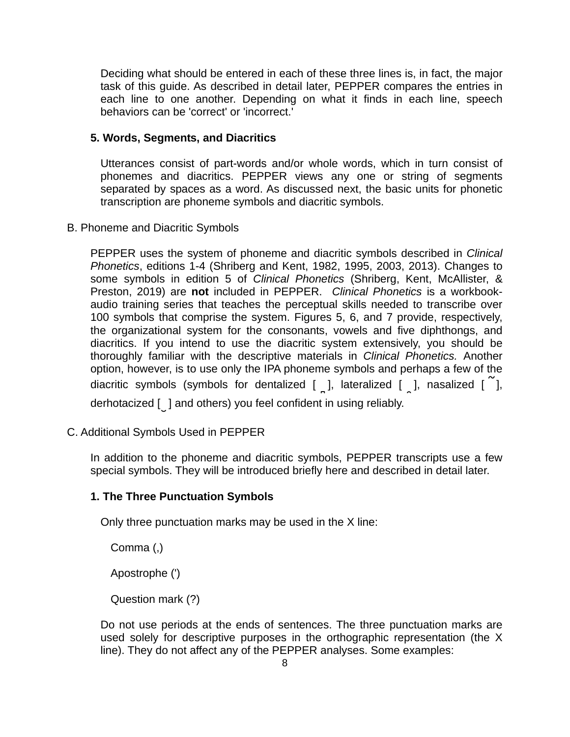Deciding what should be entered in each of these three lines is, in fact, the major task of this guide. As described in detail later, PEPPER compares the entries in each line to one another. Depending on what it finds in each line, speech behaviors can be 'correct' or 'incorrect.'

**5. Words, Segments, and Diacritics**

Utterances consist of part-words and/or whole words, which in turn consist of phonemes and diacritics. PEPPER views any one or string of segments separated by spaces as a word. As discussed next, the basic units for phonetic transcription are phoneme symbols and diacritic symbols.

B. Phoneme and Diacritic Symbols

PEPPER uses the system of phoneme and diacritic symbols described in *Clinical Phonetics*, editions 1-4 (Shriberg and Kent, 1982, 1995, 2003, 2013). Changes to some symbols in edition 5 of *Clinical Phonetics* (Shriberg, Kent, McAllister, & Preston, 2019) are **not** included in PEPPER. *Clinical Phonetics* is a workbook-audio training series that teaches the perceptual skills needed to transcribe over 100 symbols that comprise the system. Figures 5, 6, and 7 provide, respectively, the organizational system for the consonants, vowels and five diphthongs, and diacritics. If you intend to use the diacritic system extensively, you should be thoroughly familiar with the descriptive materials in *Clinical Phonetics.* Another option, however, is to use only the IPA phoneme symbols and perhaps a few of the diacritic symbols (symbols for dentalized [ ̪ ], lateralized [ ̬ ], nasalized [ ̃ ], derhotacized [ ̮ ] and others) you feel confident in using reliably.

C. Additional Symbols Used in PEPPER

In addition to the phoneme and diacritic symbols, PEPPER transcripts use a few special symbols. They will be introduced briefly here and described in detail later.

**1. The Three Punctuation Symbols**

Only three punctuation marks may be used in the X line:

Comma (,)

Apostrophe (')

Question mark (?)

Do not use periods at the ends of sentences. The three punctuation marks are used solely for descriptive purposes in the orthographic representation (the X line). They do not affect any of the PEPPER analyses. Some examples: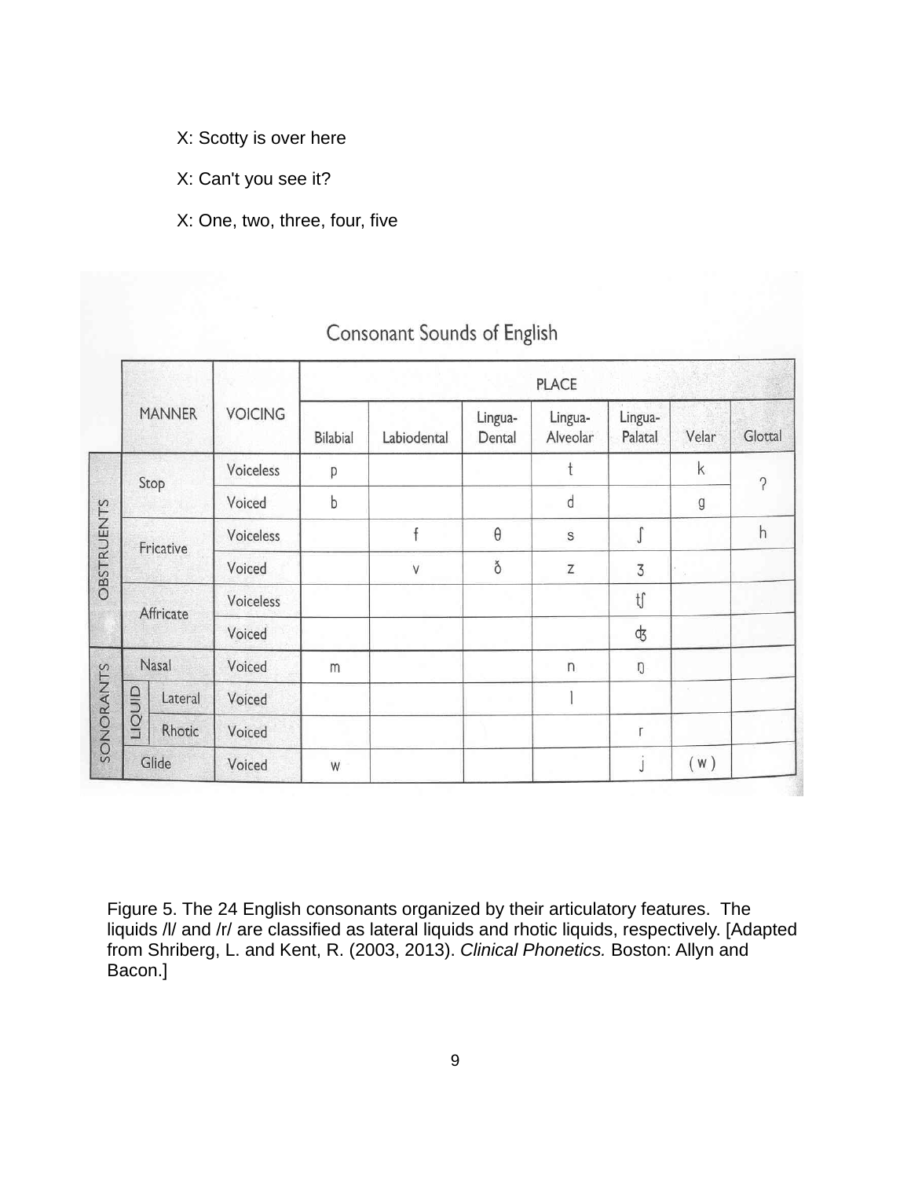X: Scotty is over here

X: Can't you see it?

X: One, two, three, four, five

Consonant Sounds of English

| | MANNER | | VOICING | PLACE | | | | | | |
|---|---|---|---|---|---|---|---|---|---|---|
| | | | | Bilabial | Labiodental | Lingua-Dental | Lingua-Alveolar | Lingua-Palatal | Velar | Glottal |
| OBSTRUENTS | Stop | | Voiceless | p | | | t | | k | ʔ |
| | | | Voiced | b | | | d | | g | |
| | Fricative | | Voiceless | | f | θ | s | ʃ | | h |
| | | | Voiced | | v | ð | z | ʒ | | |
| | Affricate | | Voiceless | | | | | tʃ | | |
| | | | Voiced | | | | | ʤ | | |
| SONORANTS | Nasal | | Voiced | m | | | n | ŋ | | |
| | LIQUID | Lateral | Voiced | | | | l | | | |
| | | Rhotic | Voiced | | | | | r | | |
| | Glide | | Voiced | w | | | | j | ( w ) | |

Figure 5. The 24 English consonants organized by their articulatory features. The liquids /l/ and /r/ are classified as lateral liquids and rhotic liquids, respectively. [Adapted from Shriberg, L. and Kent, R. (2003, 2013). *Clinical Phonetics.* Boston: Allyn and Bacon.]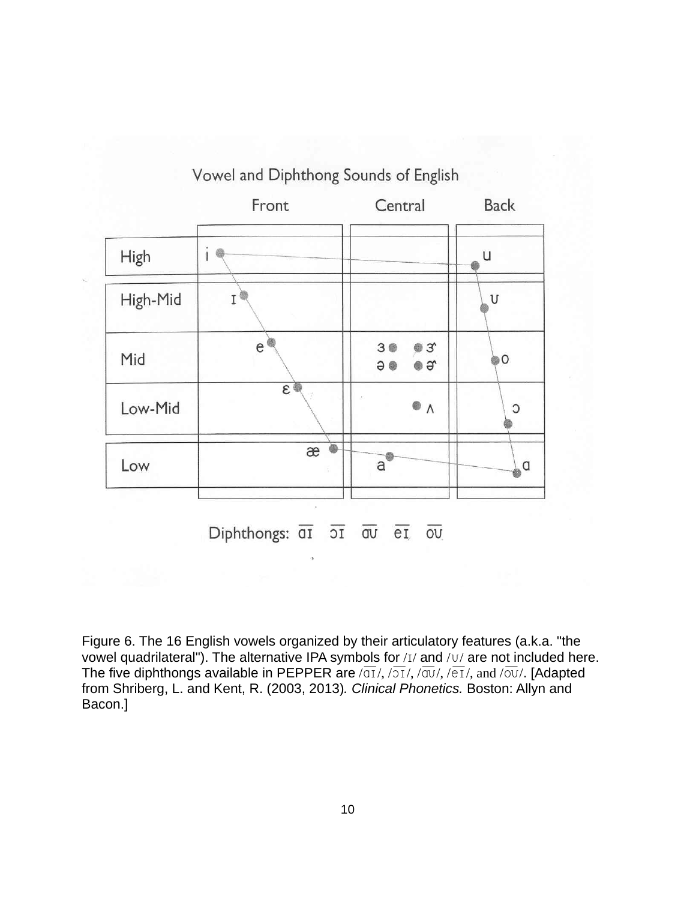Vowel and Diphthong Sounds of English

| | Front | Central | Back |
|---|---|---|---|
| High | i | | u |
| High-Mid | ɪ | | ʊ |
| Mid | e | ɜ ɝ ə ɚ | o |
| Low-Mid | ɛ | ʌ | ɔ |
| Low | æ | a | ɑ |

Diphthongs: ɑ͞ɪ ɔ͞ɪ ɑ͞ʊ e͞ɪ o͞ʊ

Figure 6. The 16 English vowels organized by their articulatory features (a.k.a. "the vowel quadrilateral"). The alternative IPA symbols for /ɪ/ and /ʊ/ are not included here. The five diphthongs available in PEPPER are /ɑ͞ɪ/, /ɔ͞ɪ/, /ɑ͞ʊ/, /e͞ɪ/, and /o͞ʊ/. [Adapted from Shriberg, L. and Kent, R. (2003, 2013). *Clinical Phonetics.* Boston: Allyn and Bacon.]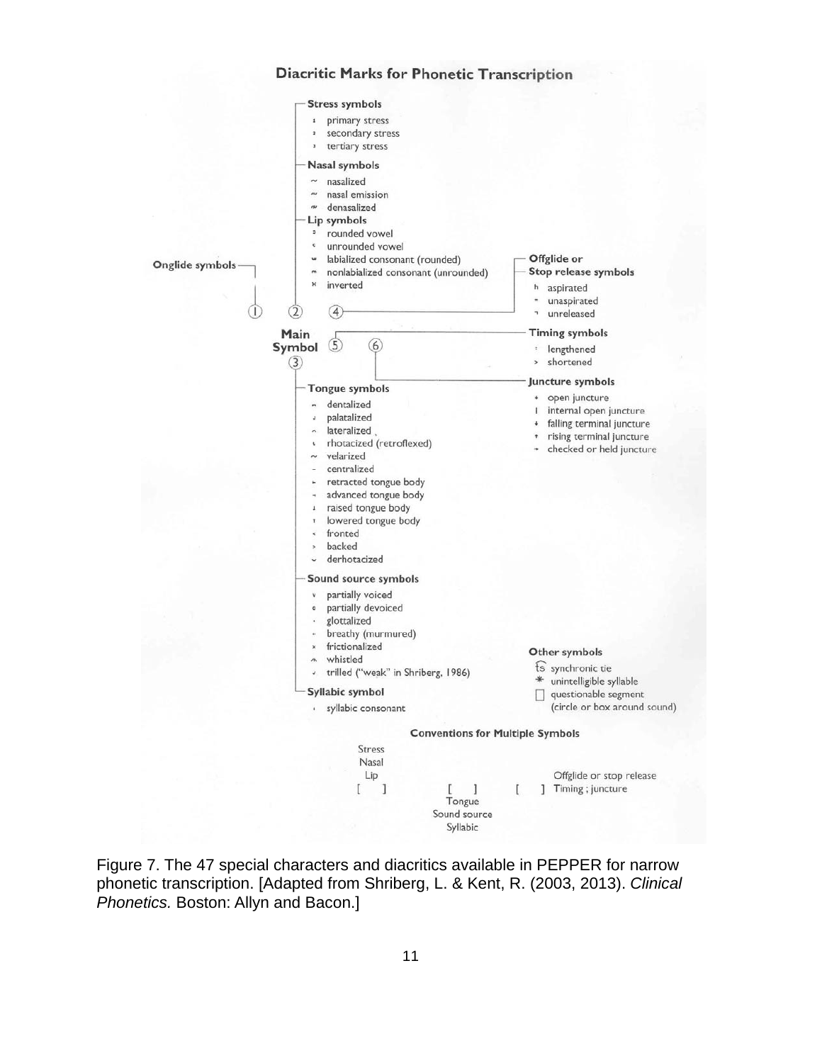## Diacritic Marks for Phonetic Transcription

**Stress symbols**
- ˈ primary stress
- ˌ secondary stress
- tertiary stress

**Nasal symbols**
- ~ nasalized
- nasal emission
- denasalized

**Lip symbols**
- rounded vowel
- unrounded vowel
- ʷ labialized consonant (rounded)
- nonlabialized consonant (unrounded)
- inverted

**Onglide symbols** ①

②

④

**Offglide or Stop release symbols**
- ʰ aspirated
- ⁼ unaspirated
- ˺ unreleased

**Main Symbol** ③ ⑤ ⑥

**Timing symbols**
- ː lengthened
- ˃ shortened

**Juncture symbols**
- + open juncture
- | internal open juncture
- ↓ falling terminal juncture
- ↑ rising terminal juncture
- → checked or held juncture

**Tongue symbols**
- dentalized
- palatalized
- lateralized
- rhotacized (retroflexed)
- ~ velarized
- centralized
- retracted tongue body
- advanced tongue body
- raised tongue body
- lowered tongue body
- < fronted
- > backed
- derhotacized

**Sound source symbols**
- partially voiced
- partially devoiced
- glottalized
- breathy (murmured)
- × frictionalized
- whistled
- trilled ("weak" in Shriberg, 1986)

**Syllabic symbol**
- syllabic consonant

**Other symbols**
- t͡s synchronic tie
- \* unintelligible syllable
- □ questionable segment (circle or box around sound)

**Conventions for Multiple Symbols**

Stress, Nasal, Lip [ ] — [ ] Tongue, Sound source, Syllabic — [ ] Offglide or stop release, Timing ; juncture

Figure 7. The 47 special characters and diacritics available in PEPPER for narrow phonetic transcription. [Adapted from Shriberg, L. & Kent, R. (2003, 2013). *Clinical Phonetics.* Boston: Allyn and Bacon.]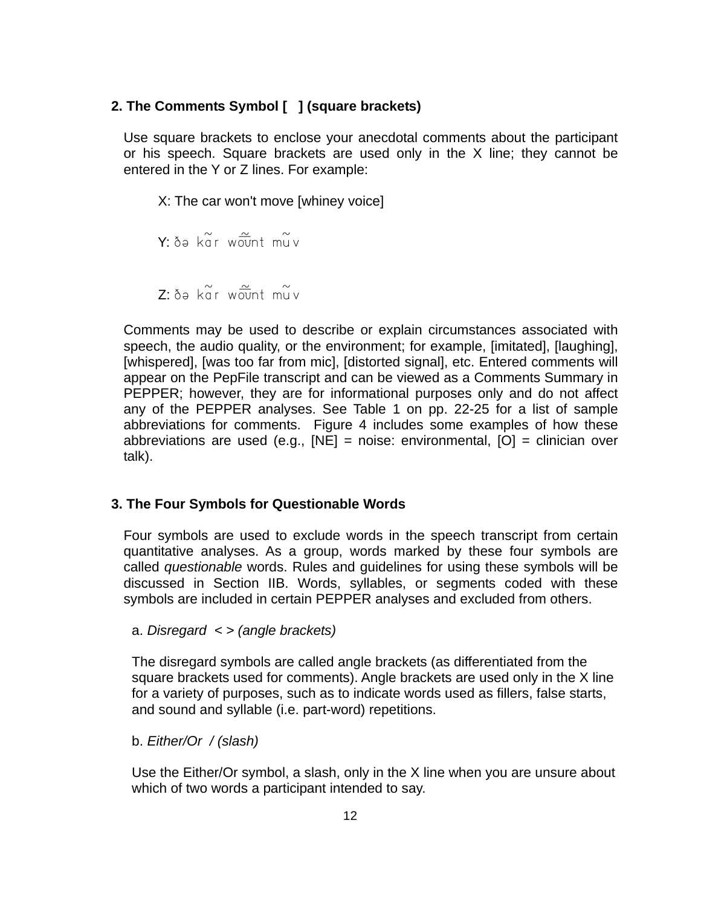## 2. The Comments Symbol [ ] (square brackets)

Use square brackets to enclose your anecdotal comments about the participant or his speech. Square brackets are used only in the X line; they cannot be entered in the Y or Z lines. For example:

X: The car won't move [whiney voice]

Y: ðə kɑ̃r wo͂ʊ̃nt mũv

Z: ðə kɑ̃r wo͂ʊ̃nt mũv

Comments may be used to describe or explain circumstances associated with speech, the audio quality, or the environment; for example, [imitated], [laughing], [whispered], [was too far from mic], [distorted signal], etc. Entered comments will appear on the PepFile transcript and can be viewed as a Comments Summary in PEPPER; however, they are for informational purposes only and do not affect any of the PEPPER analyses. See Table 1 on pp. 22-25 for a list of sample abbreviations for comments. Figure 4 includes some examples of how these abbreviations are used (e.g., [NE] = noise: environmental, [O] = clinician over talk).

## 3. The Four Symbols for Questionable Words

Four symbols are used to exclude words in the speech transcript from certain quantitative analyses. As a group, words marked by these four symbols are called *questionable* words. Rules and guidelines for using these symbols will be discussed in Section IIB. Words, syllables, or segments coded with these symbols are included in certain PEPPER analyses and excluded from others.

a. *Disregard < > (angle brackets)*

The disregard symbols are called angle brackets (as differentiated from the square brackets used for comments). Angle brackets are used only in the X line for a variety of purposes, such as to indicate words used as fillers, false starts, and sound and syllable (i.e. part-word) repetitions.

b. *Either/Or / (slash)*

Use the Either/Or symbol, a slash, only in the X line when you are unsure about which of two words a participant intended to say.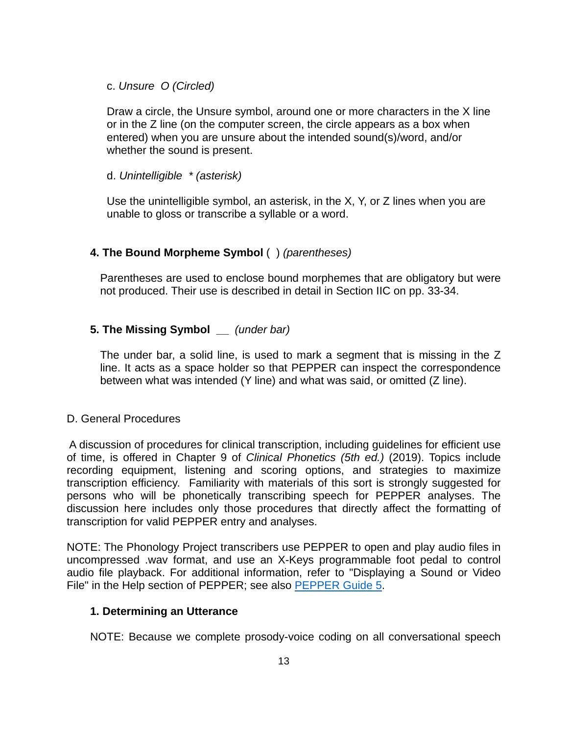c. *Unsure  O (Circled)*

Draw a circle, the Unsure symbol, around one or more characters in the X line or in the Z line (on the computer screen, the circle appears as a box when entered) when you are unsure about the intended sound(s)/word, and/or whether the sound is present.

d. *Unintelligible  * (asterisk)*

Use the unintelligible symbol, an asterisk, in the X, Y, or Z lines when you are unable to gloss or transcribe a syllable or a word.

**4. The Bound Morpheme Symbol** ( ) *(parentheses)*

Parentheses are used to enclose bound morphemes that are obligatory but were not produced. Their use is described in detail in Section IIC on pp. 33-34.

**5. The Missing Symbol** __ *(under bar)*

The under bar, a solid line, is used to mark a segment that is missing in the Z line. It acts as a space holder so that PEPPER can inspect the correspondence between what was intended (Y line) and what was said, or omitted (Z line).

D. General Procedures

A discussion of procedures for clinical transcription, including guidelines for efficient use of time, is offered in Chapter 9 of *Clinical Phonetics (5th ed.)* (2019). Topics include recording equipment, listening and scoring options, and strategies to maximize transcription efficiency. Familiarity with materials of this sort is strongly suggested for persons who will be phonetically transcribing speech for PEPPER analyses. The discussion here includes only those procedures that directly affect the formatting of transcription for valid PEPPER entry and analyses.

NOTE: The Phonology Project transcribers use PEPPER to open and play audio files in uncompressed .wav format, and use an X-Keys programmable foot pedal to control audio file playback. For additional information, refer to "Displaying a Sound or Video File" in the Help section of PEPPER; see also PEPPER Guide 5.

**1. Determining an Utterance**

NOTE: Because we complete prosody-voice coding on all conversational speech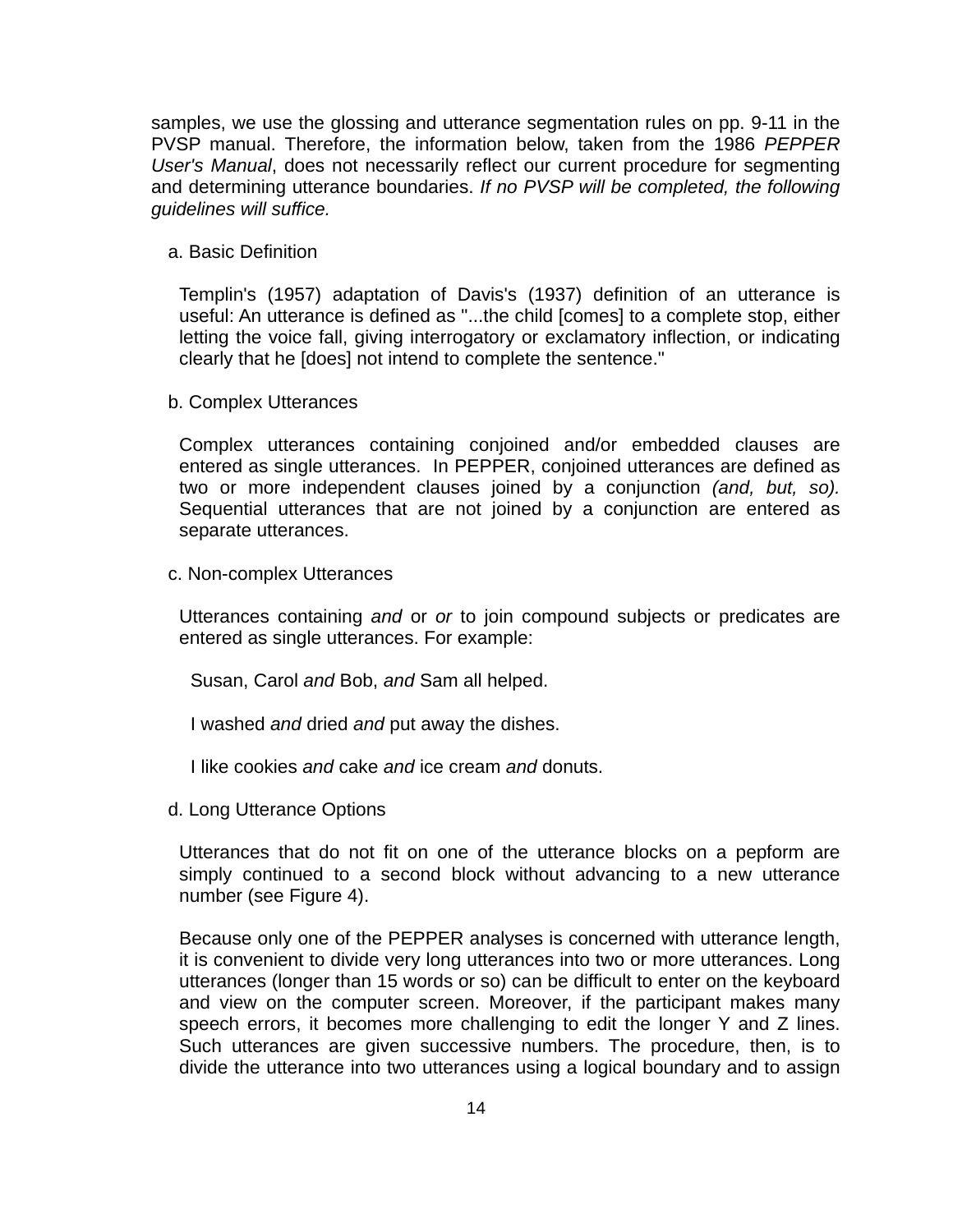samples, we use the glossing and utterance segmentation rules on pp. 9-11 in the PVSP manual. Therefore, the information below, taken from the 1986 *PEPPER User's Manual*, does not necessarily reflect our current procedure for segmenting and determining utterance boundaries. *If no PVSP will be completed, the following guidelines will suffice.*

a. Basic Definition

Templin's (1957) adaptation of Davis's (1937) definition of an utterance is useful: An utterance is defined as "...the child [comes] to a complete stop, either letting the voice fall, giving interrogatory or exclamatory inflection, or indicating clearly that he [does] not intend to complete the sentence."

b. Complex Utterances

Complex utterances containing conjoined and/or embedded clauses are entered as single utterances. In PEPPER, conjoined utterances are defined as two or more independent clauses joined by a conjunction *(and, but, so).* Sequential utterances that are not joined by a conjunction are entered as separate utterances.

c. Non-complex Utterances

Utterances containing *and* or *or* to join compound subjects or predicates are entered as single utterances. For example:

Susan, Carol *and* Bob, *and* Sam all helped.

I washed *and* dried *and* put away the dishes.

I like cookies *and* cake *and* ice cream *and* donuts.

d. Long Utterance Options

Utterances that do not fit on one of the utterance blocks on a pepform are simply continued to a second block without advancing to a new utterance number (see Figure 4).

Because only one of the PEPPER analyses is concerned with utterance length, it is convenient to divide very long utterances into two or more utterances. Long utterances (longer than 15 words or so) can be difficult to enter on the keyboard and view on the computer screen. Moreover, if the participant makes many speech errors, it becomes more challenging to edit the longer Y and Z lines. Such utterances are given successive numbers. The procedure, then, is to divide the utterance into two utterances using a logical boundary and to assign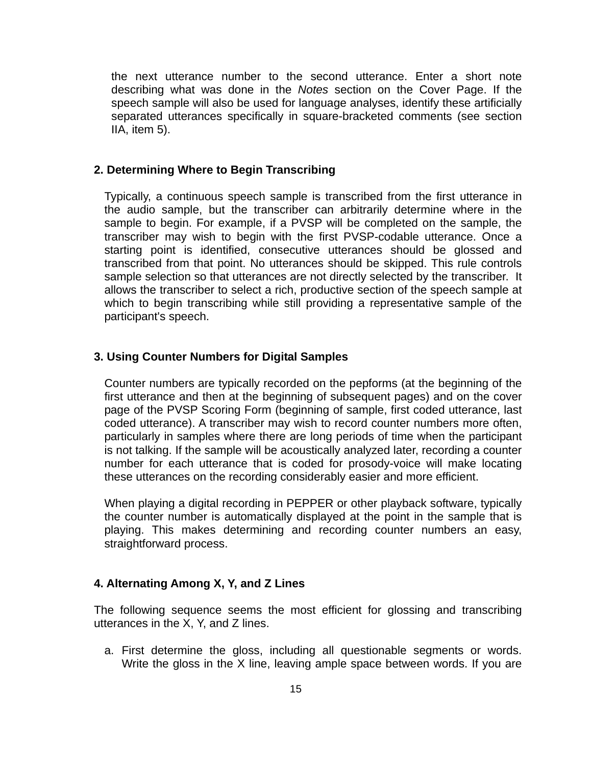the next utterance number to the second utterance. Enter a short note describing what was done in the *Notes* section on the Cover Page. If the speech sample will also be used for language analyses, identify these artificially separated utterances specifically in square-bracketed comments (see section IIA, item 5).

### 2. Determining Where to Begin Transcribing

Typically, a continuous speech sample is transcribed from the first utterance in the audio sample, but the transcriber can arbitrarily determine where in the sample to begin. For example, if a PVSP will be completed on the sample, the transcriber may wish to begin with the first PVSP-codable utterance. Once a starting point is identified, consecutive utterances should be glossed and transcribed from that point. No utterances should be skipped. This rule controls sample selection so that utterances are not directly selected by the transcriber. It allows the transcriber to select a rich, productive section of the speech sample at which to begin transcribing while still providing a representative sample of the participant's speech.

### 3. Using Counter Numbers for Digital Samples

Counter numbers are typically recorded on the pepforms (at the beginning of the first utterance and then at the beginning of subsequent pages) and on the cover page of the PVSP Scoring Form (beginning of sample, first coded utterance, last coded utterance). A transcriber may wish to record counter numbers more often, particularly in samples where there are long periods of time when the participant is not talking. If the sample will be acoustically analyzed later, recording a counter number for each utterance that is coded for prosody-voice will make locating these utterances on the recording considerably easier and more efficient.

When playing a digital recording in PEPPER or other playback software, typically the counter number is automatically displayed at the point in the sample that is playing. This makes determining and recording counter numbers an easy, straightforward process.

### 4. Alternating Among X, Y, and Z Lines

The following sequence seems the most efficient for glossing and transcribing utterances in the X, Y, and Z lines.

a. First determine the gloss, including all questionable segments or words. Write the gloss in the X line, leaving ample space between words. If you are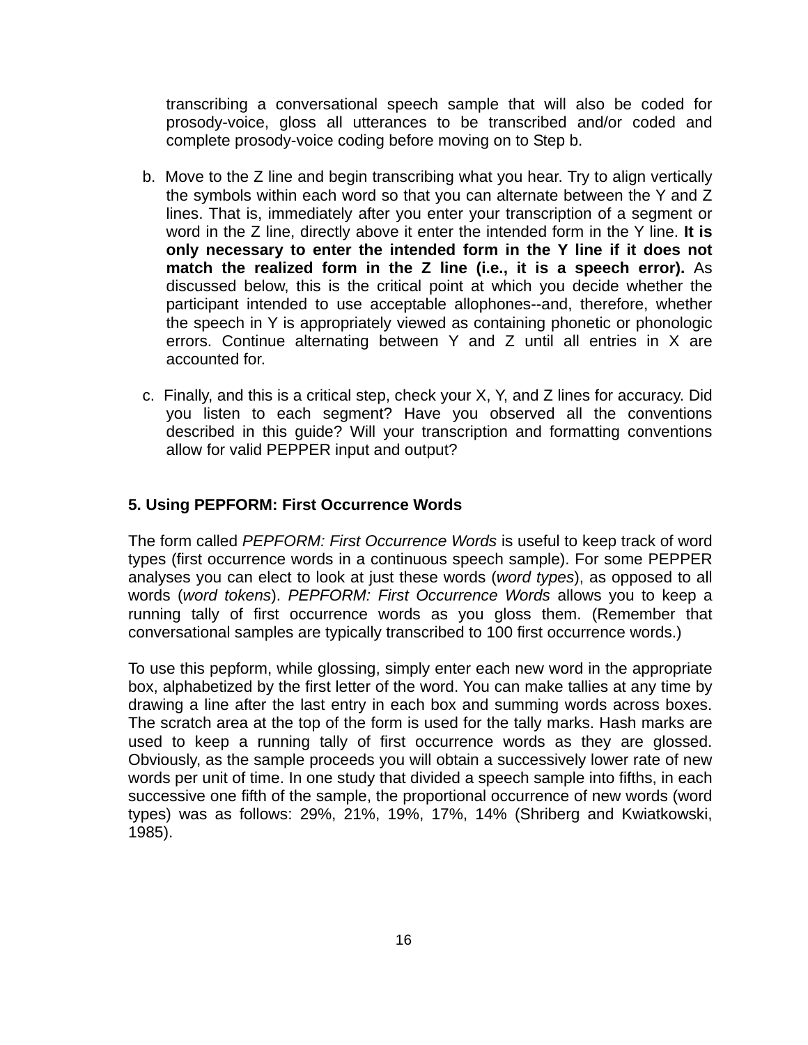transcribing a conversational speech sample that will also be coded for prosody-voice, gloss all utterances to be transcribed and/or coded and complete prosody-voice coding before moving on to Step b.

b. Move to the Z line and begin transcribing what you hear. Try to align vertically the symbols within each word so that you can alternate between the Y and Z lines. That is, immediately after you enter your transcription of a segment or word in the Z line, directly above it enter the intended form in the Y line. **It is only necessary to enter the intended form in the Y line if it does not match the realized form in the Z line (i.e., it is a speech error).** As discussed below, this is the critical point at which you decide whether the participant intended to use acceptable allophones--and, therefore, whether the speech in Y is appropriately viewed as containing phonetic or phonologic errors. Continue alternating between Y and Z until all entries in X are accounted for.

c. Finally, and this is a critical step, check your X, Y, and Z lines for accuracy. Did you listen to each segment? Have you observed all the conventions described in this guide? Will your transcription and formatting conventions allow for valid PEPPER input and output?

## 5. Using PEPFORM: First Occurrence Words

The form called *PEPFORM: First Occurrence Words* is useful to keep track of word types (first occurrence words in a continuous speech sample). For some PEPPER analyses you can elect to look at just these words (*word types*), as opposed to all words (*word tokens*). *PEPFORM: First Occurrence Words* allows you to keep a running tally of first occurrence words as you gloss them. (Remember that conversational samples are typically transcribed to 100 first occurrence words.)

To use this pepform, while glossing, simply enter each new word in the appropriate box, alphabetized by the first letter of the word. You can make tallies at any time by drawing a line after the last entry in each box and summing words across boxes. The scratch area at the top of the form is used for the tally marks. Hash marks are used to keep a running tally of first occurrence words as they are glossed. Obviously, as the sample proceeds you will obtain a successively lower rate of new words per unit of time. In one study that divided a speech sample into fifths, in each successive one fifth of the sample, the proportional occurrence of new words (word types) was as follows: 29%, 21%, 19%, 17%, 14% (Shriberg and Kwiatkowski, 1985).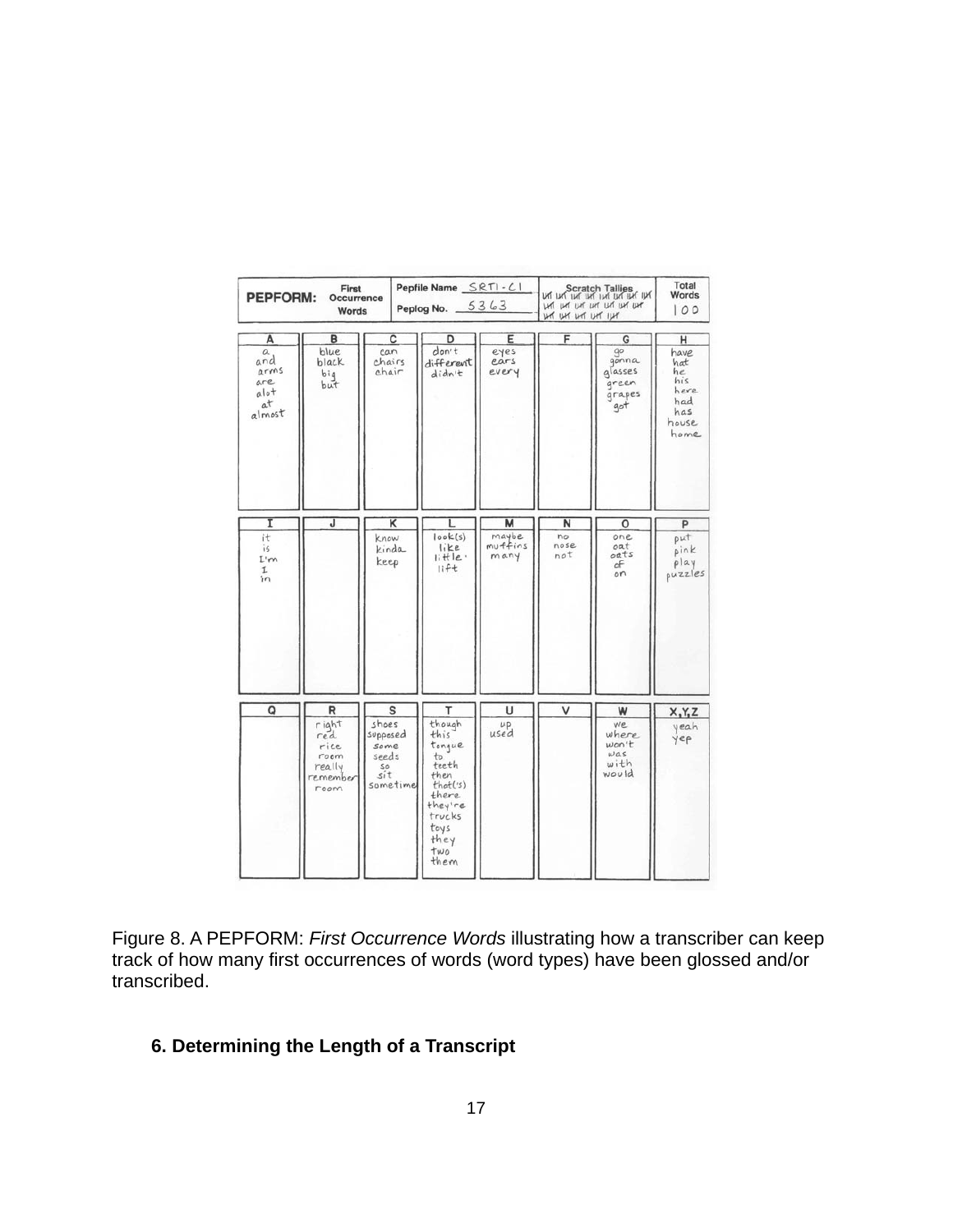| PEPFORM: | First Occurrence Words | Pepfile Name SRT1-C1 | Peplog No. 5363 | Scratch Tallies | | Total Words 100 |
|---|---|---|---|---|---|---|

| A | B | C | D | E | F | G | H |
|---|---|---|---|---|---|---|---|
| a<br>and<br>arms<br>are<br>alot<br>at<br>almost | blue<br>black<br>big<br>but | can<br>chairs<br>chair | don't<br>different<br>didn't | eyes<br>ears<br>every | | go<br>gonna<br>glasses<br>green<br>grapes<br>got | have<br>hat<br>he<br>his<br>here<br>had<br>has<br>house<br>home |

| I | J | K | L | M | N | O | P |
|---|---|---|---|---|---|---|---|
| it<br>is<br>I'm<br>I<br>in | | know<br>kinda<br>keep | look(s)<br>like<br>little<br>lift | maybe<br>muffins<br>many | no<br>nose<br>not | one<br>oat<br>oats<br>of<br>on | put<br>pink<br>play<br>puzzles |

| Q | R | S | T | U | V | W | X,Y,Z |
|---|---|---|---|---|---|---|---|
| | right<br>red<br>rice<br>room<br>really<br>remember<br>room | shoes<br>supposed<br>some<br>seeds<br>so<br>sit<br>sometime | though<br>this<br>tongue<br>to<br>teeth<br>then<br>that('s)<br>there<br>they're<br>trucks<br>toys<br>they<br>two<br>them | up<br>used | | we<br>where<br>won't<br>was<br>with<br>would | yeah<br>yep |

Figure 8. A PEPFORM: *First Occurrence Words* illustrating how a transcriber can keep track of how many first occurrences of words (word types) have been glossed and/or transcribed.

### 6. Determining the Length of a Transcript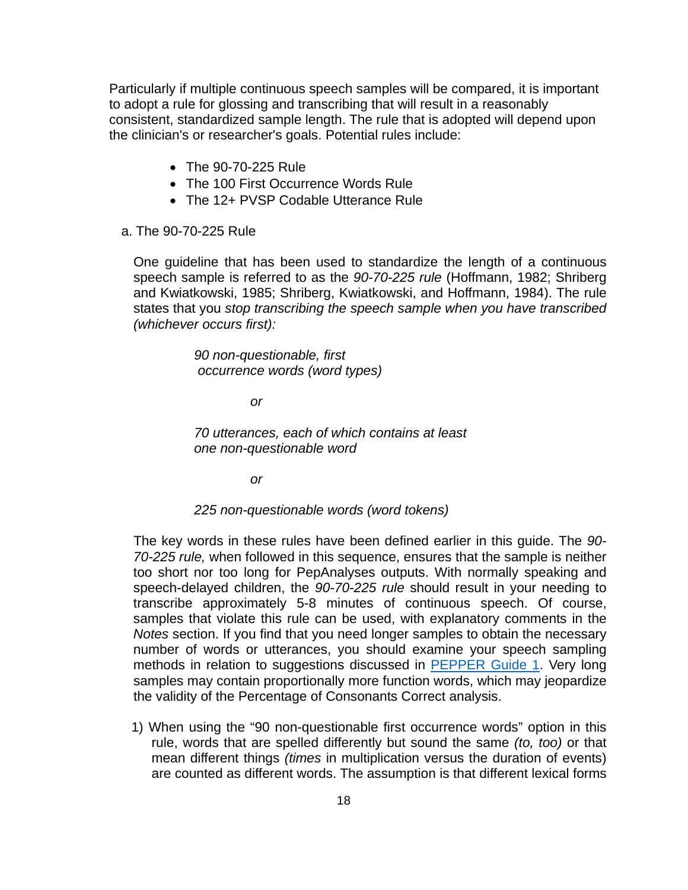Particularly if multiple continuous speech samples will be compared, it is important to adopt a rule for glossing and transcribing that will result in a reasonably consistent, standardized sample length. The rule that is adopted will depend upon the clinician's or researcher's goals. Potential rules include:

- The 90-70-225 Rule
- The 100 First Occurrence Words Rule
- The 12+ PVSP Codable Utterance Rule

a. The 90-70-225 Rule

One guideline that has been used to standardize the length of a continuous speech sample is referred to as the *90-70-225 rule* (Hoffmann, 1982; Shriberg and Kwiatkowski, 1985; Shriberg, Kwiatkowski, and Hoffmann, 1984). The rule states that you *stop transcribing the speech sample when you have transcribed (whichever occurs first):*

*90 non-questionable, first occurrence words (word types)*

*or*

*70 utterances, each of which contains at least one non-questionable word*

*or*

*225 non-questionable words (word tokens)*

The key words in these rules have been defined earlier in this guide. The *90-70-225 rule,* when followed in this sequence, ensures that the sample is neither too short nor too long for PepAnalyses outputs. With normally speaking and speech-delayed children, the *90-70-225 rule* should result in your needing to transcribe approximately 5-8 minutes of continuous speech. Of course, samples that violate this rule can be used, with explanatory comments in the *Notes* section. If you find that you need longer samples to obtain the necessary number of words or utterances, you should examine your speech sampling methods in relation to suggestions discussed in PEPPER Guide 1. Very long samples may contain proportionally more function words, which may jeopardize the validity of the Percentage of Consonants Correct analysis.

1) When using the "90 non-questionable first occurrence words" option in this rule, words that are spelled differently but sound the same *(to, too)* or that mean different things *(times* in multiplication versus the duration of events) are counted as different words. The assumption is that different lexical forms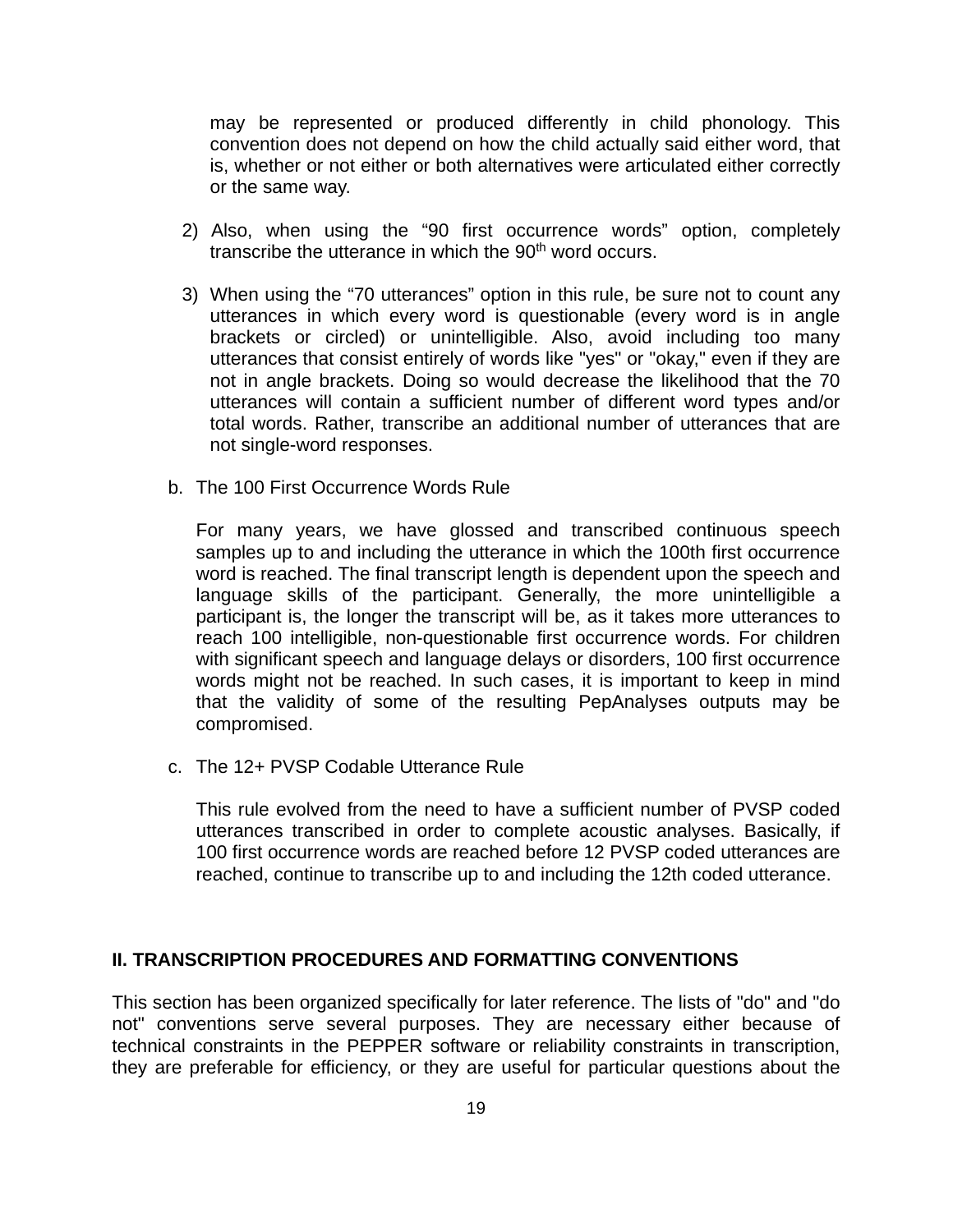may be represented or produced differently in child phonology. This convention does not depend on how the child actually said either word, that is, whether or not either or both alternatives were articulated either correctly or the same way.

2) Also, when using the “90 first occurrence words” option, completely transcribe the utterance in which the 90th word occurs.

3) When using the “70 utterances” option in this rule, be sure not to count any utterances in which every word is questionable (every word is in angle brackets or circled) or unintelligible. Also, avoid including too many utterances that consist entirely of words like "yes" or "okay," even if they are not in angle brackets. Doing so would decrease the likelihood that the 70 utterances will contain a sufficient number of different word types and/or total words. Rather, transcribe an additional number of utterances that are not single-word responses.

b. The 100 First Occurrence Words Rule

For many years, we have glossed and transcribed continuous speech samples up to and including the utterance in which the 100th first occurrence word is reached. The final transcript length is dependent upon the speech and language skills of the participant. Generally, the more unintelligible a participant is, the longer the transcript will be, as it takes more utterances to reach 100 intelligible, non-questionable first occurrence words. For children with significant speech and language delays or disorders, 100 first occurrence words might not be reached. In such cases, it is important to keep in mind that the validity of some of the resulting PepAnalyses outputs may be compromised.

c. The 12+ PVSP Codable Utterance Rule

This rule evolved from the need to have a sufficient number of PVSP coded utterances transcribed in order to complete acoustic analyses. Basically, if 100 first occurrence words are reached before 12 PVSP coded utterances are reached, continue to transcribe up to and including the 12th coded utterance.

## II. TRANSCRIPTION PROCEDURES AND FORMATTING CONVENTIONS

This section has been organized specifically for later reference. The lists of "do" and "do not" conventions serve several purposes. They are necessary either because of technical constraints in the PEPPER software or reliability constraints in transcription, they are preferable for efficiency, or they are useful for particular questions about the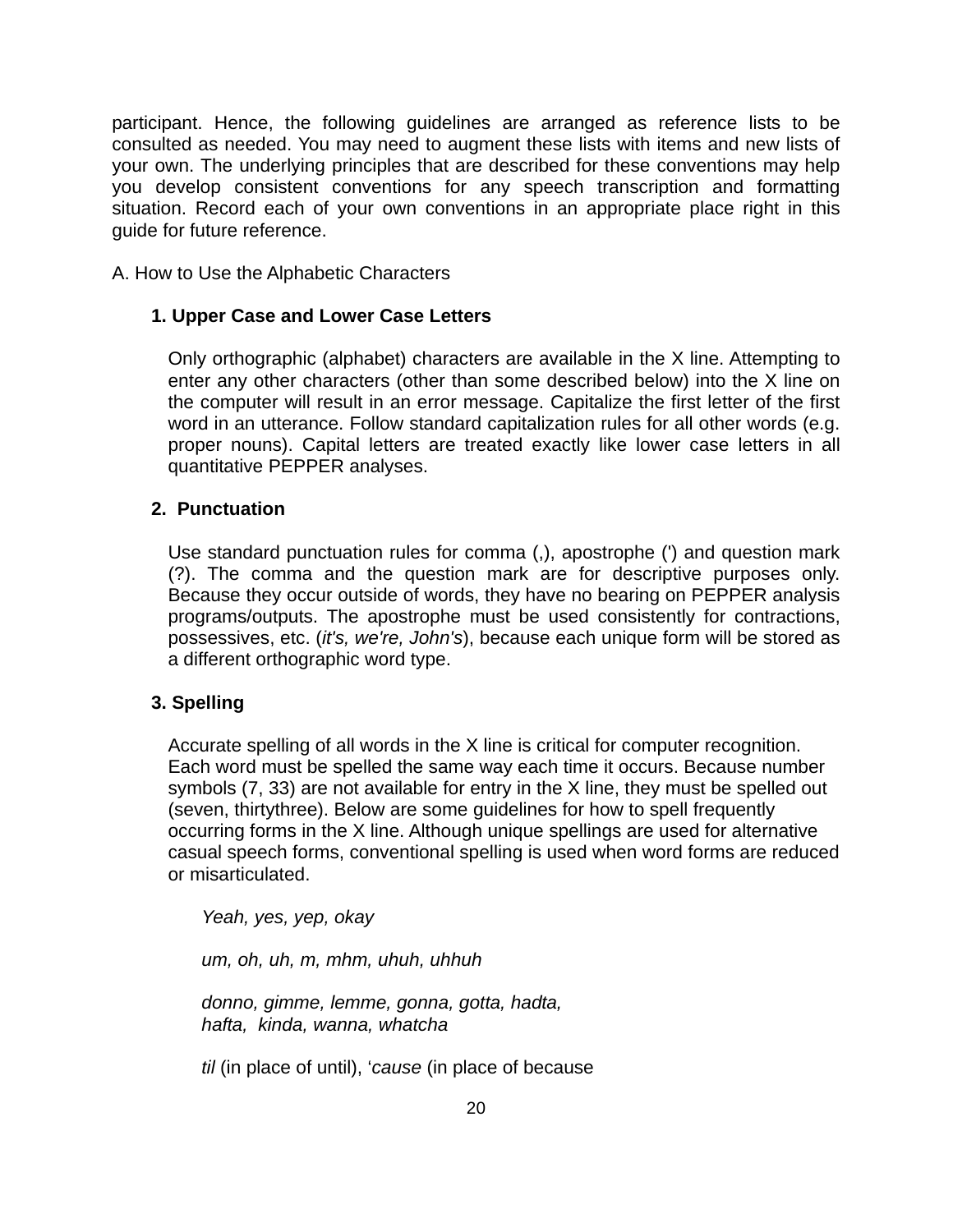participant. Hence, the following guidelines are arranged as reference lists to be consulted as needed. You may need to augment these lists with items and new lists of your own. The underlying principles that are described for these conventions may help you develop consistent conventions for any speech transcription and formatting situation. Record each of your own conventions in an appropriate place right in this guide for future reference.

A. How to Use the Alphabetic Characters

**1. Upper Case and Lower Case Letters**

Only orthographic (alphabet) characters are available in the X line. Attempting to enter any other characters (other than some described below) into the X line on the computer will result in an error message. Capitalize the first letter of the first word in an utterance. Follow standard capitalization rules for all other words (e.g. proper nouns). Capital letters are treated exactly like lower case letters in all quantitative PEPPER analyses.

**2. Punctuation**

Use standard punctuation rules for comma (,), apostrophe (') and question mark (?). The comma and the question mark are for descriptive purposes only. Because they occur outside of words, they have no bearing on PEPPER analysis programs/outputs. The apostrophe must be used consistently for contractions, possessives, etc. (*it's, we're, John's*), because each unique form will be stored as a different orthographic word type.

**3. Spelling**

Accurate spelling of all words in the X line is critical for computer recognition. Each word must be spelled the same way each time it occurs. Because number symbols (7, 33) are not available for entry in the X line, they must be spelled out (seven, thirtythree). Below are some guidelines for how to spell frequently occurring forms in the X line. Although unique spellings are used for alternative casual speech forms, conventional spelling is used when word forms are reduced or misarticulated.

*Yeah, yes, yep, okay*

*um, oh, uh, m, mhm, uhuh, uhhuh*

*donno, gimme, lemme, gonna, gotta, hadta,*
*hafta, kinda, wanna, whatcha*

*til* (in place of until), '*cause* (in place of because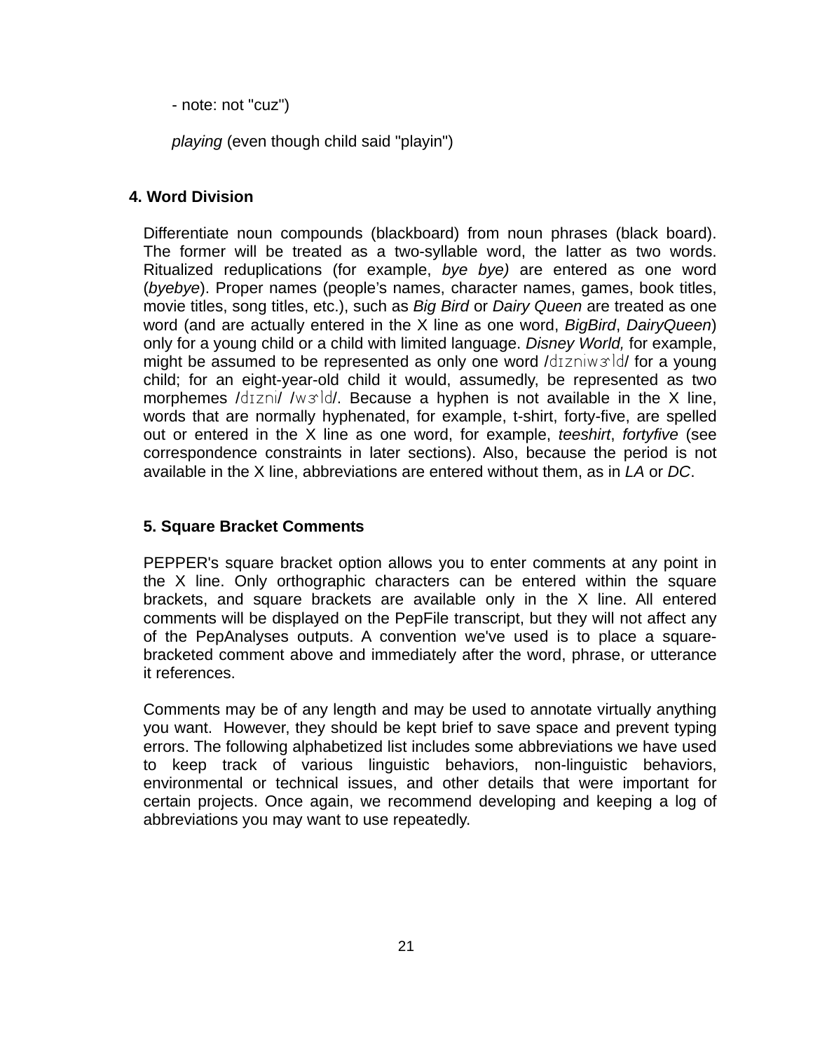- note: not "cuz")

*playing* (even though child said "playin")

### 4. Word Division

Differentiate noun compounds (blackboard) from noun phrases (black board). The former will be treated as a two-syllable word, the latter as two words. Ritualized reduplications (for example, *bye bye)* are entered as one word (*byebye*). Proper names (people's names, character names, games, book titles, movie titles, song titles, etc.), such as *Big Bird* or *Dairy Queen* are treated as one word (and are actually entered in the X line as one word, *BigBird*, *DairyQueen*) only for a young child or a child with limited language. *Disney World,* for example, might be assumed to be represented as only one word /dɪzniwɝld/ for a young child; for an eight-year-old child it would, assumedly, be represented as two morphemes /dɪzni/ /wɝld/. Because a hyphen is not available in the X line, words that are normally hyphenated, for example, t-shirt, forty-five, are spelled out or entered in the X line as one word, for example, *teeshirt*, *fortyfive* (see correspondence constraints in later sections). Also, because the period is not available in the X line, abbreviations are entered without them, as in *LA* or *DC*.

### 5. Square Bracket Comments

PEPPER's square bracket option allows you to enter comments at any point in the X line. Only orthographic characters can be entered within the square brackets, and square brackets are available only in the X line. All entered comments will be displayed on the PepFile transcript, but they will not affect any of the PepAnalyses outputs. A convention we've used is to place a square-bracketed comment above and immediately after the word, phrase, or utterance it references.

Comments may be of any length and may be used to annotate virtually anything you want. However, they should be kept brief to save space and prevent typing errors. The following alphabetized list includes some abbreviations we have used to keep track of various linguistic behaviors, non-linguistic behaviors, environmental or technical issues, and other details that were important for certain projects. Once again, we recommend developing and keeping a log of abbreviations you may want to use repeatedly.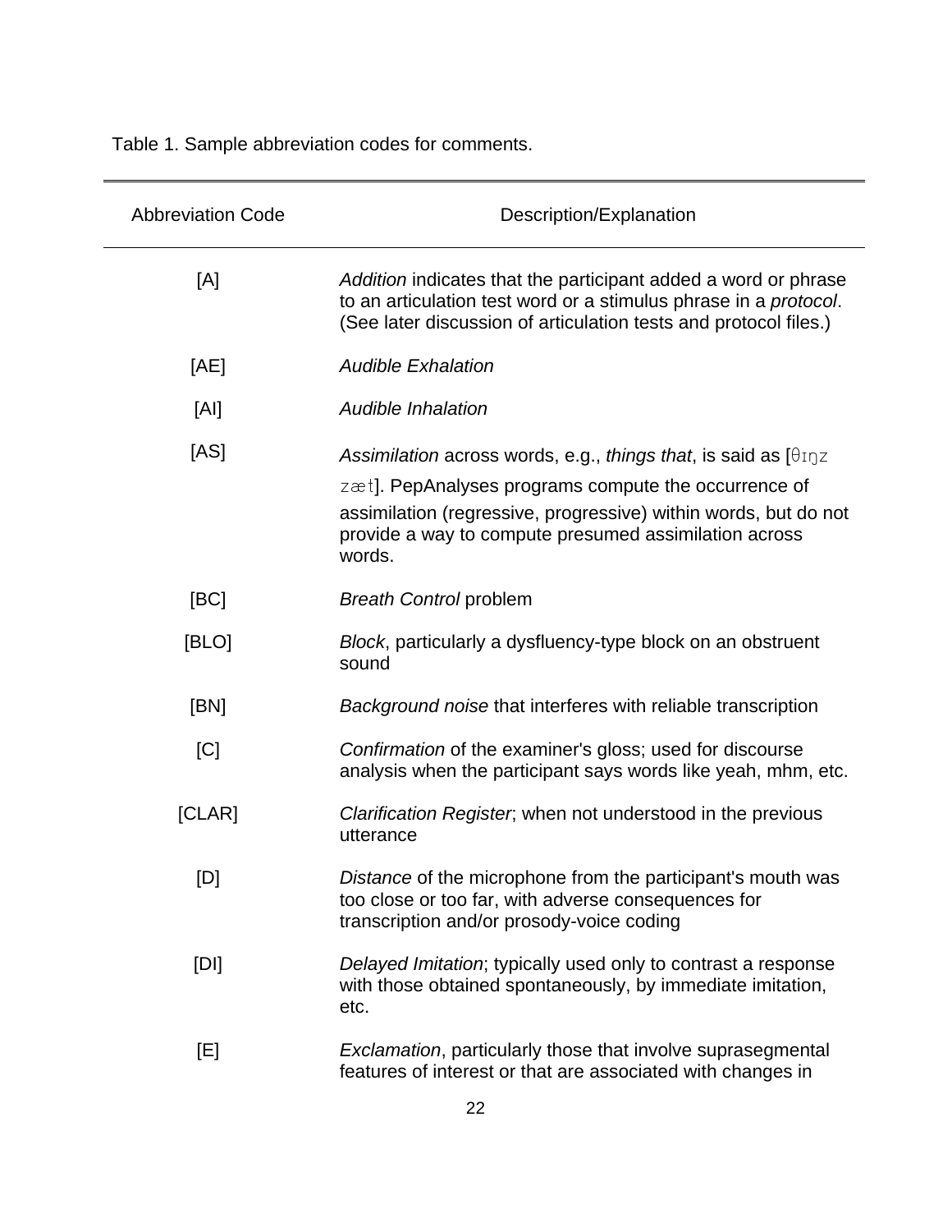Table 1. Sample abbreviation codes for comments.

| Abbreviation Code | Description/Explanation |
|---|---|
| [A] | *Addition* indicates that the participant added a word or phrase to an articulation test word or a stimulus phrase in a *protocol*. (See later discussion of articulation tests and protocol files.) |
| [AE] | *Audible Exhalation* |
| [AI] | *Audible Inhalation* |
| [AS] | *Assimilation* across words, e.g., *things that*, is said as [θɪŋz zæt]. PepAnalyses programs compute the occurrence of assimilation (regressive, progressive) within words, but do not provide a way to compute presumed assimilation across words. |
| [BC] | *Breath Control* problem |
| [BLO] | *Block*, particularly a dysfluency-type block on an obstruent sound |
| [BN] | *Background noise* that interferes with reliable transcription |
| [C] | *Confirmation* of the examiner's gloss; used for discourse analysis when the participant says words like yeah, mhm, etc. |
| [CLAR] | *Clarification Register*; when not understood in the previous utterance |
| [D] | *Distance* of the microphone from the participant's mouth was too close or too far, with adverse consequences for transcription and/or prosody-voice coding |
| [DI] | *Delayed Imitation*; typically used only to contrast a response with those obtained spontaneously, by immediate imitation, etc. |
| [E] | *Exclamation*, particularly those that involve suprasegmental features of interest or that are associated with changes in |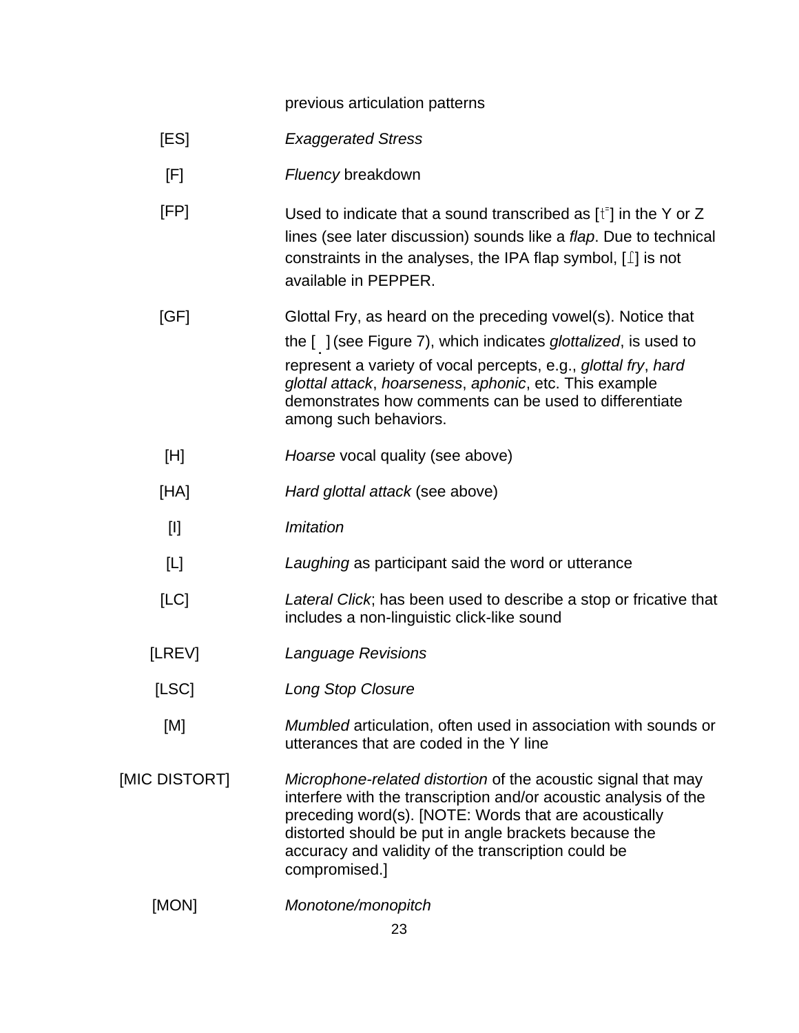| | |
|---|---|
| | previous articulation patterns |
| [ES] | *Exaggerated Stress* |
| [F] | *Fluency* breakdown |
| [FP] | Used to indicate that a sound transcribed as [t̠] in the Y or Z lines (see later discussion) sounds like a *flap*. Due to technical constraints in the analyses, the IPA flap symbol, [ɾ] is not available in PEPPER. |
| [GF] | Glottal Fry, as heard on the preceding vowel(s). Notice that the [ ̣ ] (see Figure 7), which indicates *glottalized*, is used to represent a variety of vocal percepts, e.g., *glottal fry*, *hard glottal attack*, *hoarseness*, *aphonic*, etc. This example demonstrates how comments can be used to differentiate among such behaviors. |
| [H] | *Hoarse* vocal quality (see above) |
| [HA] | *Hard glottal attack* (see above) |
| [I] | *Imitation* |
| [L] | *Laughing* as participant said the word or utterance |
| [LC] | *Lateral Click*; has been used to describe a stop or fricative that includes a non-linguistic click-like sound |
| [LREV] | *Language Revisions* |
| [LSC] | *Long Stop Closure* |
| [M] | *Mumbled* articulation, often used in association with sounds or utterances that are coded in the Y line |
| [MIC DISTORT] | *Microphone-related distortion* of the acoustic signal that may interfere with the transcription and/or acoustic analysis of the preceding word(s). [NOTE: Words that are acoustically distorted should be put in angle brackets because the accuracy and validity of the transcription could be compromised.] |
| [MON] | *Monotone/monopitch* |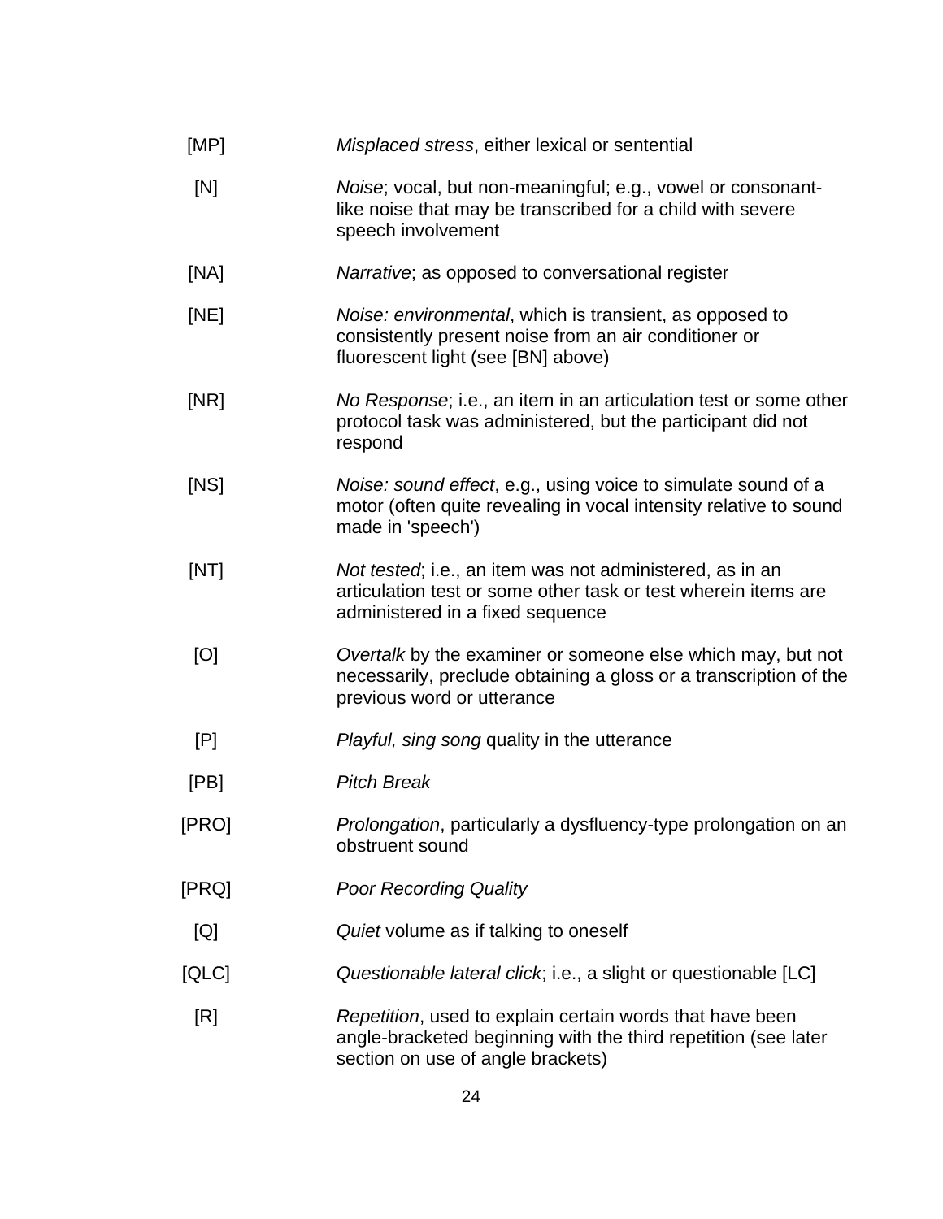| | |
|---|---|
| [MP] | *Misplaced stress*, either lexical or sentential |
| [N] | *Noise*; vocal, but non-meaningful; e.g., vowel or consonant-like noise that may be transcribed for a child with severe speech involvement |
| [NA] | *Narrative*; as opposed to conversational register |
| [NE] | *Noise: environmental*, which is transient, as opposed to consistently present noise from an air conditioner or fluorescent light (see [BN] above) |
| [NR] | *No Response*; i.e., an item in an articulation test or some other protocol task was administered, but the participant did not respond |
| [NS] | *Noise: sound effect*, e.g., using voice to simulate sound of a motor (often quite revealing in vocal intensity relative to sound made in 'speech') |
| [NT] | *Not tested*; i.e., an item was not administered, as in an articulation test or some other task or test wherein items are administered in a fixed sequence |
| [O] | *Overtalk* by the examiner or someone else which may, but not necessarily, preclude obtaining a gloss or a transcription of the previous word or utterance |
| [P] | *Playful, sing song* quality in the utterance |
| [PB] | *Pitch Break* |
| [PRO] | *Prolongation*, particularly a dysfluency-type prolongation on an obstruent sound |
| [PRQ] | *Poor Recording Quality* |
| [Q] | *Quiet* volume as if talking to oneself |
| [QLC] | *Questionable lateral click*; i.e., a slight or questionable [LC] |
| [R] | *Repetition*, used to explain certain words that have been angle-bracketed beginning with the third repetition (see later section on use of angle brackets) |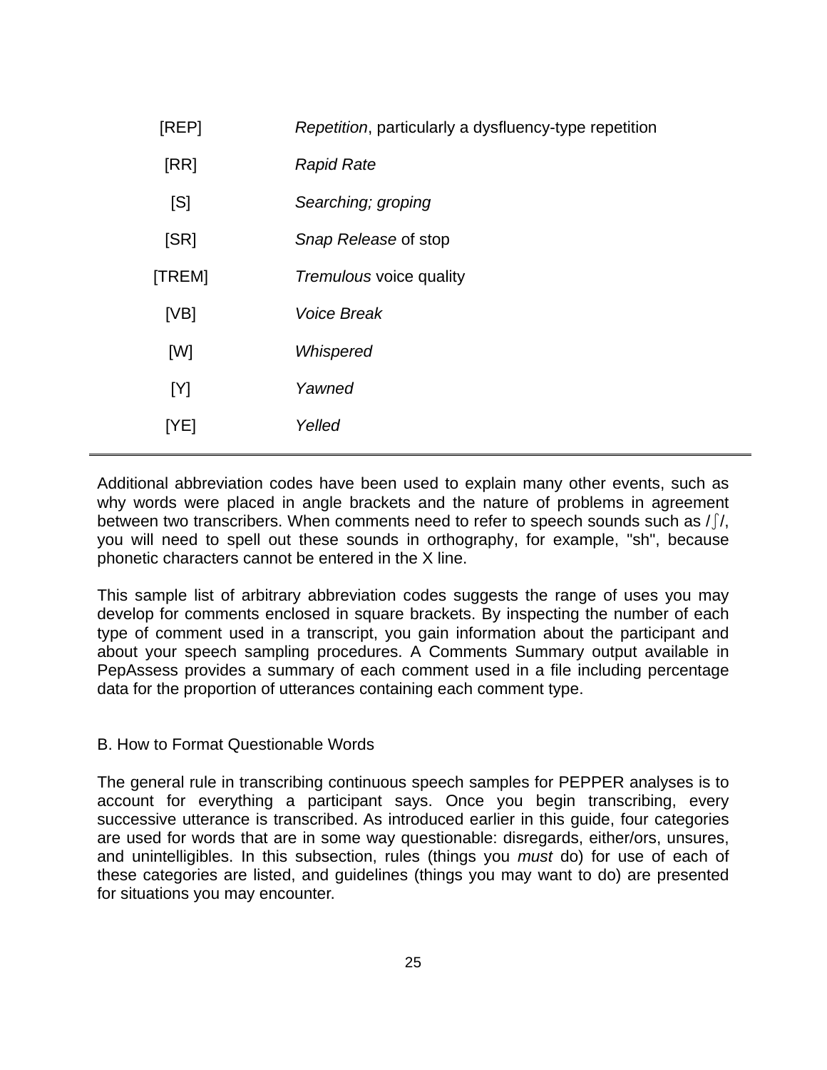| | |
|---|---|
| [REP] | *Repetition*, particularly a dysfluency-type repetition |
| [RR] | *Rapid Rate* |
| [S] | *Searching; groping* |
| [SR] | *Snap Release* of stop |
| [TREM] | *Tremulous* voice quality |
| [VB] | *Voice Break* |
| [W] | *Whispered* |
| [Y] | *Yawned* |
| [YE] | *Yelled* |

Additional abbreviation codes have been used to explain many other events, such as why words were placed in angle brackets and the nature of problems in agreement between two transcribers. When comments need to refer to speech sounds such as /ʃ/, you will need to spell out these sounds in orthography, for example, "sh", because phonetic characters cannot be entered in the X line.

This sample list of arbitrary abbreviation codes suggests the range of uses you may develop for comments enclosed in square brackets. By inspecting the number of each type of comment used in a transcript, you gain information about the participant and about your speech sampling procedures. A Comments Summary output available in PepAssess provides a summary of each comment used in a file including percentage data for the proportion of utterances containing each comment type.

## B. How to Format Questionable Words

The general rule in transcribing continuous speech samples for PEPPER analyses is to account for everything a participant says. Once you begin transcribing, every successive utterance is transcribed. As introduced earlier in this guide, four categories are used for words that are in some way questionable: disregards, either/ors, unsures, and unintelligibles. In this subsection, rules (things you *must* do) for use of each of these categories are listed, and guidelines (things you may want to do) are presented for situations you may encounter.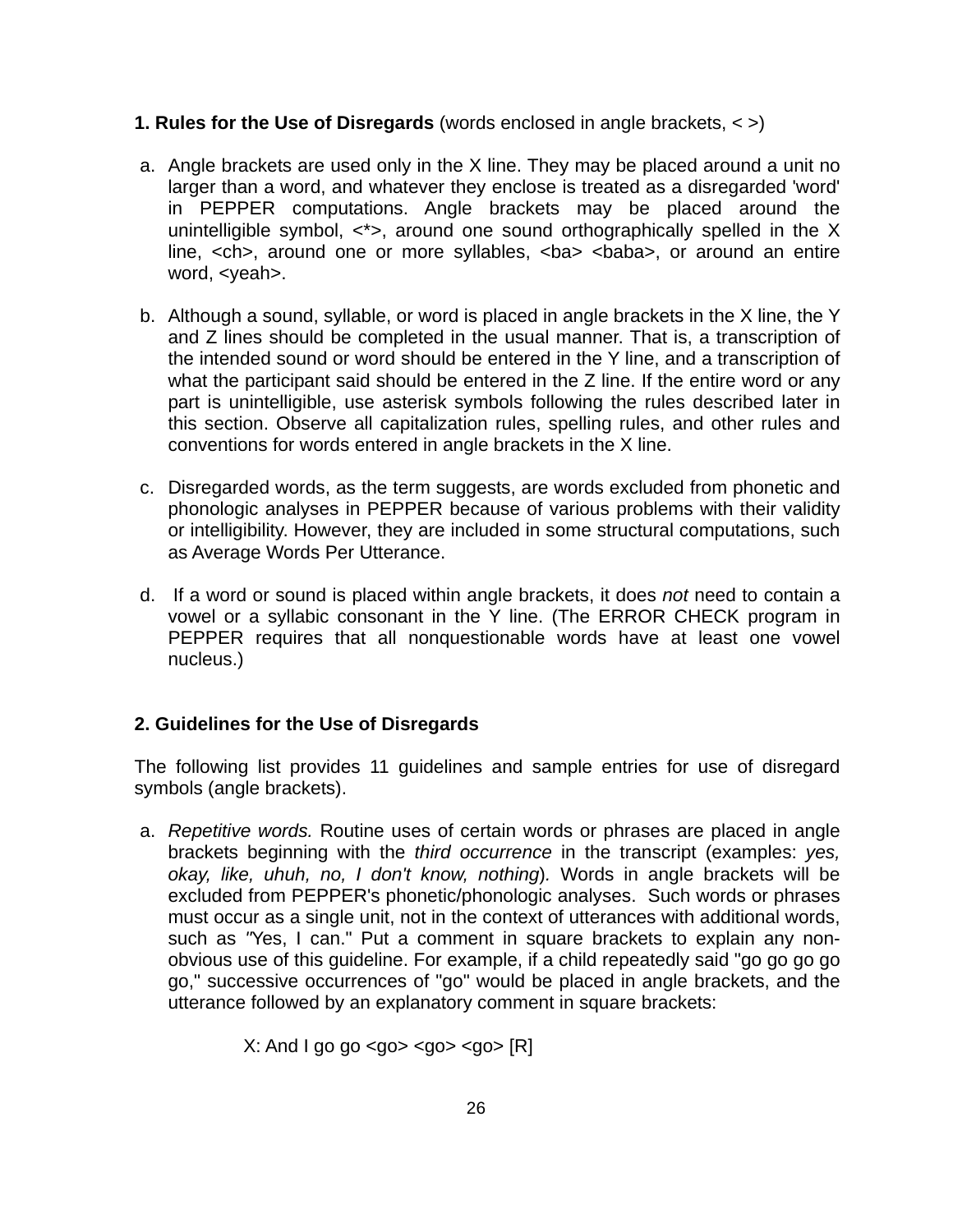**1. Rules for the Use of Disregards** (words enclosed in angle brackets, < >)

a. Angle brackets are used only in the X line. They may be placed around a unit no larger than a word, and whatever they enclose is treated as a disregarded 'word' in PEPPER computations. Angle brackets may be placed around the unintelligible symbol, <*>, around one sound orthographically spelled in the X line, <ch>, around one or more syllables, <ba> <baba>, or around an entire word, <yeah>.

b. Although a sound, syllable, or word is placed in angle brackets in the X line, the Y and Z lines should be completed in the usual manner. That is, a transcription of the intended sound or word should be entered in the Y line, and a transcription of what the participant said should be entered in the Z line. If the entire word or any part is unintelligible, use asterisk symbols following the rules described later in this section. Observe all capitalization rules, spelling rules, and other rules and conventions for words entered in angle brackets in the X line.

c. Disregarded words, as the term suggests, are words excluded from phonetic and phonologic analyses in PEPPER because of various problems with their validity or intelligibility. However, they are included in some structural computations, such as Average Words Per Utterance.

d. If a word or sound is placed within angle brackets, it does *not* need to contain a vowel or a syllabic consonant in the Y line. (The ERROR CHECK program in PEPPER requires that all nonquestionable words have at least one vowel nucleus.)

**2. Guidelines for the Use of Disregards**

The following list provides 11 guidelines and sample entries for use of disregard symbols (angle brackets).

a. *Repetitive words.* Routine uses of certain words or phrases are placed in angle brackets beginning with the *third occurrence* in the transcript (examples: *yes, okay, like, uhuh, no, I don't know, nothing*)*.* Words in angle brackets will be excluded from PEPPER's phonetic/phonologic analyses. Such words or phrases must occur as a single unit, not in the context of utterances with additional words, such as "Yes, I can." Put a comment in square brackets to explain any non-obvious use of this guideline. For example, if a child repeatedly said "go go go go go," successive occurrences of "go" would be placed in angle brackets, and the utterance followed by an explanatory comment in square brackets:

   X: And I go go <go> <go> <go> [R]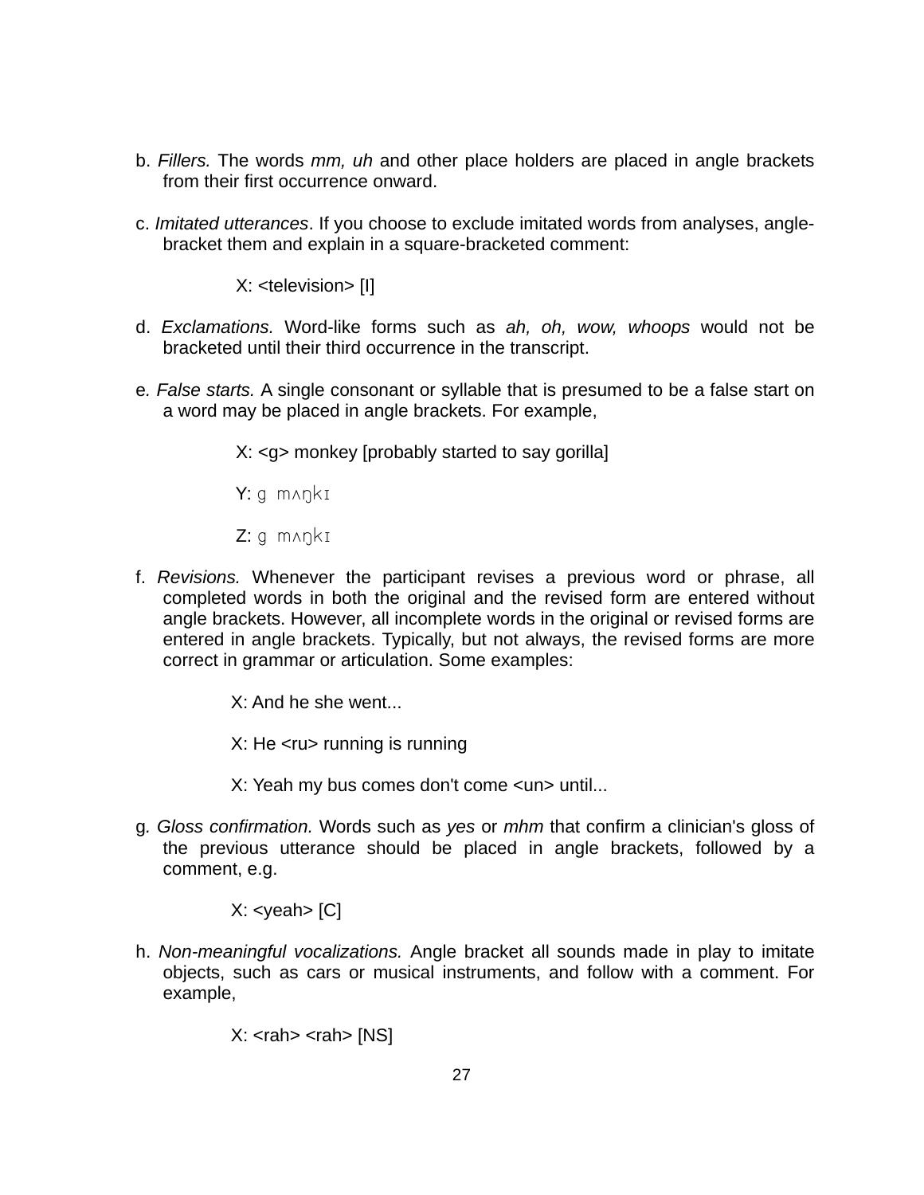b. *Fillers.* The words *mm, uh* and other place holders are placed in angle brackets from their first occurrence onward.

c. *Imitated utterances*. If you choose to exclude imitated words from analyses, angle-bracket them and explain in a square-bracketed comment:

X: <television> [I]

d. *Exclamations.* Word-like forms such as *ah, oh, wow, whoops* would not be bracketed until their third occurrence in the transcript.

e. *False starts.* A single consonant or syllable that is presumed to be a false start on a word may be placed in angle brackets. For example,

X: <g> monkey [probably started to say gorilla]

Y: g mʌŋkɪ

Z: g mʌŋkɪ

f. *Revisions.* Whenever the participant revises a previous word or phrase, all completed words in both the original and the revised form are entered without angle brackets. However, all incomplete words in the original or revised forms are entered in angle brackets. Typically, but not always, the revised forms are more correct in grammar or articulation. Some examples:

X: And he she went...

X: He <ru> running is running

X: Yeah my bus comes don't come <un> until...

g. *Gloss confirmation.* Words such as *yes* or *mhm* that confirm a clinician's gloss of the previous utterance should be placed in angle brackets, followed by a comment, e.g.

X: <yeah> [C]

h. *Non-meaningful vocalizations.* Angle bracket all sounds made in play to imitate objects, such as cars or musical instruments, and follow with a comment. For example,

X: <rah> <rah> [NS]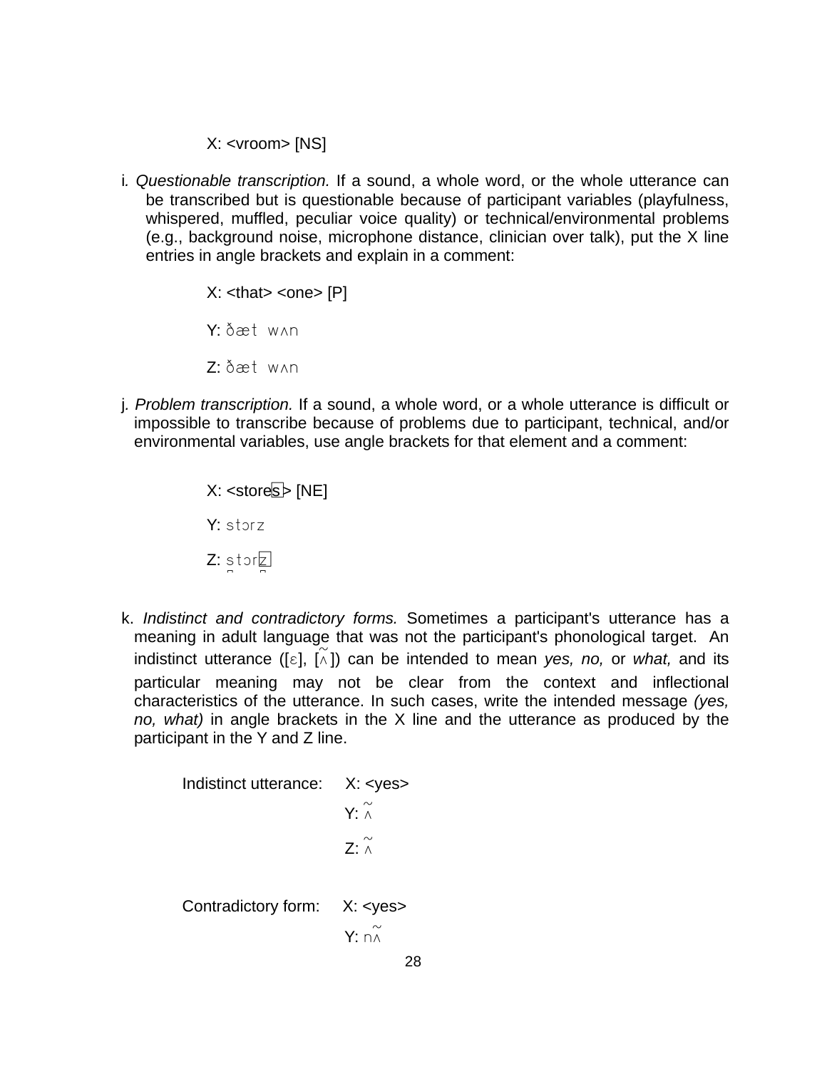X: <vroom> [NS]

i. *Questionable transcription.* If a sound, a whole word, or the whole utterance can be transcribed but is questionable because of participant variables (playfulness, whispered, muffled, peculiar voice quality) or technical/environmental problems (e.g., background noise, microphone distance, clinician over talk), put the X line entries in angle brackets and explain in a comment:

X: <that> <one> [P]

Y: ðæt wʌn

Z: ðæt wʌn

j. *Problem transcription.* If a sound, a whole word, or a whole utterance is difficult or impossible to transcribe because of problems due to participant, technical, and/or environmental variables, use angle brackets for that element and a comment:

X: <stores> [NE]

Y: stɔrz

Z: s̪tɔrz

k. *Indistinct and contradictory forms.* Sometimes a participant's utterance has a meaning in adult language that was not the participant's phonological target. An indistinct utterance ([ɛ], [ʌ̃]) can be intended to mean *yes, no,* or *what,* and its particular meaning may not be clear from the context and inflectional characteristics of the utterance. In such cases, write the intended message *(yes, no, what)* in angle brackets in the X line and the utterance as produced by the participant in the Y and Z line.

Indistinct utterance: X: <yes>

Y: ʌ̃

Z: ʌ̃

Contradictory form: X: <yes>

Y: nʌ̃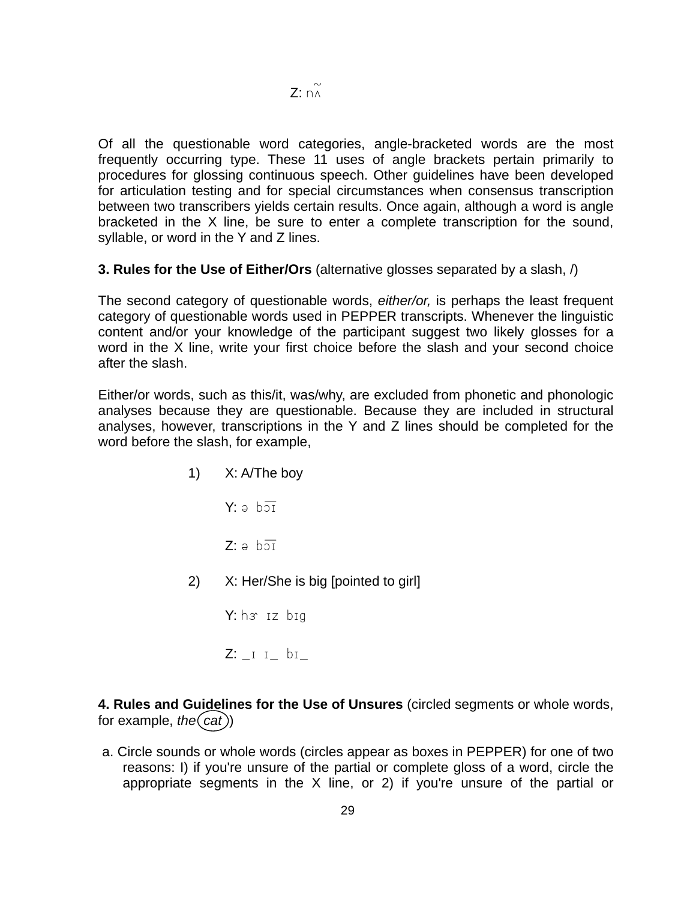Z: nʌ̃

Of all the questionable word categories, angle-bracketed words are the most frequently occurring type. These 11 uses of angle brackets pertain primarily to procedures for glossing continuous speech. Other guidelines have been developed for articulation testing and for special circumstances when consensus transcription between two transcribers yields certain results. Once again, although a word is angle bracketed in the X line, be sure to enter a complete transcription for the sound, syllable, or word in the Y and Z lines.

**3. Rules for the Use of Either/Ors** (alternative glosses separated by a slash, /)

The second category of questionable words, *either/or,* is perhaps the least frequent category of questionable words used in PEPPER transcripts. Whenever the linguistic content and/or your knowledge of the participant suggest two likely glosses for a word in the X line, write your first choice before the slash and your second choice after the slash.

Either/or words, such as this/it, was/why, are excluded from phonetic and phonologic analyses because they are questionable. Because they are included in structural analyses, however, transcriptions in the Y and Z lines should be completed for the word before the slash, for example,

1) X: A/The boy

   Y: ə b͡ɔɪ

   Z: ə b͡ɔɪ

2) X: Her/She is big [pointed to girl]

   Y: hɝ ɪz bɪg

   Z: _ɪ ɪ_ bɪ_

**4. Rules and Guidelines for the Use of Unsures** (circled segments or whole words, for example, *the* (*cat*))

a. Circle sounds or whole words (circles appear as boxes in PEPPER) for one of two reasons: I) if you're unsure of the partial or complete gloss of a word, circle the appropriate segments in the X line, or 2) if you're unsure of the partial or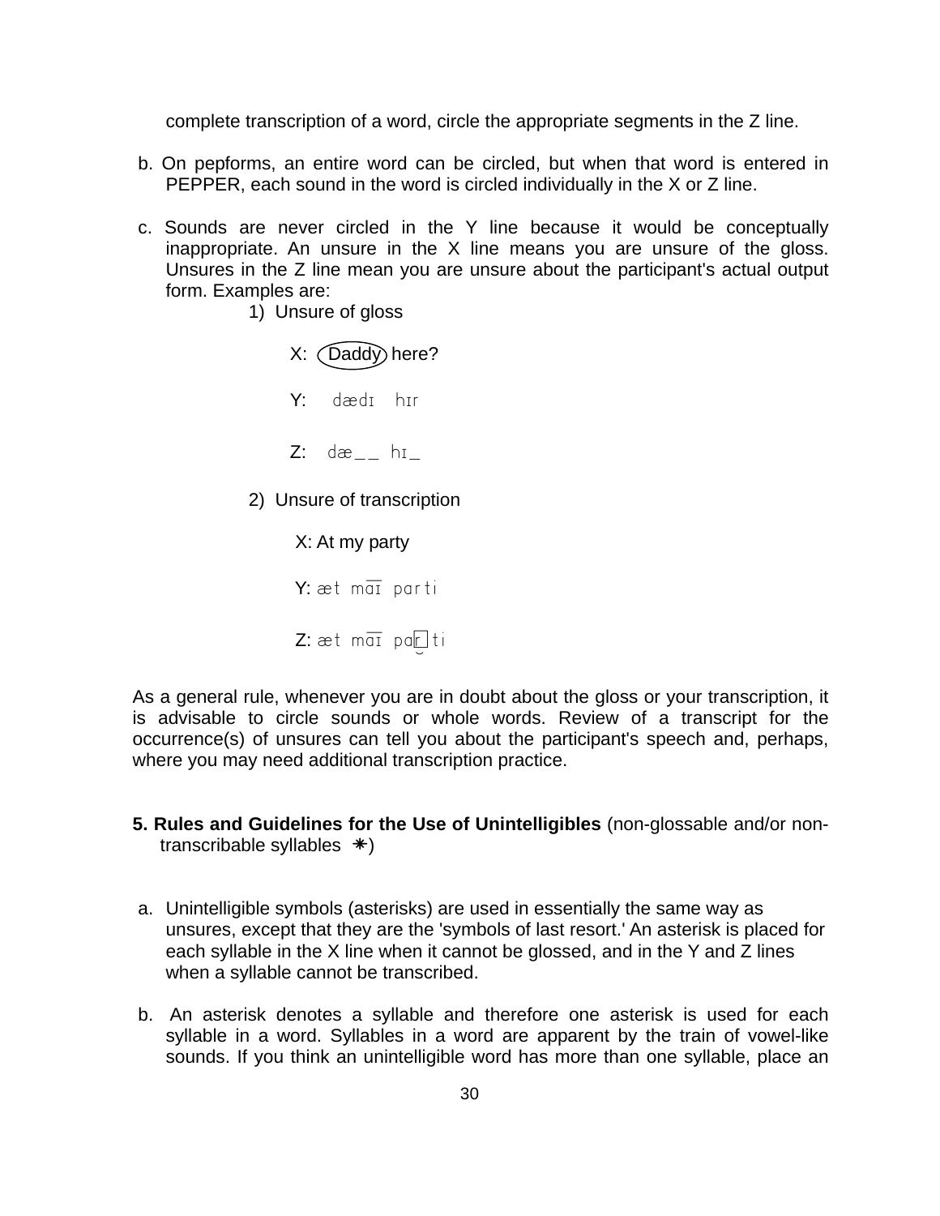complete transcription of a word, circle the appropriate segments in the Z line.

b. On pepforms, an entire word can be circled, but when that word is entered in PEPPER, each sound in the word is circled individually in the X or Z line.

c. Sounds are never circled in the Y line because it would be conceptually inappropriate. An unsure in the X line means you are unsure of the gloss. Unsures in the Z line mean you are unsure about the participant's actual output form. Examples are:

1) Unsure of gloss

X: (Daddy) here?

Y: dædɪ hɪr

Z: dæ_ _ hɪ_

2) Unsure of transcription

X: At my party

Y: æt maɪ parti

Z: æt maɪ pa[r]ti

As a general rule, whenever you are in doubt about the gloss or your transcription, it is advisable to circle sounds or whole words. Review of a transcript for the occurrence(s) of unsures can tell you about the participant's speech and, perhaps, where you may need additional transcription practice.

**5. Rules and Guidelines for the Use of Unintelligibles** (non-glossable and/or non-transcribable syllables ✳)

a. Unintelligible symbols (asterisks) are used in essentially the same way as unsures, except that they are the 'symbols of last resort.' An asterisk is placed for each syllable in the X line when it cannot be glossed, and in the Y and Z lines when a syllable cannot be transcribed.

b. An asterisk denotes a syllable and therefore one asterisk is used for each syllable in a word. Syllables in a word are apparent by the train of vowel-like sounds. If you think an unintelligible word has more than one syllable, place an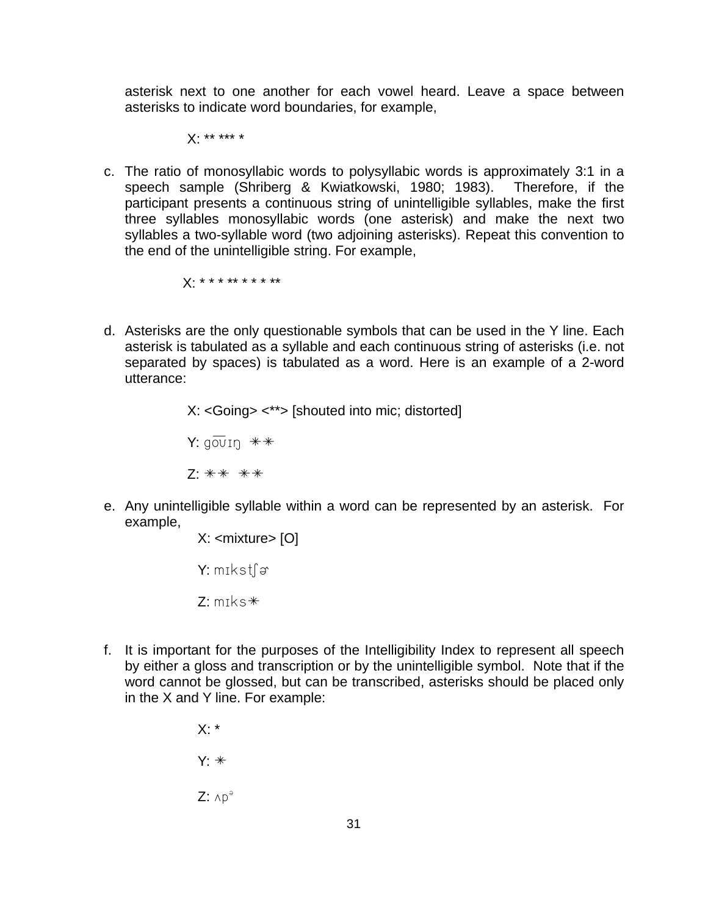asterisk next to one another for each vowel heard. Leave a space between asterisks to indicate word boundaries, for example,

X: ** *** *

c. The ratio of monosyllabic words to polysyllabic words is approximately 3:1 in a speech sample (Shriberg & Kwiatkowski, 1980; 1983). Therefore, if the participant presents a continuous string of unintelligible syllables, make the first three syllables monosyllabic words (one asterisk) and make the next two syllables a two-syllable word (two adjoining asterisks). Repeat this convention to the end of the unintelligible string. For example,

X: * * * ** * * * **

d. Asterisks are the only questionable symbols that can be used in the Y line. Each asterisk is tabulated as a syllable and each continuous string of asterisks (i.e. not separated by spaces) is tabulated as a word. Here is an example of a 2-word utterance:

X: <Going> <**> [shouted into mic; distorted]

Y: go͡ʊɪŋ ✳✳

Z: ✳✳ ✳✳

e. Any unintelligible syllable within a word can be represented by an asterisk. For example,

X: <mixture> [O]

Y: mɪkstʃɚ

Z: mɪks✳

f. It is important for the purposes of the Intelligibility Index to represent all speech by either a gloss and transcription or by the unintelligible symbol. Note that if the word cannot be glossed, but can be transcribed, asterisks should be placed only in the X and Y line. For example:

X: *

Y: ✳

Z: ʌpᵊ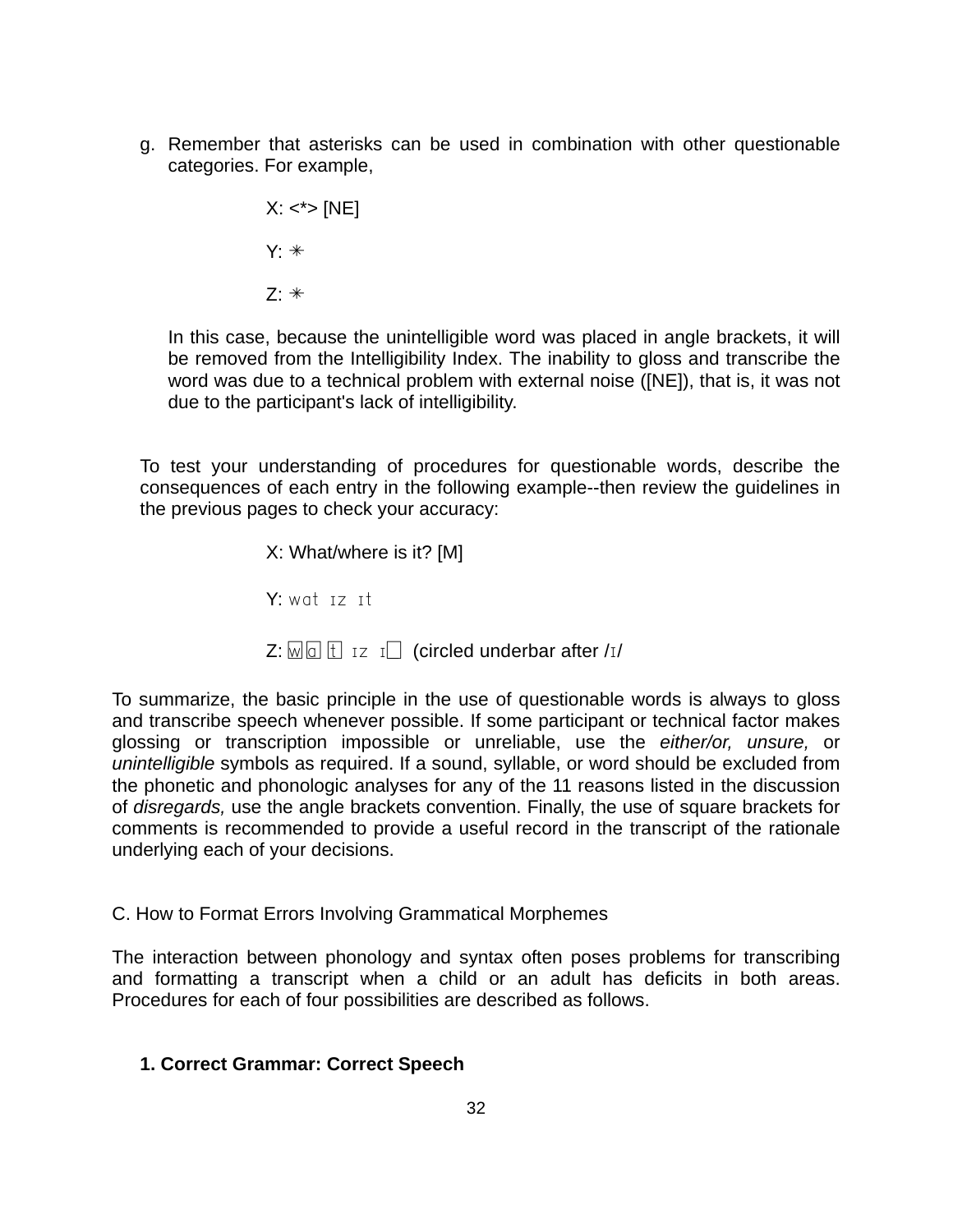g. Remember that asterisks can be used in combination with other questionable categories. For example,

   X: <*> [NE]

   Y: ✳

   Z: ✳

   In this case, because the unintelligible word was placed in angle brackets, it will be removed from the Intelligibility Index. The inability to gloss and transcribe the word was due to a technical problem with external noise ([NE]), that is, it was not due to the participant's lack of intelligibility.

To test your understanding of procedures for questionable words, describe the consequences of each entry in the following example--then review the guidelines in the previous pages to check your accuracy:

   X: What/where is it? [M]

   Y: wɑt ɪz ɪt

   Z: w ɑ t ɪz ɪ_ (circled underbar after /ɪ/

To summarize, the basic principle in the use of questionable words is always to gloss and transcribe speech whenever possible. If some participant or technical factor makes glossing or transcription impossible or unreliable, use the *either/or, unsure,* or *unintelligible* symbols as required. If a sound, syllable, or word should be excluded from the phonetic and phonologic analyses for any of the 11 reasons listed in the discussion of *disregards,* use the angle brackets convention. Finally, the use of square brackets for comments is recommended to provide a useful record in the transcript of the rationale underlying each of your decisions.

C. How to Format Errors Involving Grammatical Morphemes

The interaction between phonology and syntax often poses problems for transcribing and formatting a transcript when a child or an adult has deficits in both areas. Procedures for each of four possibilities are described as follows.

**1. Correct Grammar: Correct Speech**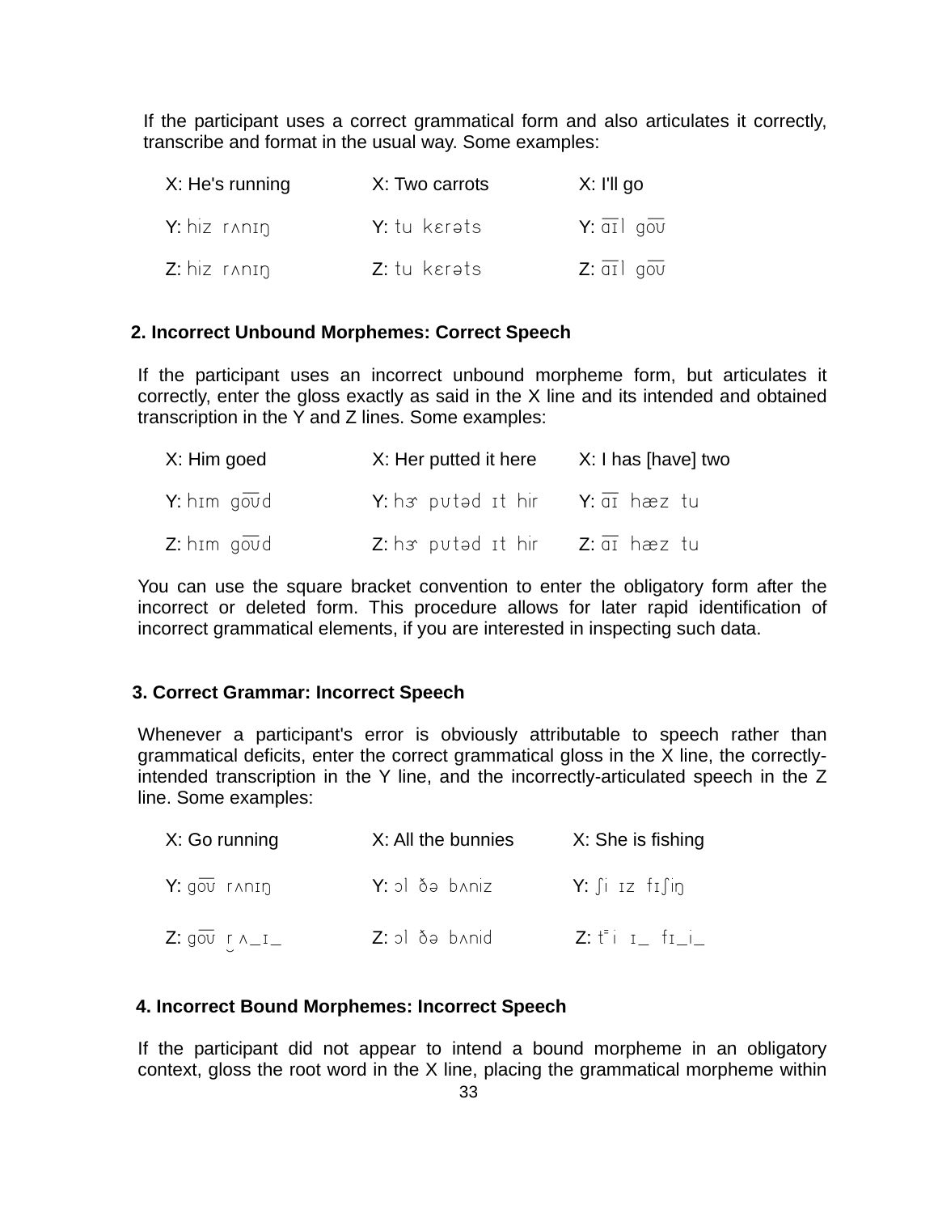If the participant uses a correct grammatical form and also articulates it correctly, transcribe and format in the usual way. Some examples:

| X: He's running | X: Two carrots | X: I'll go |
|---|---|---|
| Y: hiz rʌnɪŋ | Y: tu kɛrəts | Y: a͡ɪl go͡ʊ |
| Z: hiz rʌnɪŋ | Z: tu kɛrəts | Z: a͡ɪl go͡ʊ |

## 2. Incorrect Unbound Morphemes: Correct Speech

If the participant uses an incorrect unbound morpheme form, but articulates it correctly, enter the gloss exactly as said in the X line and its intended and obtained transcription in the Y and Z lines. Some examples:

| X: Him goed | X: Her putted it here | X: I has [have] two |
|---|---|---|
| Y: hɪm go͡ʊd | Y: hɝ pʊtəd ɪt hir | Y: a͡ɪ hæz tu |
| Z: hɪm go͡ʊd | Z: hɝ pʊtəd ɪt hir | Z: a͡ɪ hæz tu |

You can use the square bracket convention to enter the obligatory form after the incorrect or deleted form. This procedure allows for later rapid identification of incorrect grammatical elements, if you are interested in inspecting such data.

## 3. Correct Grammar: Incorrect Speech

Whenever a participant's error is obviously attributable to speech rather than grammatical deficits, enter the correct grammatical gloss in the X line, the correctly-intended transcription in the Y line, and the incorrectly-articulated speech in the Z line. Some examples:

| X: Go running | X: All the bunnies | X: She is fishing |
|---|---|---|
| Y: go͡ʊ rʌnɪŋ | Y: ɔl ðə bʌniz | Y: ʃi ɪz fɪʃiŋ |
| Z: go͡ʊ r̯ ʌ_ɪ_ | Z: ɔl ðə bʌnid | Z: t͇i ɪ_ fɪ_i_ |

## 4. Incorrect Bound Morphemes: Incorrect Speech

If the participant did not appear to intend a bound morpheme in an obligatory context, gloss the root word in the X line, placing the grammatical morpheme within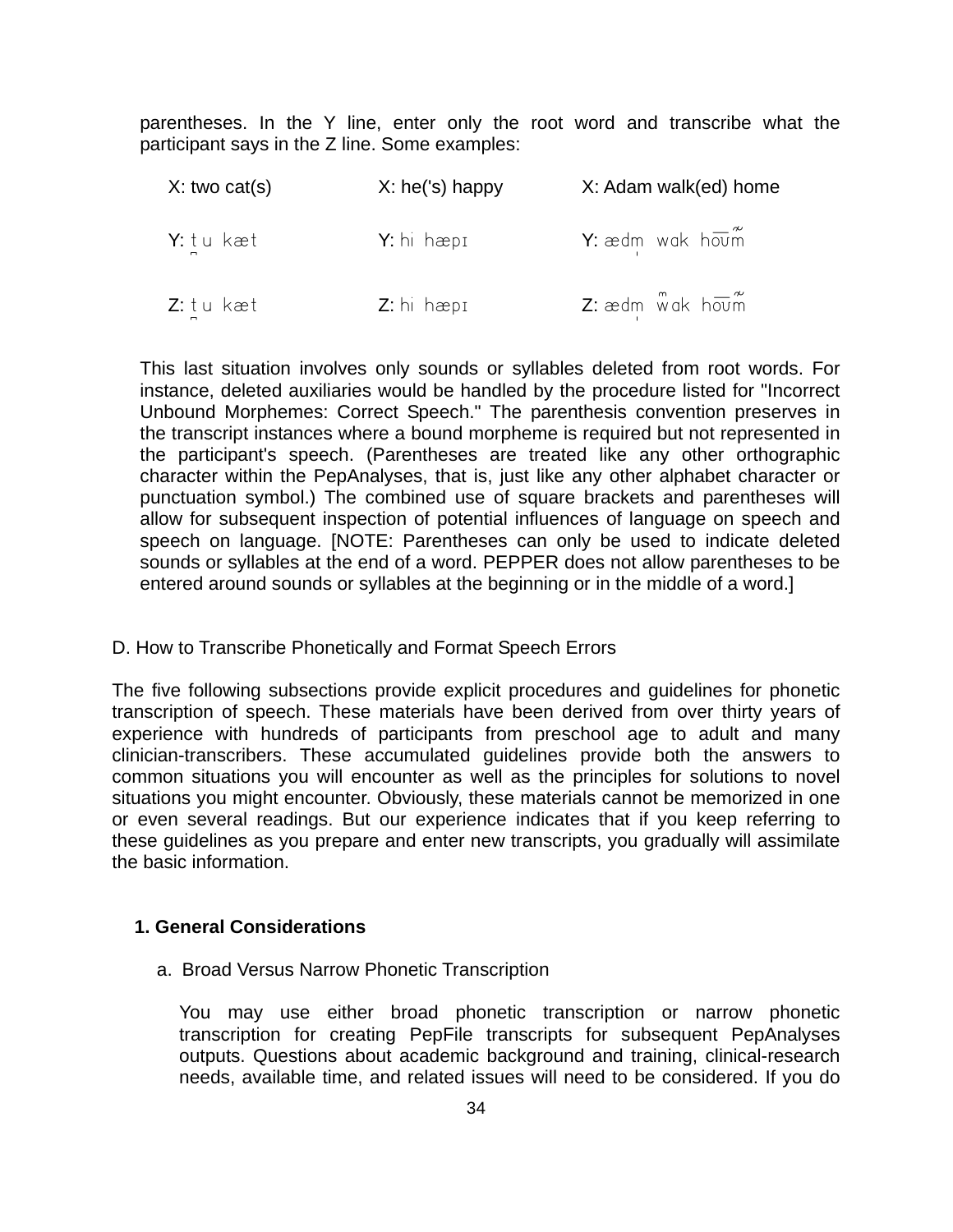parentheses. In the Y line, enter only the root word and transcribe what the participant says in the Z line. Some examples:

| X: two cat(s) | X: he('s) happy | X: Adam walk(ed) home |
|---|---|---|
| Y: t̪u kæt | Y: hi hæpɪ | Y: ædm̩ wɑk ho͡ʊm̃ |
| Z: t̪u kæt | Z: hi hæpɪ | Z: ædm̩ w̃ɑk ho͡ʊm̃ |

This last situation involves only sounds or syllables deleted from root words. For instance, deleted auxiliaries would be handled by the procedure listed for "Incorrect Unbound Morphemes: Correct Speech." The parenthesis convention preserves in the transcript instances where a bound morpheme is required but not represented in the participant's speech. (Parentheses are treated like any other orthographic character within the PepAnalyses, that is, just like any other alphabet character or punctuation symbol.) The combined use of square brackets and parentheses will allow for subsequent inspection of potential influences of language on speech and speech on language. [NOTE: Parentheses can only be used to indicate deleted sounds or syllables at the end of a word. PEPPER does not allow parentheses to be entered around sounds or syllables at the beginning or in the middle of a word.]

D. How to Transcribe Phonetically and Format Speech Errors

The five following subsections provide explicit procedures and guidelines for phonetic transcription of speech. These materials have been derived from over thirty years of experience with hundreds of participants from preschool age to adult and many clinician-transcribers. These accumulated guidelines provide both the answers to common situations you will encounter as well as the principles for solutions to novel situations you might encounter. Obviously, these materials cannot be memorized in one or even several readings. But our experience indicates that if you keep referring to these guidelines as you prepare and enter new transcripts, you gradually will assimilate the basic information.

**1. General Considerations**

a. Broad Versus Narrow Phonetic Transcription

You may use either broad phonetic transcription or narrow phonetic transcription for creating PepFile transcripts for subsequent PepAnalyses outputs. Questions about academic background and training, clinical-research needs, available time, and related issues will need to be considered. If you do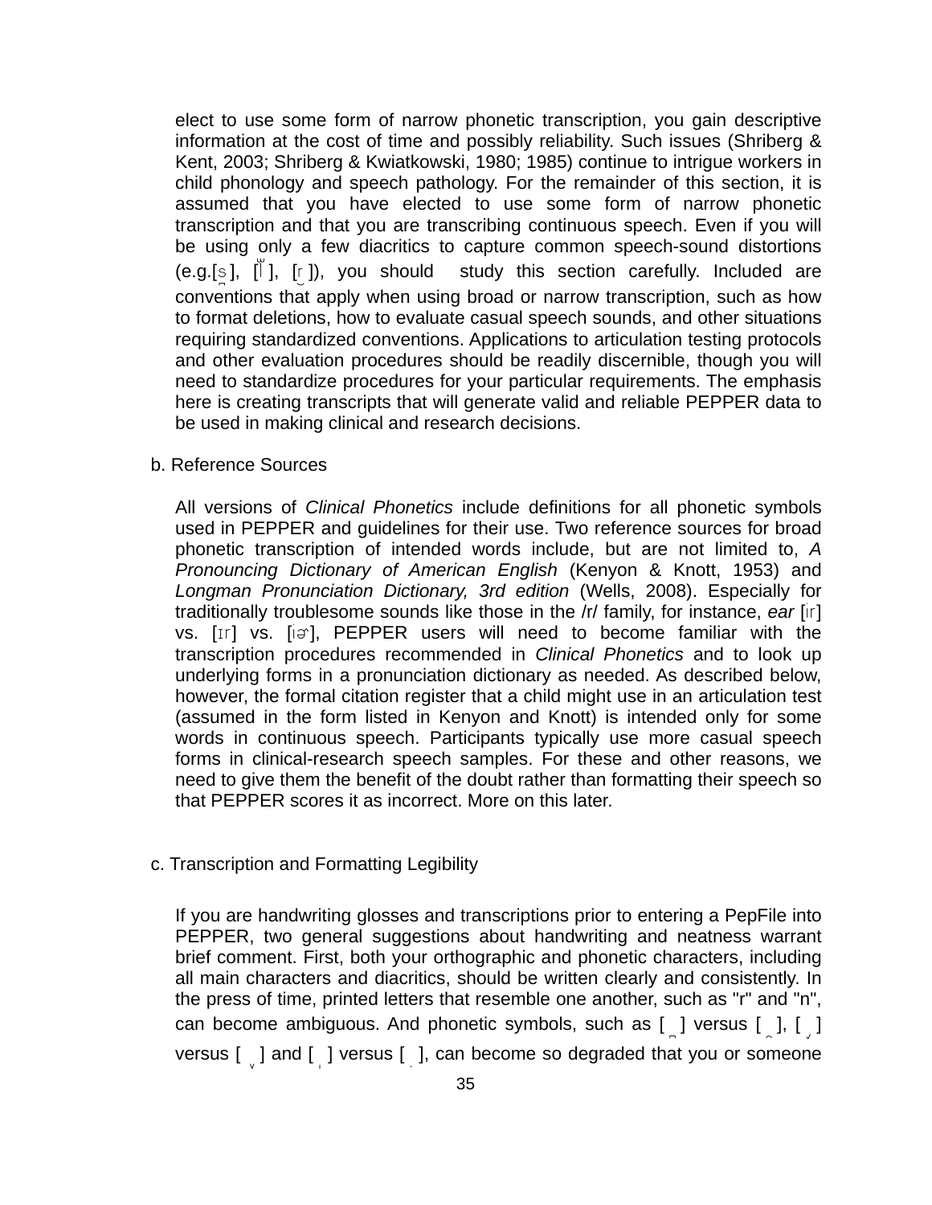elect to use some form of narrow phonetic transcription, you gain descriptive information at the cost of time and possibly reliability. Such issues (Shriberg & Kent, 2003; Shriberg & Kwiatkowski, 1980; 1985) continue to intrigue workers in child phonology and speech pathology. For the remainder of this section, it is assumed that you have elected to use some form of narrow phonetic transcription and that you are transcribing continuous speech. Even if you will be using only a few diacritics to capture common speech-sound distortions (e.g.[s̺], [l̫], [ɾ̮]), you should study this section carefully. Included are conventions that apply when using broad or narrow transcription, such as how to format deletions, how to evaluate casual speech sounds, and other situations requiring standardized conventions. Applications to articulation testing protocols and other evaluation procedures should be readily discernible, though you will need to standardize procedures for your particular requirements. The emphasis here is creating transcripts that will generate valid and reliable PEPPER data to be used in making clinical and research decisions.

b. Reference Sources

All versions of *Clinical Phonetics* include definitions for all phonetic symbols used in PEPPER and guidelines for their use. Two reference sources for broad phonetic transcription of intended words include, but are not limited to, *A Pronouncing Dictionary of American English* (Kenyon & Knott, 1953) and *Longman Pronunciation Dictionary, 3rd edition* (Wells, 2008). Especially for traditionally troublesome sounds like those in the /r/ family, for instance, *ear* [iɾ] vs. [ɪɾ] vs. [iɚ], PEPPER users will need to become familiar with the transcription procedures recommended in *Clinical Phonetics* and to look up underlying forms in a pronunciation dictionary as needed. As described below, however, the formal citation register that a child might use in an articulation test (assumed in the form listed in Kenyon and Knott) is intended only for some words in continuous speech. Participants typically use more casual speech forms in clinical-research speech samples. For these and other reasons, we need to give them the benefit of the doubt rather than formatting their speech so that PEPPER scores it as incorrect. More on this later.

c. Transcription and Formatting Legibility

If you are handwriting glosses and transcriptions prior to entering a PepFile into PEPPER, two general suggestions about handwriting and neatness warrant brief comment. First, both your orthographic and phonetic characters, including all main characters and diacritics, should be written clearly and consistently. In the press of time, printed letters that resemble one another, such as "r" and "n", can become ambiguous. And phonetic symbols, such as [ ̺ ] versus [ ̑ ], [ ̌ ] versus [ ̬ ] and [ ̩ ] versus [ ̣ ], can become so degraded that you or someone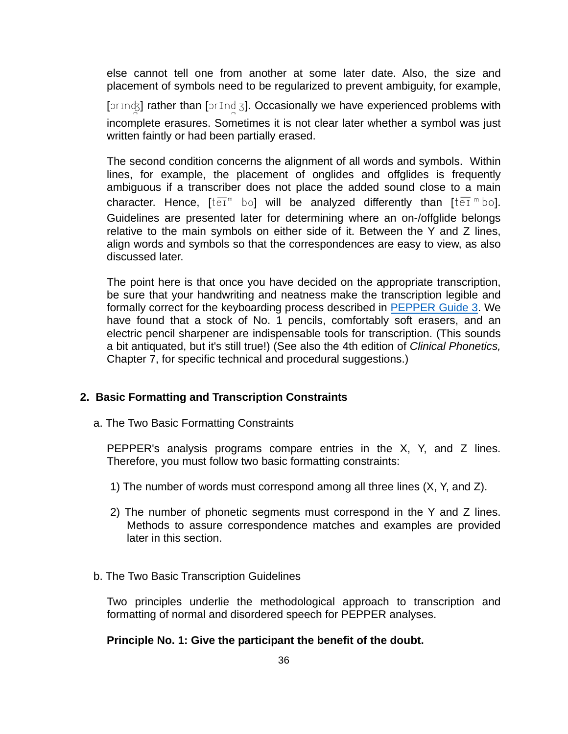else cannot tell one from another at some later date. Also, the size and placement of symbols need to be regularized to prevent ambiguity, for example, [ɔrɪnd̪ʒ] rather than [ɔrInd̪ ʒ]. Occasionally we have experienced problems with incomplete erasures. Sometimes it is not clear later whether a symbol was just written faintly or had been partially erased.

The second condition concerns the alignment of all words and symbols. Within lines, for example, the placement of onglides and offglides is frequently ambiguous if a transcriber does not place the added sound close to a main character. Hence, [te͡ɪᵐ  bo] will be analyzed differently than [te͡ɪ ᵐbo]. Guidelines are presented later for determining where an on-/offglide belongs relative to the main symbols on either side of it. Between the Y and Z lines, align words and symbols so that the correspondences are easy to view, as also discussed later.

The point here is that once you have decided on the appropriate transcription, be sure that your handwriting and neatness make the transcription legible and formally correct for the keyboarding process described in PEPPER Guide 3. We have found that a stock of No. 1 pencils, comfortably soft erasers, and an electric pencil sharpener are indispensable tools for transcription. (This sounds a bit antiquated, but it's still true!) (See also the 4th edition of *Clinical Phonetics,* Chapter 7, for specific technical and procedural suggestions.)

## 2. Basic Formatting and Transcription Constraints

### a. The Two Basic Formatting Constraints

PEPPER's analysis programs compare entries in the X, Y, and Z lines. Therefore, you must follow two basic formatting constraints:

1) The number of words must correspond among all three lines (X, Y, and Z).

2) The number of phonetic segments must correspond in the Y and Z lines. Methods to assure correspondence matches and examples are provided later in this section.

### b. The Two Basic Transcription Guidelines

Two principles underlie the methodological approach to transcription and formatting of normal and disordered speech for PEPPER analyses.

**Principle No. 1: Give the participant the benefit of the doubt.**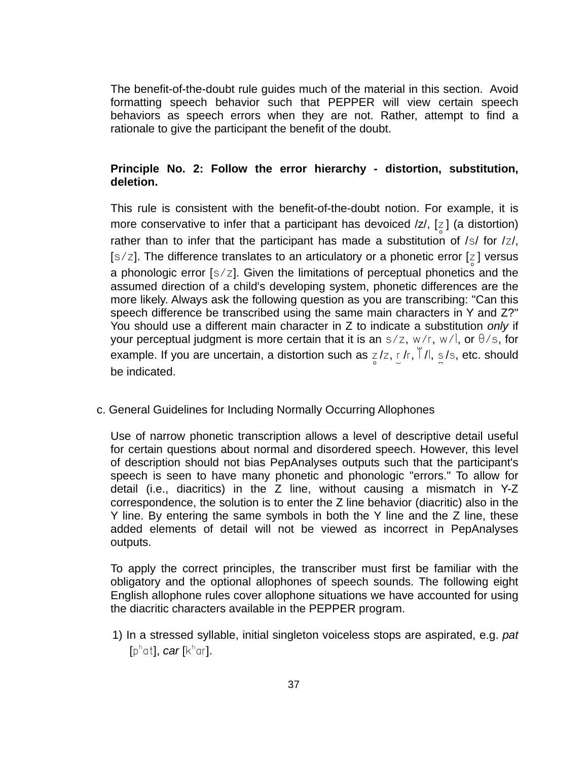The benefit-of-the-doubt rule guides much of the material in this section. Avoid formatting speech behavior such that PEPPER will view certain speech behaviors as speech errors when they are not. Rather, attempt to find a rationale to give the participant the benefit of the doubt.

**Principle No. 2: Follow the error hierarchy - distortion, substitution, deletion.**

This rule is consistent with the benefit-of-the-doubt notion. For example, it is more conservative to infer that a participant has devoiced /z/, [z̥] (a distortion) rather than to infer that the participant has made a substitution of /s/ for /z/, [s/z]. The difference translates to an articulatory or a phonetic error [z̥] versus a phonologic error [s/z]. Given the limitations of perceptual phonetics and the assumed direction of a child's developing system, phonetic differences are the more likely. Always ask the following question as you are transcribing: "Can this speech difference be transcribed using the same main characters in Y and Z?" You should use a different main character in Z to indicate a substitution *only* if your perceptual judgment is more certain that it is an s/z, w/r, w/l, or θ/s, for example. If you are uncertain, a distortion such as z̥/z, r̯/r, l̈/l, s̺/s, etc. should be indicated.

c. General Guidelines for Including Normally Occurring Allophones

Use of narrow phonetic transcription allows a level of descriptive detail useful for certain questions about normal and disordered speech. However, this level of description should not bias PepAnalyses outputs such that the participant's speech is seen to have many phonetic and phonologic "errors." To allow for detail (i.e., diacritics) in the Z line, without causing a mismatch in Y-Z correspondence, the solution is to enter the Z line behavior (diacritic) also in the Y line. By entering the same symbols in both the Y line and the Z line, these added elements of detail will not be viewed as incorrect in PepAnalyses outputs.

To apply the correct principles, the transcriber must first be familiar with the obligatory and the optional allophones of speech sounds. The following eight English allophone rules cover allophone situations we have accounted for using the diacritic characters available in the PEPPER program.

1) In a stressed syllable, initial singleton voiceless stops are aspirated, e.g. *pat* [pʰat], *car* [kʰar].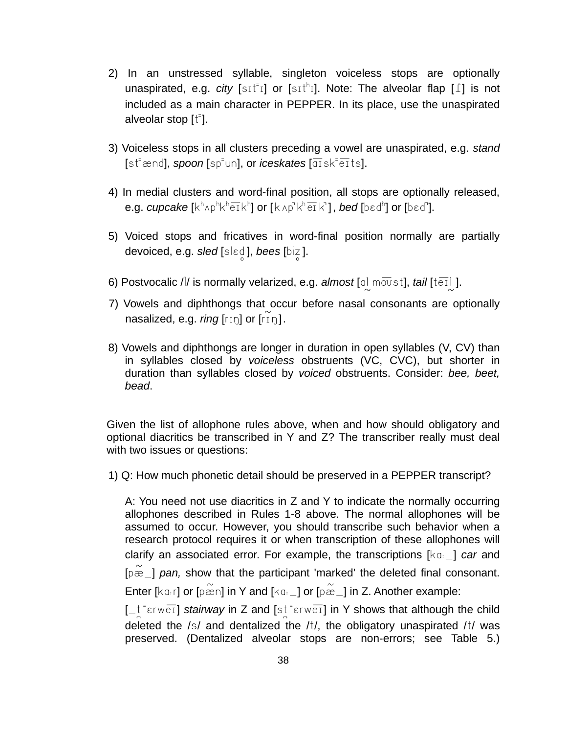2) In an unstressed syllable, singleton voiceless stops are optionally unaspirated, e.g. *city* [sɪt˭ɪ] or [sɪtʰɪ]. Note: The alveolar flap [ɾ] is not included as a main character in PEPPER. In its place, use the unaspirated alveolar stop [t˭].

3) Voiceless stops in all clusters preceding a vowel are unaspirated, e.g. *stand* [st˭ænd], *spoon* [sp˭un], or *iceskates* [a͡ɪsk˭e͡ɪts].

4) In medial clusters and word-final position, all stops are optionally released, e.g. *cupcake* [kʰʌpʰkʰe͡ɪkʰ] or [kʌp̚kʰe͡ɪk̚], *bed* [bɛdʰ] or [bɛd̚].

5) Voiced stops and fricatives in word-final position normally are partially devoiced, e.g. *sled* [slɛd̥], *bees* [biz̥].

6) Postvocalic /l/ is normally velarized, e.g. *almost* [ɑɫmo͡ʊst], *tail* [te͡ɪɫ].

7) Vowels and diphthongs that occur before nasal consonants are optionally nasalized, e.g. *ring* [rɪŋ] or [rɪ̃ŋ].

8) Vowels and diphthongs are longer in duration in open syllables (V, CV) than in syllables closed by *voiceless* obstruents (VC, CVC), but shorter in duration than syllables closed by *voiced* obstruents. Consider: *bee, beet, bead*.

Given the list of allophone rules above, when and how should obligatory and optional diacritics be transcribed in Y and Z? The transcriber really must deal with two issues or questions:

1) Q: How much phonetic detail should be preserved in a PEPPER transcript?

   A: You need not use diacritics in Z and Y to indicate the normally occurring allophones described in Rules 1-8 above. The normal allophones will be assumed to occur. However, you should transcribe such behavior when a research protocol requires it or when transcription of these allophones will clarify an associated error. For example, the transcriptions [kɑː_] *car* and [pæ̃_] *pan,* show that the participant 'marked' the deleted final consonant. Enter [kɑːr] or [pæ̃n] in Y and [kɑː_] or [pæ̃_] in Z. Another example: [_t̪˭ɛrwe͡ɪ] *stairway* in Z and [st˭ɛrwe͡ɪ] in Y shows that although the child deleted the /s/ and dentalized the /t/, the obligatory unaspirated /t/ was preserved. (Dentalized alveolar stops are non-errors; see Table 5.)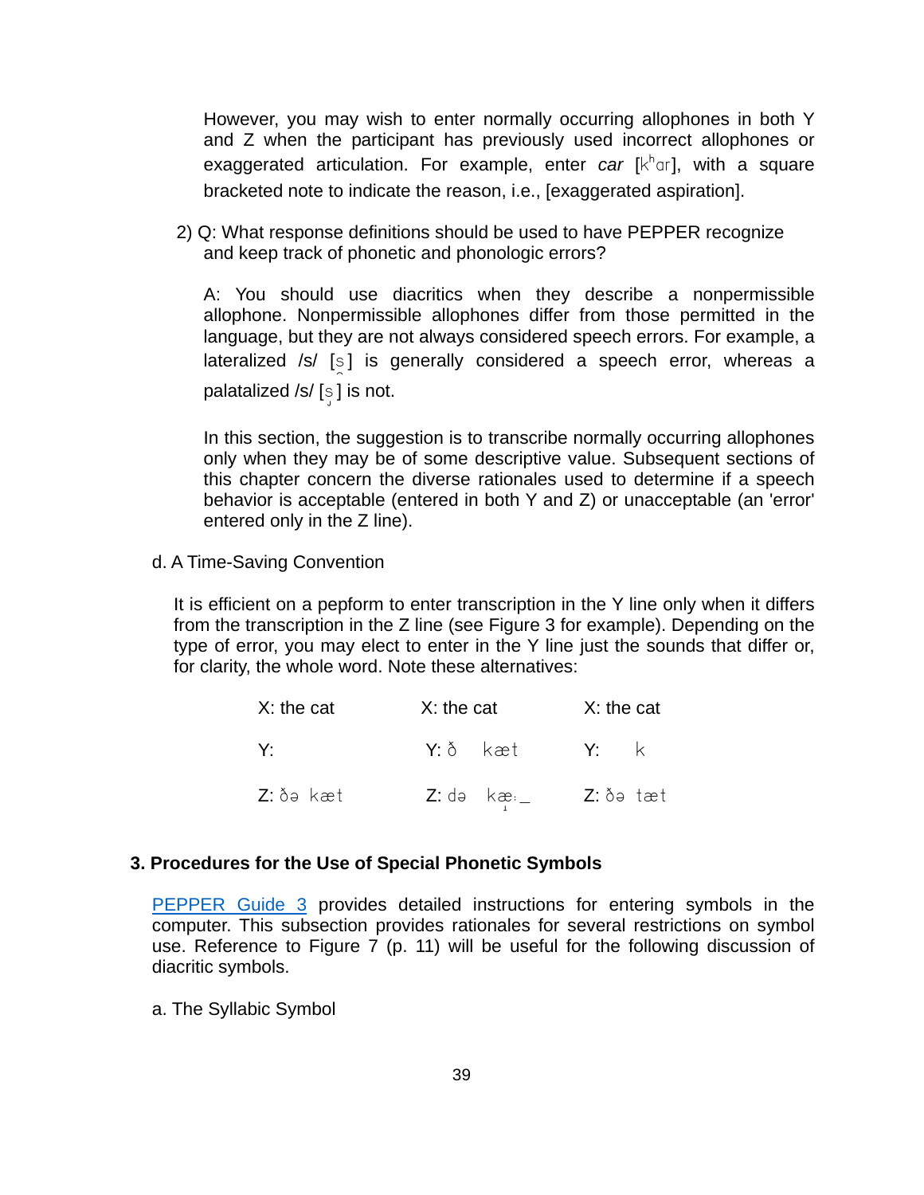However, you may wish to enter normally occurring allophones in both Y and Z when the participant has previously used incorrect allophones or exaggerated articulation. For example, enter *car* [kʰɑr], with a square bracketed note to indicate the reason, i.e., [exaggerated aspiration].

2) Q: What response definitions should be used to have PEPPER recognize and keep track of phonetic and phonologic errors?

   A: You should use diacritics when they describe a nonpermissible allophone. Nonpermissible allophones differ from those permitted in the language, but they are not always considered speech errors. For example, a lateralized /s/ [s̯] is generally considered a speech error, whereas a palatalized /s/ [s̡] is not.

   In this section, the suggestion is to transcribe normally occurring allophones only when they may be of some descriptive value. Subsequent sections of this chapter concern the diverse rationales used to determine if a speech behavior is acceptable (entered in both Y and Z) or unacceptable (an 'error' entered only in the Z line).

d. A Time-Saving Convention

It is efficient on a pepform to enter transcription in the Y line only when it differs from the transcription in the Z line (see Figure 3 for example). Depending on the type of error, you may elect to enter in the Y line just the sounds that differ or, for clarity, the whole word. Note these alternatives:

| | | |
|---|---|---|
| X: the cat | X: the cat | X: the cat |
| Y: | Y: ð   kæt | Y:   k |
| Z: ðə kæt | Z: də kæ̝ː_ | Z: ðə tæt |

## 3. Procedures for the Use of Special Phonetic Symbols

PEPPER Guide 3 provides detailed instructions for entering symbols in the computer. This subsection provides rationales for several restrictions on symbol use. Reference to Figure 7 (p. 11) will be useful for the following discussion of diacritic symbols.

a. The Syllabic Symbol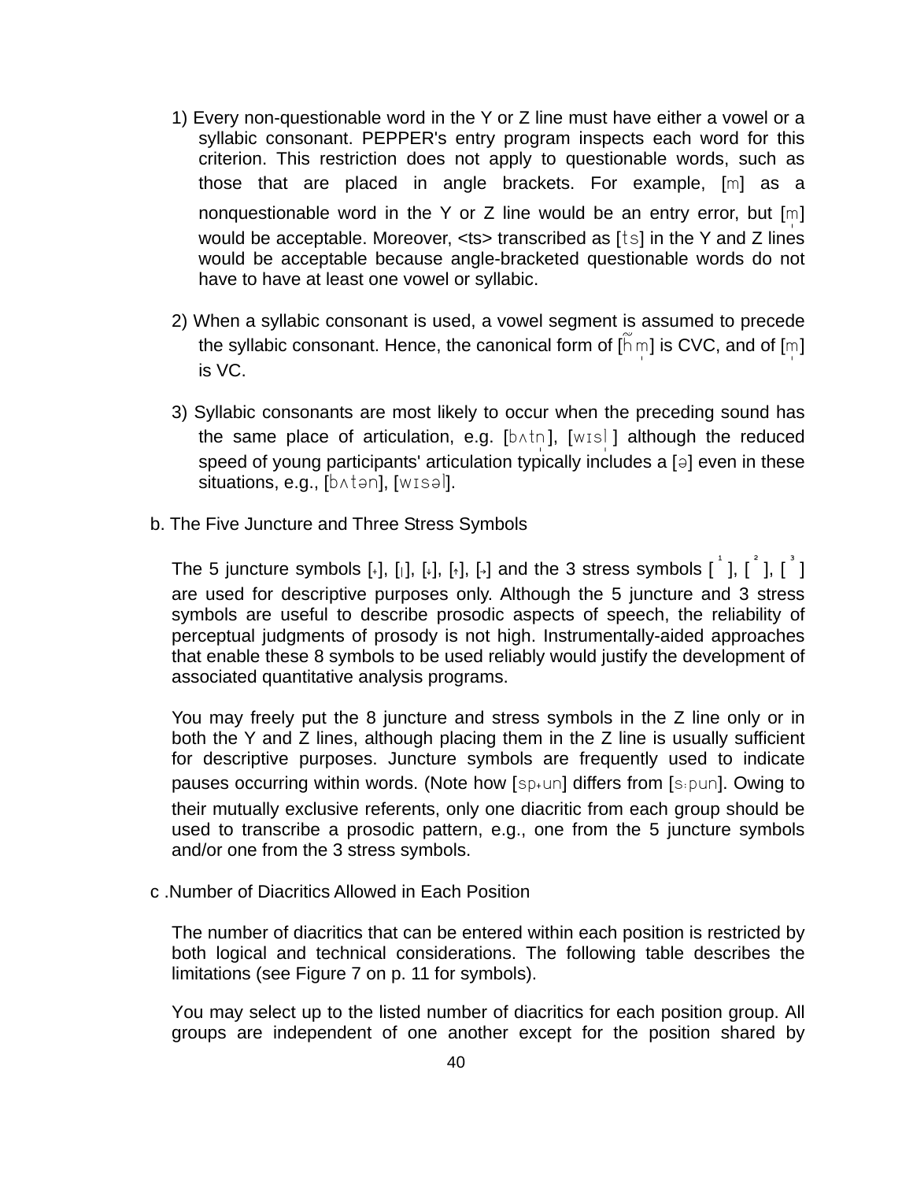1) Every non-questionable word in the Y or Z line must have either a vowel or a syllabic consonant. PEPPER's entry program inspects each word for this criterion. This restriction does not apply to questionable words, such as those that are placed in angle brackets. For example, [m] as a nonquestionable word in the Y or Z line would be an entry error, but [m̩] would be acceptable. Moreover, <ts> transcribed as [ts] in the Y and Z lines would be acceptable because angle-bracketed questionable words do not have to have at least one vowel or syllabic.

2) When a syllabic consonant is used, a vowel segment is assumed to precede the syllabic consonant. Hence, the canonical form of [h̃m̩] is CVC, and of [m̩] is VC.

3) Syllabic consonants are most likely to occur when the preceding sound has the same place of articulation, e.g. [bʌtn̩], [wɪsl̩] although the reduced speed of young participants' articulation typically includes a [ə] even in these situations, e.g., [bʌtən], [wɪsəl].

b. The Five Juncture and Three Stress Symbols

The 5 juncture symbols [+], [|], [↓], [↑], [→] and the 3 stress symbols [ ¹ ], [ ² ], [ ³ ] are used for descriptive purposes only. Although the 5 juncture and 3 stress symbols are useful to describe prosodic aspects of speech, the reliability of perceptual judgments of prosody is not high. Instrumentally-aided approaches that enable these 8 symbols to be used reliably would justify the development of associated quantitative analysis programs.

You may freely put the 8 juncture and stress symbols in the Z line only or in both the Y and Z lines, although placing them in the Z line is usually sufficient for descriptive purposes. Juncture symbols are frequently used to indicate pauses occurring within words. (Note how [sp+un] differs from [sːpun]. Owing to their mutually exclusive referents, only one diacritic from each group should be used to transcribe a prosodic pattern, e.g., one from the 5 juncture symbols and/or one from the 3 stress symbols.

c .Number of Diacritics Allowed in Each Position

The number of diacritics that can be entered within each position is restricted by both logical and technical considerations. The following table describes the limitations (see Figure 7 on p. 11 for symbols).

You may select up to the listed number of diacritics for each position group. All groups are independent of one another except for the position shared by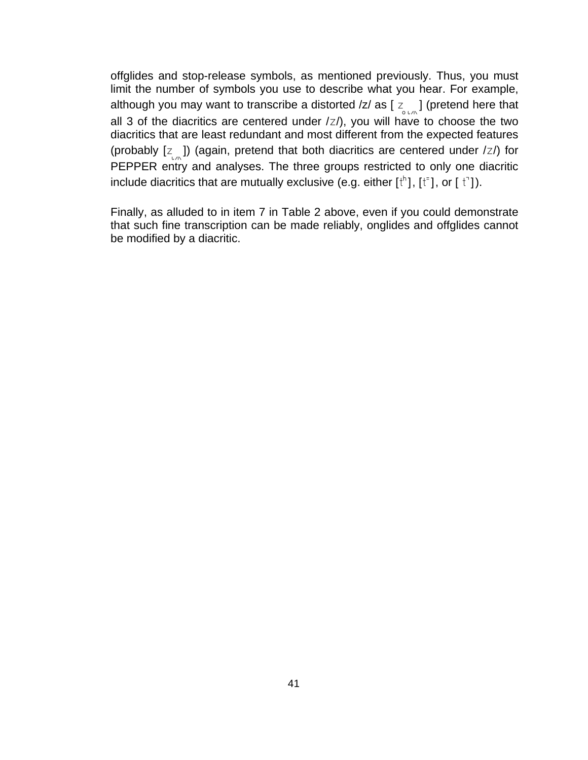offglides and stop-release symbols, as mentioned previously. Thus, you must limit the number of symbols you use to describe what you hear. For example, although you may want to transcribe a distorted /z/ as [ z̥̹̺̻ ] (pretend here that all 3 of the diacritics are centered under /z/), you will have to choose the two diacritics that are least redundant and most different from the expected features (probably [z̹̺̻]) (again, pretend that both diacritics are centered under /z/) for PEPPER entry and analyses. The three groups restricted to only one diacritic include diacritics that are mutually exclusive (e.g. either [tʰ], [t⁼], or [ t̚ ]).

Finally, as alluded to in item 7 in Table 2 above, even if you could demonstrate that such fine transcription can be made reliably, onglides and offglides cannot be modified by a diacritic.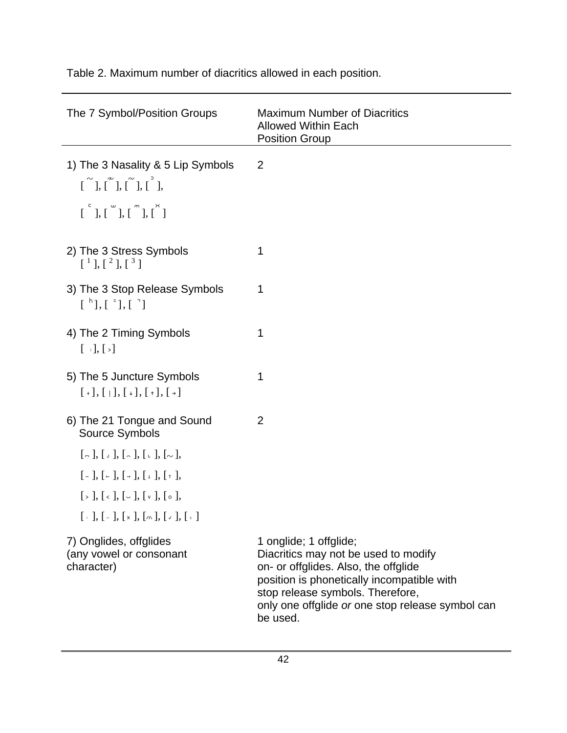Table 2. Maximum number of diacritics allowed in each position.

| The 7 Symbol/Position Groups | Maximum Number of Diacritics Allowed Within Each Position Group |
|---|---|
| 1) The 3 Nasality & 5 Lip Symbols<br>[ ̃ ], [ ̾ ], [ ͠ ], [ ͗ ],<br>[ ͨ ], [ ̫ ], [ ͫ ], [ ͯ ] | 2 |
| 2) The 3 Stress Symbols<br>[ ¹ ], [ ² ], [ ³ ] | 1 |
| 3) The 3 Stop Release Symbols<br>[ ʰ ], [ ⁼ ], [ ˥ ] | 1 |
| 4) The 2 Timing Symbols<br>[ ː ], [ ˃ ] | 1 |
| 5) The 5 Juncture Symbols<br>[ ₊ ], [ ǀ ], [ ↓ ], [ ↑ ], [ → ] | 1 |
| 6) The 21 Tongue and Sound Source Symbols<br>[ ̚ ], [ ˼ ], [ ̮ ], [ ˻ ], [ ̰ ],<br>[ ˗ ], [ ˫ ], [ ˧ ], [ ˔ ], [ ˕ ],<br>[ ˃ ], [ ˂ ], [ ̆ ], [ ˯ ], [ ̥ ],<br>[ ̣ ], [ ̤ ], [ ˟ ], [ ͍ ], [ ̌ ], [ ˌ ] | 2 |
| 7) Onglides, offglides (any vowel or consonant character) | 1 onglide; 1 offglide; Diacritics may not be used to modify on- or offglides. Also, the offglide position is phonetically incompatible with stop release symbols. Therefore, only one offglide *or* one stop release symbol can be used. |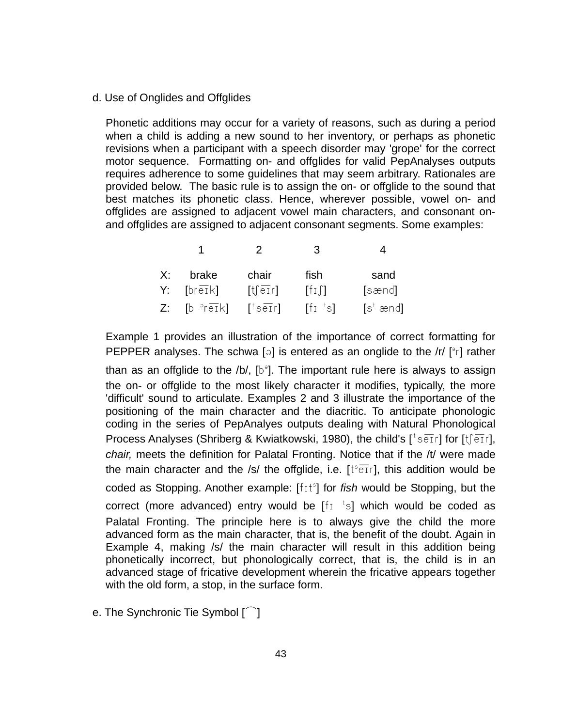d. Use of Onglides and Offglides

Phonetic additions may occur for a variety of reasons, such as during a period when a child is adding a new sound to her inventory, or perhaps as phonetic revisions when a participant with a speech disorder may 'grope' for the correct motor sequence. Formatting on- and offglides for valid PepAnalyses outputs requires adherence to some guidelines that may seem arbitrary. Rationales are provided below. The basic rule is to assign the on- or offglide to the sound that best matches its phonetic class. Hence, wherever possible, vowel on- and offglides are assigned to adjacent vowel main characters, and consonant on- and offglides are assigned to adjacent consonant segments. Some examples:

|  | 1 | 2 | 3 | 4 |
|---|---|---|---|---|
| X: | brake | chair | fish | sand |
| Y: | [bre͞ɪk] | [tʃe͞ɪr] | [fɪʃ] | [sænd] |
| Z: | [b ᵊre͞ɪk] | [ᵗse͞ɪr] | [fɪ ᵗs] | [sᵗ ænd] |

Example 1 provides an illustration of the importance of correct formatting for PEPPER analyses. The schwa [ə] is entered as an onglide to the /r/ [ᵊr] rather than as an offglide to the /b/, [bᵊ]. The important rule here is always to assign the on- or offglide to the most likely character it modifies, typically, the more 'difficult' sound to articulate. Examples 2 and 3 illustrate the importance of the positioning of the main character and the diacritic. To anticipate phonologic coding in the series of PepAnalyes outputs dealing with Natural Phonological Process Analyses (Shriberg & Kwiatkowski, 1980), the child's [ᵗse͞ɪr] for [tʃe͞ɪr], *chair,* meets the definition for Palatal Fronting. Notice that if the /t/ were made the main character and the /s/ the offglide, i.e. [tˢe͞ɪr], this addition would be coded as Stopping. Another example: [fɪtˢ] for *fish* would be Stopping, but the correct (more advanced) entry would be [fɪ ᵗs] which would be coded as Palatal Fronting. The principle here is to always give the child the more advanced form as the main character, that is, the benefit of the doubt. Again in Example 4, making /s/ the main character will result in this addition being phonetically incorrect, but phonologically correct, that is, the child is in an advanced stage of fricative development wherein the fricative appears together with the old form, a stop, in the surface form.

e. The Synchronic Tie Symbol [ ͡ ]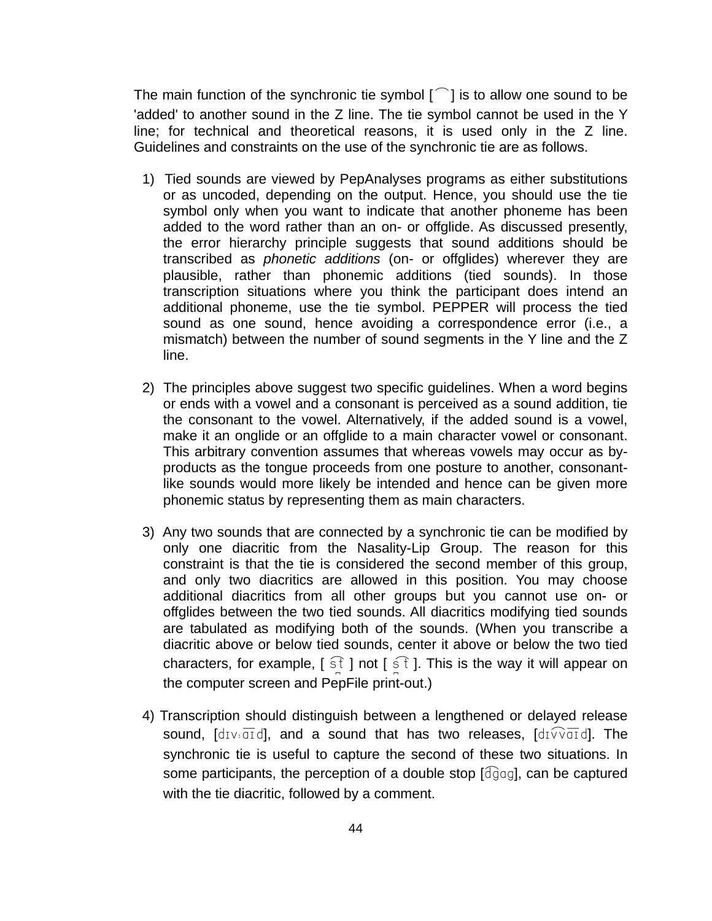The main function of the synchronic tie symbol [ ͡ ] is to allow one sound to be 'added' to another sound in the Z line. The tie symbol cannot be used in the Y line; for technical and theoretical reasons, it is used only in the Z line. Guidelines and constraints on the use of the synchronic tie are as follows.

1) Tied sounds are viewed by PepAnalyses programs as either substitutions or as uncoded, depending on the output. Hence, you should use the tie symbol only when you want to indicate that another phoneme has been added to the word rather than an on- or offglide. As discussed presently, the error hierarchy principle suggests that sound additions should be transcribed as *phonetic additions* (on- or offglides) wherever they are plausible, rather than phonemic additions (tied sounds). In those transcription situations where you think the participant does intend an additional phoneme, use the tie symbol. PEPPER will process the tied sound as one sound, hence avoiding a correspondence error (i.e., a mismatch) between the number of sound segments in the Y line and the Z line.

2) The principles above suggest two specific guidelines. When a word begins or ends with a vowel and a consonant is perceived as a sound addition, tie the consonant to the vowel. Alternatively, if the added sound is a vowel, make it an onglide or an offglide to a main character vowel or consonant. This arbitrary convention assumes that whereas vowels may occur as by-products as the tongue proceeds from one posture to another, consonant-like sounds would more likely be intended and hence can be given more phonemic status by representing them as main characters.

3) Any two sounds that are connected by a synchronic tie can be modified by only one diacritic from the Nasality-Lip Group. The reason for this constraint is that the tie is considered the second member of this group, and only two diacritics are allowed in this position. You may choose additional diacritics from all other groups but you cannot use on- or offglides between the two tied sounds. All diacritics modifying tied sounds are tabulated as modifying both of the sounds. (When you transcribe a diacritic above or below tied sounds, center it above or below the two tied characters, for example, [ s͡t ] not [ s͡t ]. This is the way it will appear on the computer screen and PepFile print-out.)

4) Transcription should distinguish between a lengthened or delayed release sound, [dɪvːaɪd], and a sound that has two releases, [dɪv͡vaɪd]. The synchronic tie is useful to capture the second of these two situations. In some participants, the perception of a double stop [d͡gag], can be captured with the tie diacritic, followed by a comment.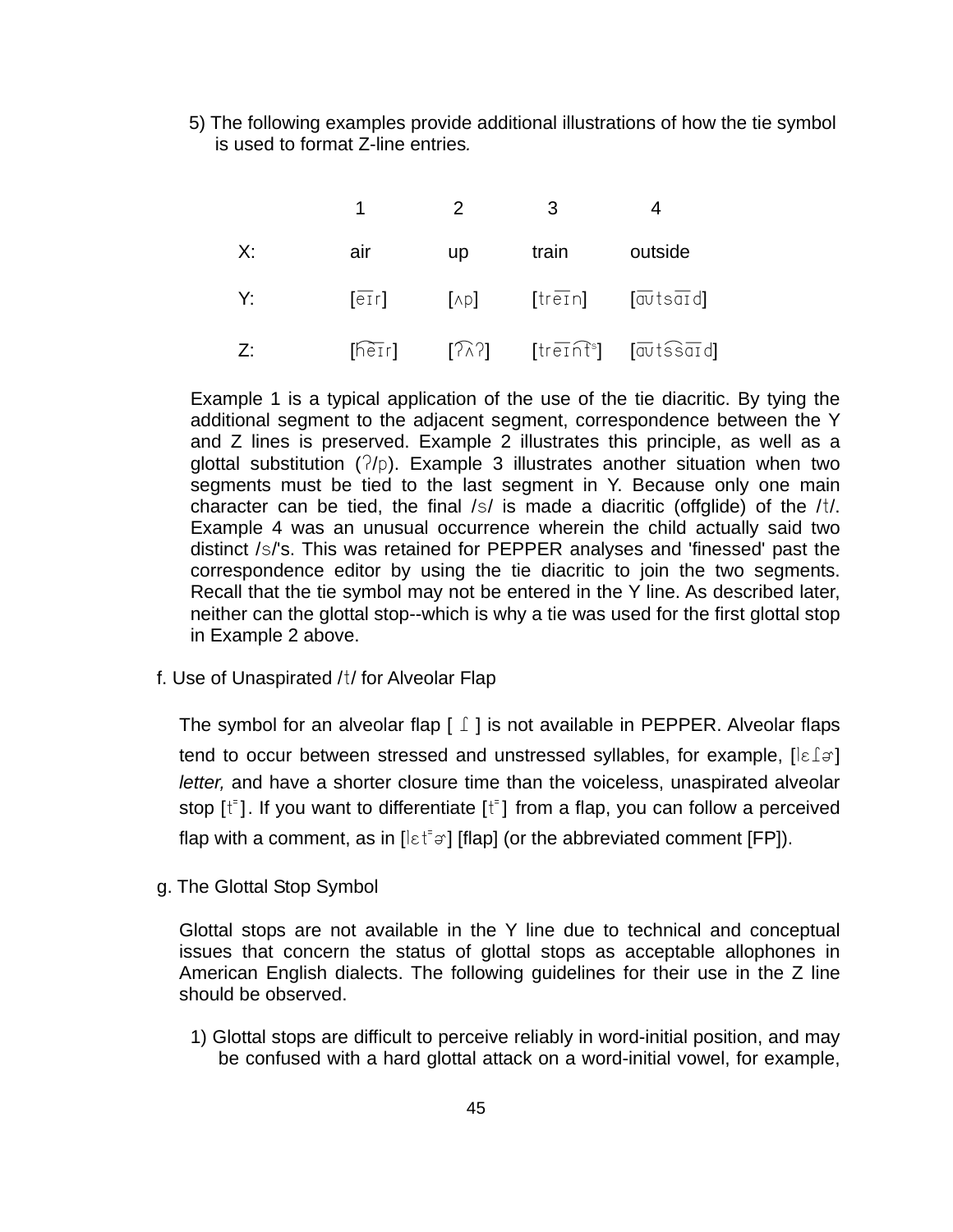5) The following examples provide additional illustrations of how the tie symbol is used to format Z-line entries.

| | 1 | 2 | 3 | 4 |
|---|---|---|---|---|
| X: | air | up | train | outside |
| Y: | [e͞ɪr] | [ʌp] | [tre͞ɪn] | [a͞ʊtsa͞ɪd] |
| Z: | [h͡e͞ɪr] | [ʔ͡ʌʔ] | [tre͞ɪn͡tˢ] | [a͞ʊts͡sa͞ɪd] |

Example 1 is a typical application of the use of the tie diacritic. By tying the additional segment to the adjacent segment, correspondence between the Y and Z lines is preserved. Example 2 illustrates this principle, as well as a glottal substitution (ʔ/p). Example 3 illustrates another situation when two segments must be tied to the last segment in Y. Because only one main character can be tied, the final /s/ is made a diacritic (offglide) of the /t/. Example 4 was an unusual occurrence wherein the child actually said two distinct /s/'s. This was retained for PEPPER analyses and 'finessed' past the correspondence editor by using the tie diacritic to join the two segments. Recall that the tie symbol may not be entered in the Y line. As described later, neither can the glottal stop--which is why a tie was used for the first glottal stop in Example 2 above.

f. Use of Unaspirated /t/ for Alveolar Flap

The symbol for an alveolar flap [ ɾ ] is not available in PEPPER. Alveolar flaps tend to occur between stressed and unstressed syllables, for example, [lɛɾɚ] *letter,* and have a shorter closure time than the voiceless, unaspirated alveolar stop [t˭]. If you want to differentiate [t˭] from a flap, you can follow a perceived flap with a comment, as in [lɛt˭ɚ] [flap] (or the abbreviated comment [FP]).

g. The Glottal Stop Symbol

Glottal stops are not available in the Y line due to technical and conceptual issues that concern the status of glottal stops as acceptable allophones in American English dialects. The following guidelines for their use in the Z line should be observed.

1) Glottal stops are difficult to perceive reliably in word-initial position, and may be confused with a hard glottal attack on a word-initial vowel, for example,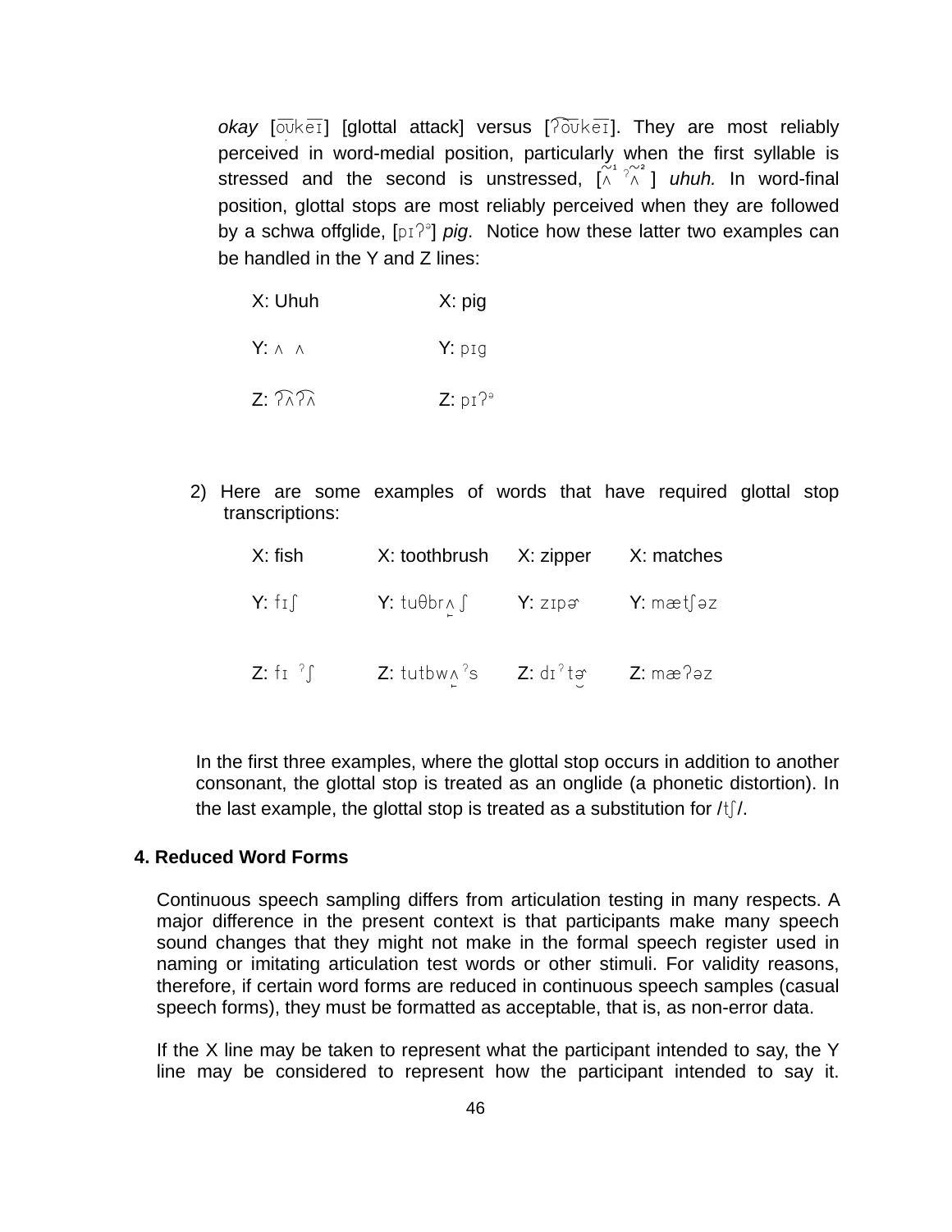*okay* [o͡ʊke͡ɪ] [glottal attack] versus [ʔ͡o͡ʊke͡ɪ]. They are most reliably perceived in word-medial position, particularly when the first syllable is stressed and the second is unstressed, [ʌ̃¹ ʔʌ̃²] *uhuh.* In word-final position, glottal stops are most reliably perceived when they are followed by a schwa offglide, [pɪʔᵊ] *pig*. Notice how these latter two examples can be handled in the Y and Z lines:

| | |
|---|---|
| X: Uhuh | X: pig |
| Y: ʌ ʌ | Y: pɪg |
| Z: ʔ͡ʌʔ͡ʌ | Z: pɪʔᵊ |

2) Here are some examples of words that have required glottal stop transcriptions:

| | | | |
|---|---|---|---|
| X: fish | X: toothbrush | X: zipper | X: matches |
| Y: fɪʃ | Y: tuθbrʌ̟ʃ | Y: zɪpɚ | Y: mæt͡ʃəz |
| Z: fɪ ˀʃ | Z: tutbwʌ̟ˀs | Z: dɪˀtɚ̆ | Z: mæʔəz |

In the first three examples, where the glottal stop occurs in addition to another consonant, the glottal stop is treated as an onglide (a phonetic distortion). In the last example, the glottal stop is treated as a substitution for /t͡ʃ/.

**4. Reduced Word Forms**

Continuous speech sampling differs from articulation testing in many respects. A major difference in the present context is that participants make many speech sound changes that they might not make in the formal speech register used in naming or imitating articulation test words or other stimuli. For validity reasons, therefore, if certain word forms are reduced in continuous speech samples (casual speech forms), they must be formatted as acceptable, that is, as non-error data.

If the X line may be taken to represent what the participant intended to say, the Y line may be considered to represent how the participant intended to say it.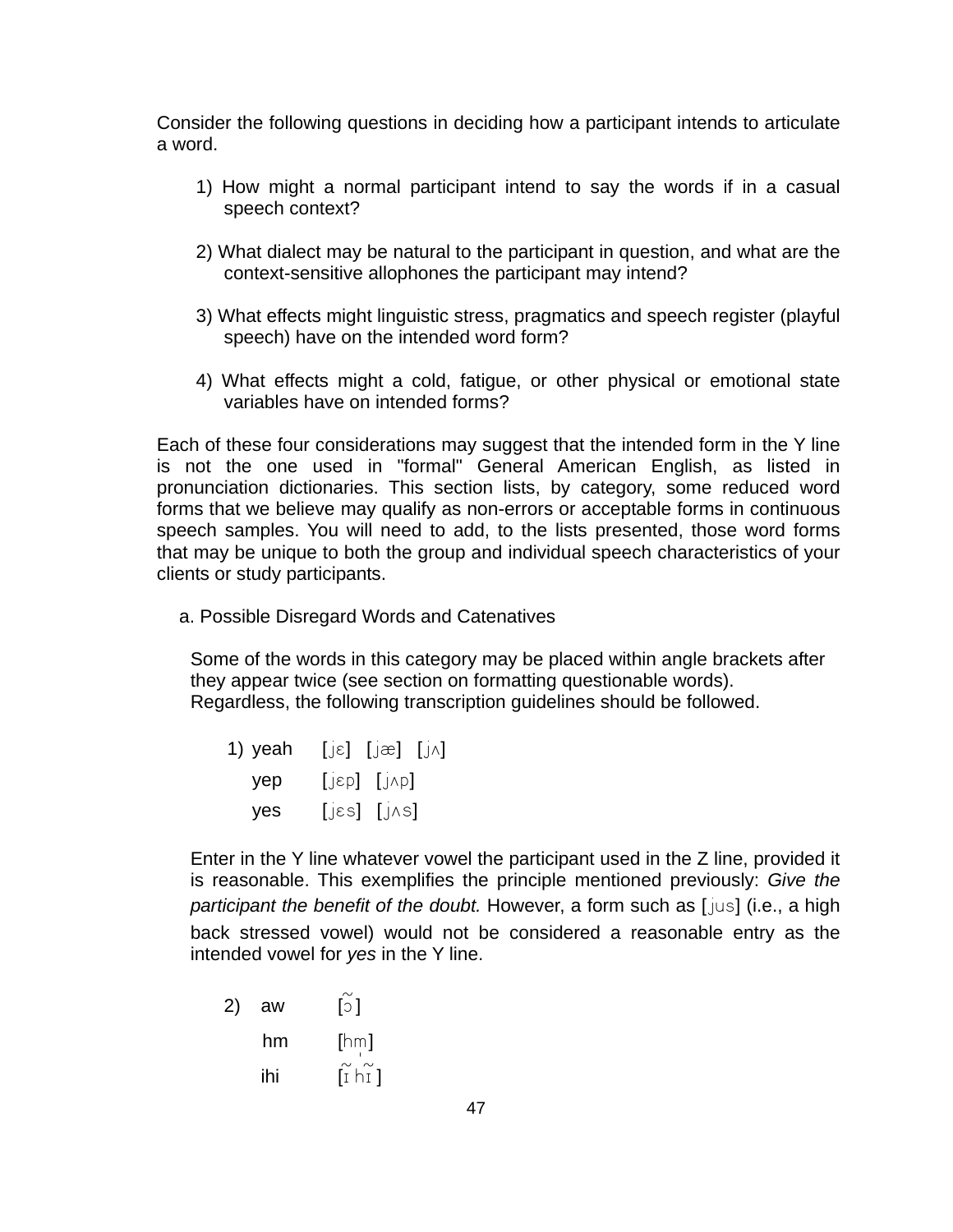Consider the following questions in deciding how a participant intends to articulate a word.

1) How might a normal participant intend to say the words if in a casual speech context?

2) What dialect may be natural to the participant in question, and what are the context-sensitive allophones the participant may intend?

3) What effects might linguistic stress, pragmatics and speech register (playful speech) have on the intended word form?

4) What effects might a cold, fatigue, or other physical or emotional state variables have on intended forms?

Each of these four considerations may suggest that the intended form in the Y line is not the one used in "formal" General American English, as listed in pronunciation dictionaries. This section lists, by category, some reduced word forms that we believe may qualify as non-errors or acceptable forms in continuous speech samples. You will need to add, to the lists presented, those word forms that may be unique to both the group and individual speech characteristics of your clients or study participants.

a. Possible Disregard Words and Catenatives

Some of the words in this category may be placed within angle brackets after they appear twice (see section on formatting questionable words). Regardless, the following transcription guidelines should be followed.

1) yeah [jɛ] [jæ] [jʌ]
   yep [jɛp] [jʌp]
   yes [jɛs] [jʌs]

Enter in the Y line whatever vowel the participant used in the Z line, provided it is reasonable. This exemplifies the principle mentioned previously: *Give the participant the benefit of the doubt.* However, a form such as [jus] (i.e., a high back stressed vowel) would not be considered a reasonable entry as the intended vowel for *yes* in the Y line.

2) aw [ɔ̃]
   hm [hm̩]
   ihi [ĩhĩ]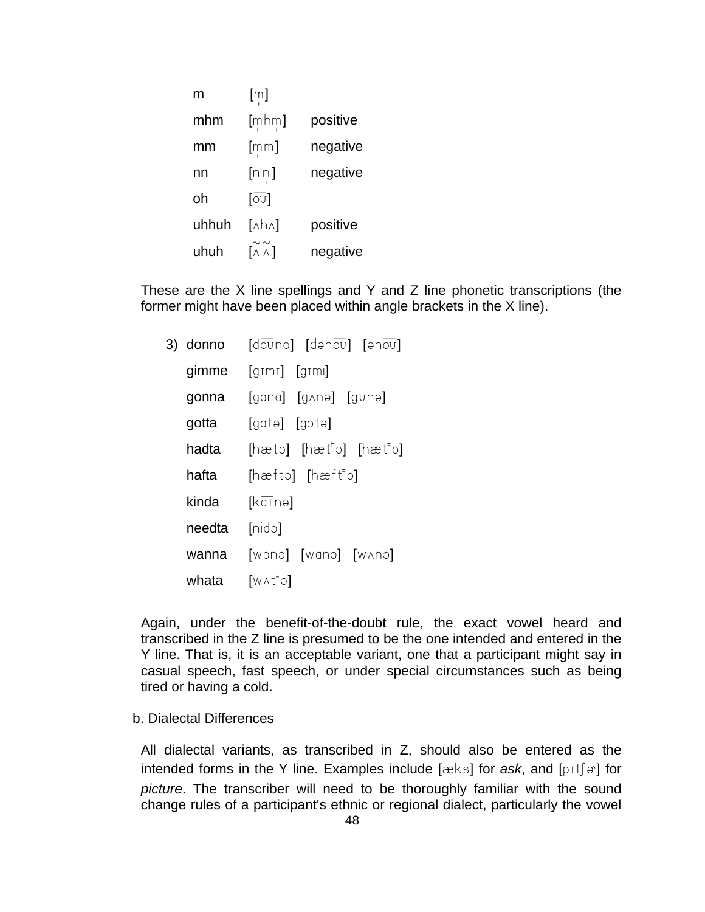| | | |
|---|---|---|
| m | [m̩] | |
| mhm | [m̩hm̩] | positive |
| mm | [m̩m̩] | negative |
| nn | [n̩n̩] | negative |
| oh | [o͡ʊ] | |
| uhhuh | [ʌhʌ] | positive |
| uhuh | [ʌ̃ʌ̃] | negative |

These are the X line spellings and Y and Z line phonetic transcriptions (the former might have been placed within angle brackets in the X line).

3) 

| | | | |
|---|---|---|---|
| donno | [do͡ʊno] | [dəno͡ʊ] | [əno͡ʊ] |
| gimme | [gɪmɪ] | [gɪmi] | |
| gonna | [gɑnɑ] | [gʌnə] | [gʊnə] |
| gotta | [gɑtə] | [gɔtə] | |
| hadta | [hætə] | [hætʰə] | [hæt̚ə] |
| hafta | [hæftə] | [hæft̚ə] | |
| kinda | [ka͡ɪnə] | | |
| needta | [nidə] | | |
| wanna | [wɔnə] | [wɑnə] | [wʌnə] |
| whata | [wʌt̚ə] | | |

Again, under the benefit-of-the-doubt rule, the exact vowel heard and transcribed in the Z line is presumed to be the one intended and entered in the Y line. That is, it is an acceptable variant, one that a participant might say in casual speech, fast speech, or under special circumstances such as being tired or having a cold.

b. Dialectal Differences

All dialectal variants, as transcribed in Z, should also be entered as the intended forms in the Y line. Examples include [æks] for *ask*, and [pɪtʃɚ] for *picture*. The transcriber will need to be thoroughly familiar with the sound change rules of a participant's ethnic or regional dialect, particularly the vowel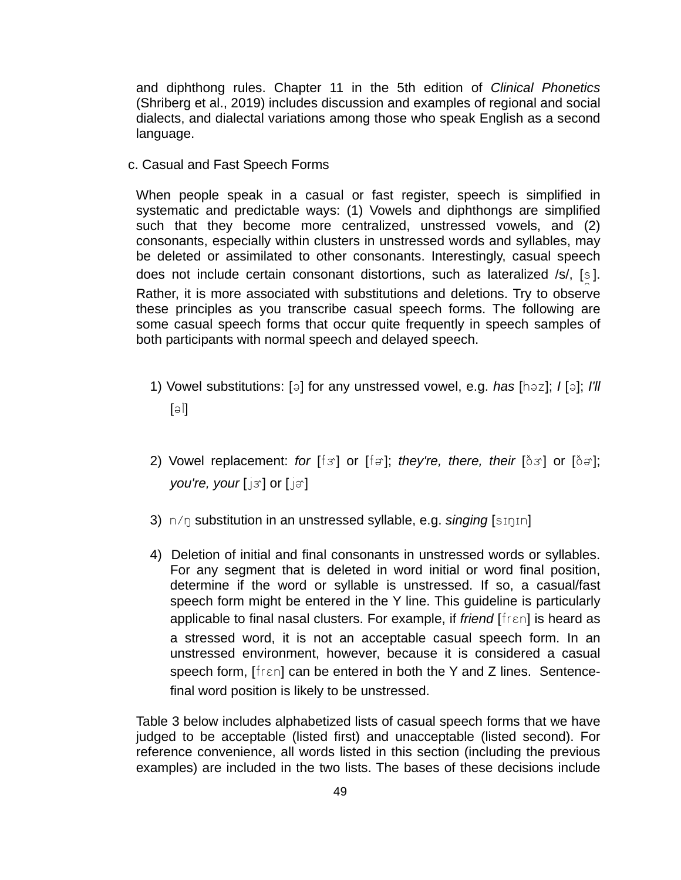and diphthong rules. Chapter 11 in the 5th edition of *Clinical Phonetics* (Shriberg et al., 2019) includes discussion and examples of regional and social dialects, and dialectal variations among those who speak English as a second language.

c. Casual and Fast Speech Forms

When people speak in a casual or fast register, speech is simplified in systematic and predictable ways: (1) Vowels and diphthongs are simplified such that they become more centralized, unstressed vowels, and (2) consonants, especially within clusters in unstressed words and syllables, may be deleted or assimilated to other consonants. Interestingly, casual speech does not include certain consonant distortions, such as lateralized /s/, [s̫]. Rather, it is more associated with substitutions and deletions. Try to observe these principles as you transcribe casual speech forms. The following are some casual speech forms that occur quite frequently in speech samples of both participants with normal speech and delayed speech.

1) Vowel substitutions: [ə] for any unstressed vowel, e.g. *has* [həz]; *I* [ə]; *I'll* [əl]

2) Vowel replacement: *for* [fɝ] or [fɚ]; *they're, there, their* [ðɝ] or [ðɚ]; *you're, your* [jɝ] or [jɚ]

3) n/ŋ substitution in an unstressed syllable, e.g. *singing* [sɪŋɪn]

4) Deletion of initial and final consonants in unstressed words or syllables. For any segment that is deleted in word initial or word final position, determine if the word or syllable is unstressed. If so, a casual/fast speech form might be entered in the Y line. This guideline is particularly applicable to final nasal clusters. For example, if *friend* [frɛn] is heard as a stressed word, it is not an acceptable casual speech form. In an unstressed environment, however, because it is considered a casual speech form, [frɛn] can be entered in both the Y and Z lines. Sentence-final word position is likely to be unstressed.

Table 3 below includes alphabetized lists of casual speech forms that we have judged to be acceptable (listed first) and unacceptable (listed second). For reference convenience, all words listed in this section (including the previous examples) are included in the two lists. The bases of these decisions include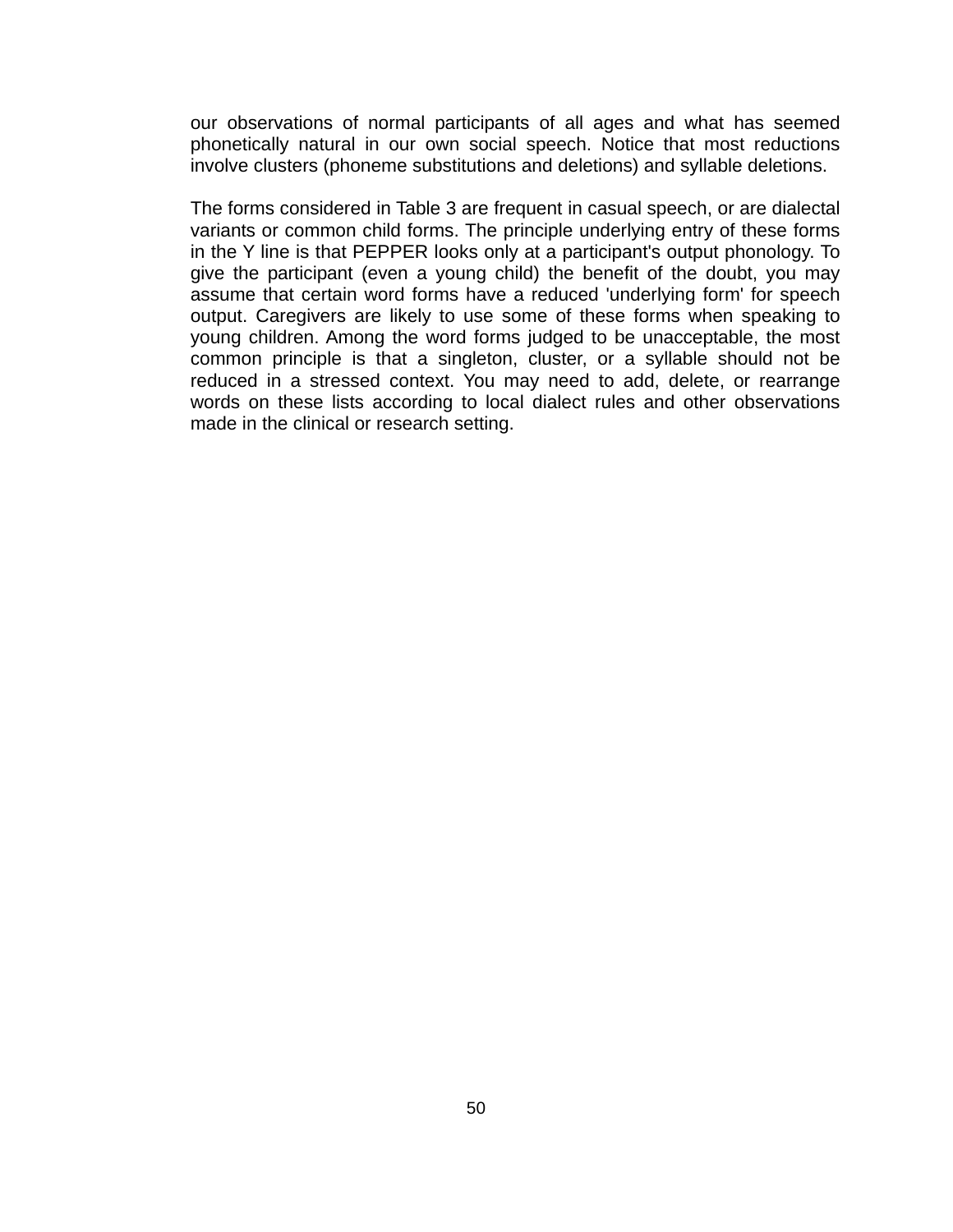our observations of normal participants of all ages and what has seemed phonetically natural in our own social speech. Notice that most reductions involve clusters (phoneme substitutions and deletions) and syllable deletions.

The forms considered in Table 3 are frequent in casual speech, or are dialectal variants or common child forms. The principle underlying entry of these forms in the Y line is that PEPPER looks only at a participant's output phonology. To give the participant (even a young child) the benefit of the doubt, you may assume that certain word forms have a reduced 'underlying form' for speech output. Caregivers are likely to use some of these forms when speaking to young children. Among the word forms judged to be unacceptable, the most common principle is that a singleton, cluster, or a syllable should not be reduced in a stressed context. You may need to add, delete, or rearrange words on these lists according to local dialect rules and other observations made in the clinical or research setting.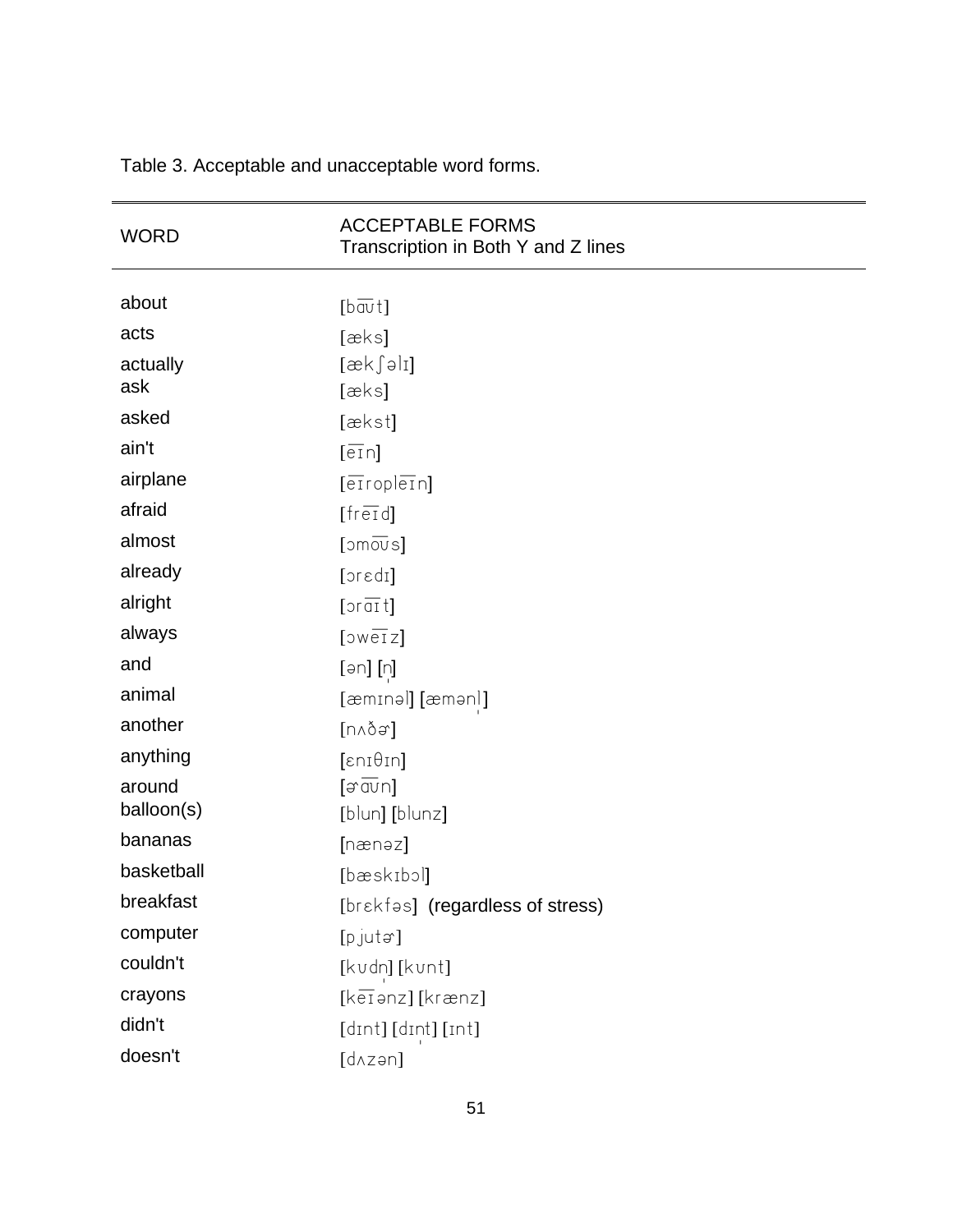Table 3. Acceptable and unacceptable word forms.

| WORD | ACCEPTABLE FORMS<br>Transcription in Both Y and Z lines |
| --- | --- |
| about | [ba͡ʊt] |
| acts | [æks] |
| actually | [ækʃəlɪ] |
| ask | [æks] |
| asked | [ækst] |
| ain't | [e͡ɪn] |
| airplane | [e͡ɪrople͡ɪn] |
| afraid | [fre͡ɪd] |
| almost | [ɔmo͡ʊs] |
| already | [ɔrɛdɪ] |
| alright | [ɔra͡ɪt] |
| always | [ɔwe͡ɪz] |
| and | [ən] [n̩] |
| animal | [æmɪnəl] [æmənl̩] |
| another | [nʌðɚ] |
| anything | [ɛnɪθɪn] |
| around | [ɚa͡ʊn] |
| balloon(s) | [blun] [blunz] |
| bananas | [nænəz] |
| basketball | [bæskɪbɔl] |
| breakfast | [brɛkfəs] (regardless of stress) |
| computer | [pjutɚ] |
| couldn't | [kʊdn̩] [kʊnt] |
| crayons | [ke͡ɪənz] [krænz] |
| didn't | [dɪnt] [dɪn̩t] [ɪnt] |
| doesn't | [dʌzən] |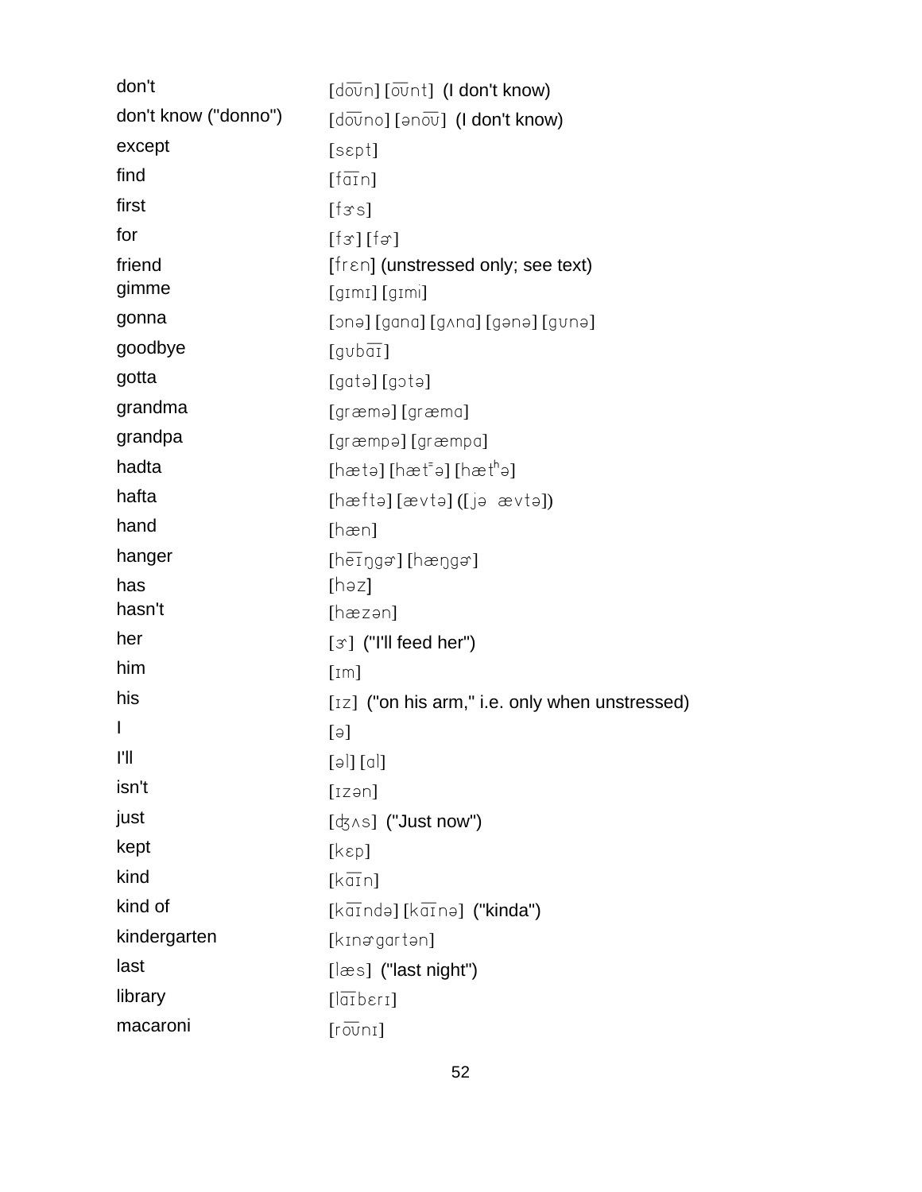| | |
|---|---|
| don't | [do͡ʊn] [o͡ʊnt] (I don't know) |
| don't know ("donno") | [do͡ʊno] [əno͡ʊ] (I don't know) |
| except | [sɛpt] |
| find | [fa͡ɪn] |
| first | [fɝs] |
| for | [fɝ] [fɚ] |
| friend | [frɛn] (unstressed only; see text) |
| gimme | [gɪmɪ] [gɪmi] |
| gonna | [ɔnə] [gɑnɑ] [gʌnɑ] [gənə] [gʊnə] |
| goodbye | [gʊba͡ɪ] |
| gotta | [gɑtə] [gɔtə] |
| grandma | [græmə] [græmɑ] |
| grandpa | [græmpə] [græmpɑ] |
| hadta | [hætə] [hæt̚ə] [hætʰə] |
| hafta | [hæftə] [ævtə] ([jə ævtə]) |
| hand | [hæn] |
| hanger | [he͡ɪŋgɚ] [hæŋgɚ] |
| has | [həz] |
| hasn't | [hæzən] |
| her | [ɝ] ("I'll feed her") |
| him | [ɪm] |
| his | [ɪz] ("on his arm," i.e. only when unstressed) |
| I | [ə] |
| I'll | [əl] [ɑl] |
| isn't | [ɪzən] |
| just | [ʤʌs] ("Just now") |
| kept | [kɛp] |
| kind | [ka͡ɪn] |
| kind of | [ka͡ɪndə] [ka͡ɪnə] ("kinda") |
| kindergarten | [kɪnɚgɑrtən] |
| last | [læs] ("last night") |
| library | [la͡ɪbɛrɪ] |
| macaroni | [ro͡ʊnɪ] |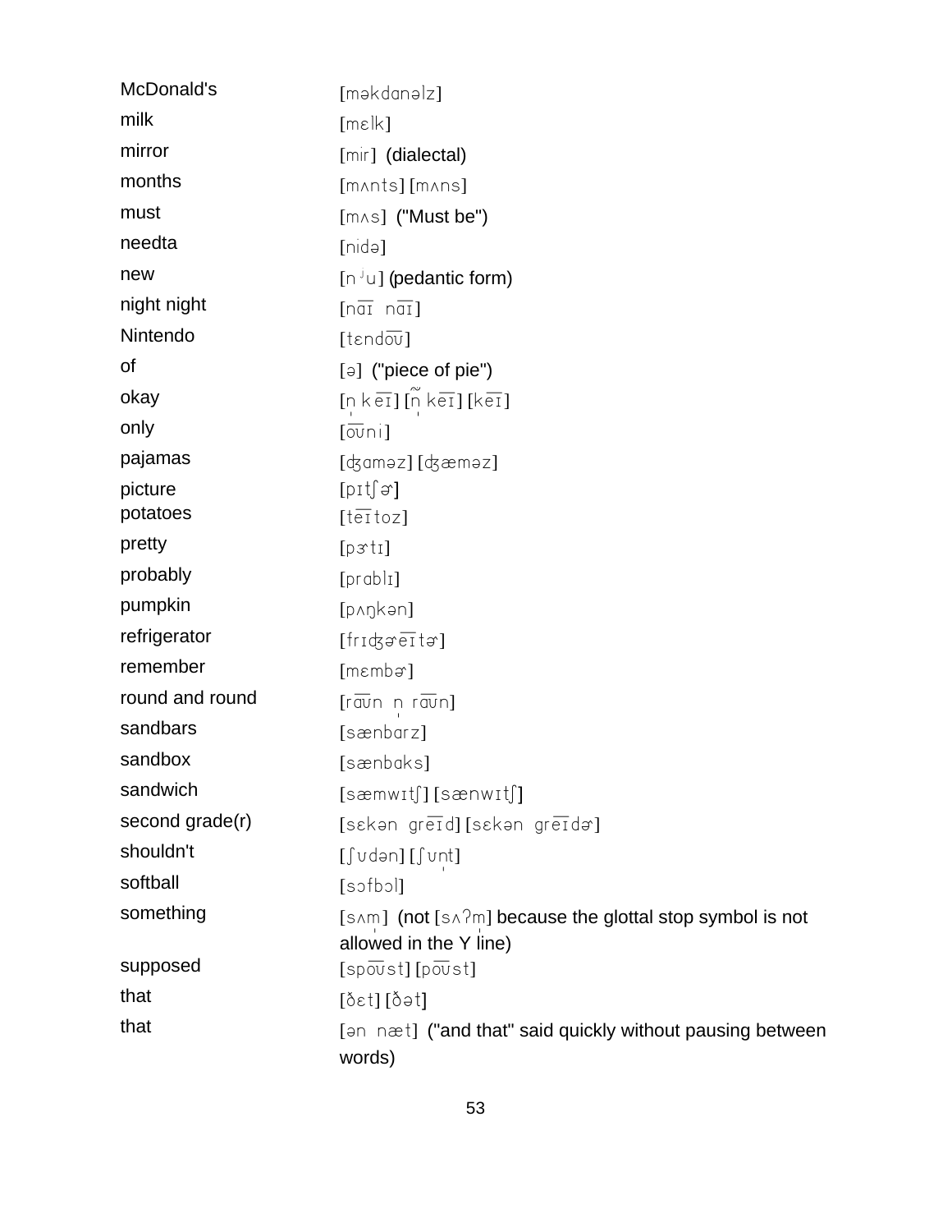| | |
|---|---|
| McDonald's | [məkdanəlz] |
| milk | [mɛlk] |
| mirror | [mir] (dialectal) |
| months | [mʌnts] [mʌns] |
| must | [mʌs] ("Must be") |
| needta | [nidə] |
| new | [nʲu] (pedantic form) |
| night night | [na͡ɪ na͡ɪ] |
| Nintendo | [tɛndo͡ʊ] |
| of | [ə] ("piece of pie") |
| okay | [n̩ ke͡ɪ] [ñ̩ ke͡ɪ] [ke͡ɪ] |
| only | [o͡ʊni] |
| pajamas | [ʤaməz] [ʤæməz] |
| picture | [pɪtʃɚ] |
| potatoes | [te͡ɪtoz] |
| pretty | [pɝtɪ] |
| probably | [prablɪ] |
| pumpkin | [pʌŋkən] |
| refrigerator | [frɪʤɚe͡ɪtɚ] |
| remember | [mɛmbɚ] |
| round and round | [ra͡ʊn n̩ ra͡ʊn] |
| sandbars | [sænbarz] |
| sandbox | [sænbaks] |
| sandwich | [sæmwɪtʃ] [sænwɪtʃ] |
| second grade(r) | [sɛkən gre͡ɪd] [sɛkən gre͡ɪdɚ] |
| shouldn't | [ʃʊdən] [ʃʊn̩t] |
| softball | [sɔfbɔl] |
| something | [sʌm̩] (not [sʌʔm̩] because the glottal stop symbol is not allowed in the Y line) |
| supposed | [spo͡ʊst] [po͡ʊst] |
| that | [ðɛt] [ð̊ət] |
| that | [ən næt] ("and that" said quickly without pausing between words) |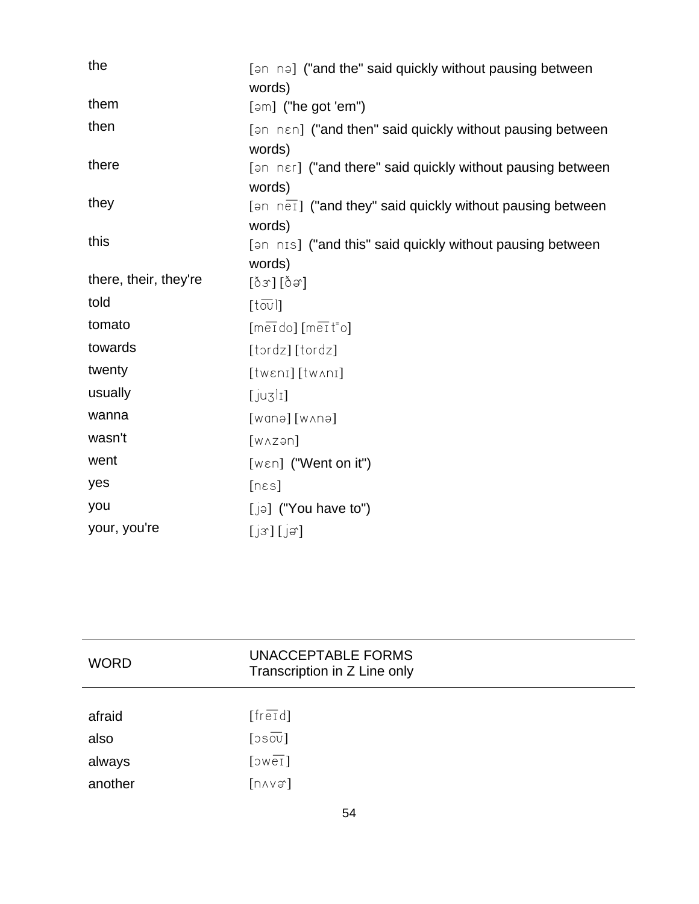| | |
|---|---|
| the | [ən nə] ("and the" said quickly without pausing between words) |
| them | [əm] ("he got 'em") |
| then | [ən nɛn] ("and then" said quickly without pausing between words) |
| there | [ən nɛr] ("and there" said quickly without pausing between words) |
| they | [ən ne͡ɪ] ("and they" said quickly without pausing between words) |
| this | [ən nɪs] ("and this" said quickly without pausing between words) |
| there, their, they're | [ðɝ] [ðɚ] |
| told | [to͡ʊl] |
| tomato | [me͡ɪdo] [me͡ɪt̚o] |
| towards | [tɔrdz] [tordz] |
| twenty | [twɛnɪ] [twʌnɪ] |
| usually | [juʒlɪ] |
| wanna | [wɑnə] [wʌnə] |
| wasn't | [wʌzən] |
| went | [wɛn] ("Went on it") |
| yes | [nɛs] |
| you | [jə] ("You have to") |
| your, you're | [jɝ] [jɚ] |

| WORD | UNACCEPTABLE FORMS<br>Transcription in Z Line only |
|---|---|
| afraid | [fre͡ɪd] |
| also | [ɔso͡ʊ] |
| always | [ɔwe͡ɪ] |
| another | [nʌvɚ] |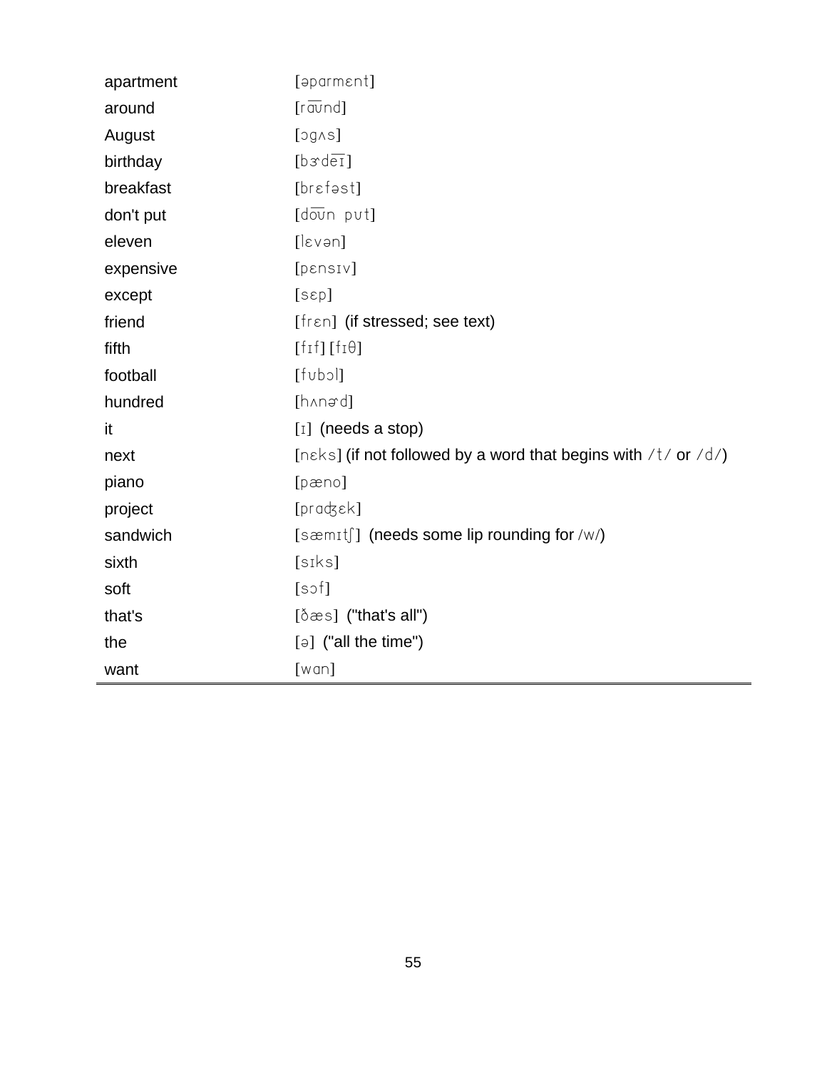| | |
|---|---|
| apartment | [əparmɛnt] |
| around | [ra͡ʊnd] |
| August | [ɔgʌs] |
| birthday | [bɝde͡ɪ] |
| breakfast | [brɛfəst] |
| don't put | [do͡ʊn pʊt] |
| eleven | [lɛvən] |
| expensive | [pɛnsɪv] |
| except | [sɛp] |
| friend | [frɛn] (if stressed; see text) |
| fifth | [fɪf] [fɪθ] |
| football | [fʊbɔl] |
| hundred | [hʌnɚd] |
| it | [ɪ] (needs a stop) |
| next | [nɛks] (if not followed by a word that begins with /t/ or /d/) |
| piano | [pæno] |
| project | [pradʒɛk] |
| sandwich | [sæmɪtʃ] (needs some lip rounding for /w/) |
| sixth | [sɪks] |
| soft | [sɔf] |
| that's | [ðæs] ("that's all") |
| the | [ə] ("all the time") |
| want | [wan] |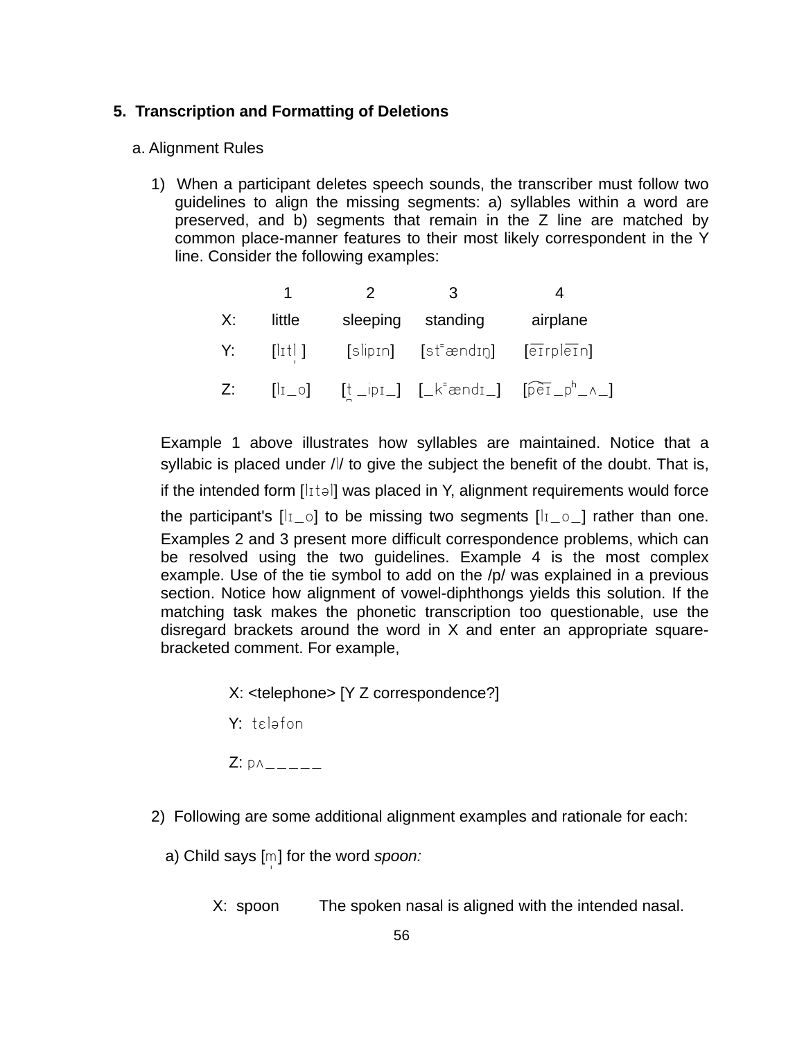**5. Transcription and Formatting of Deletions**

a. Alignment Rules

1) When a participant deletes speech sounds, the transcriber must follow two guidelines to align the missing segments: a) syllables within a word are preserved, and b) segments that remain in the Z line are matched by common place-manner features to their most likely correspondent in the Y line. Consider the following examples:

| | 1 | 2 | 3 | 4 |
|---|---|---|---|---|
| X: | little | sleeping | standing | airplane |
| Y: | [lɪtl̩] | [slipɪn] | [st⁼ændɪŋ] | [e͞ɪrple͞ɪn] |
| Z: | [lɪ_o] | [t̪͆_ipɪ_] | [_k⁼ændɪ_] | [p͡e͞ɪ_pʰ_ʌ_] |

Example 1 above illustrates how syllables are maintained. Notice that a syllabic is placed under /l/ to give the subject the benefit of the doubt. That is, if the intended form [lɪtəl] was placed in Y, alignment requirements would force the participant's [lɪ_o] to be missing two segments [lɪ_o_] rather than one. Examples 2 and 3 present more difficult correspondence problems, which can be resolved using the two guidelines. Example 4 is the most complex example. Use of the tie symbol to add on the /p/ was explained in a previous section. Notice how alignment of vowel-diphthongs yields this solution. If the matching task makes the phonetic transcription too questionable, use the disregard brackets around the word in X and enter an appropriate square-bracketed comment. For example,

X: <telephone> [Y Z correspondence?]

Y: tɛləfon

Z: pʌ_____

2) Following are some additional alignment examples and rationale for each:

a) Child says [m̩] for the word *spoon:*

X: spoon     The spoken nasal is aligned with the intended nasal.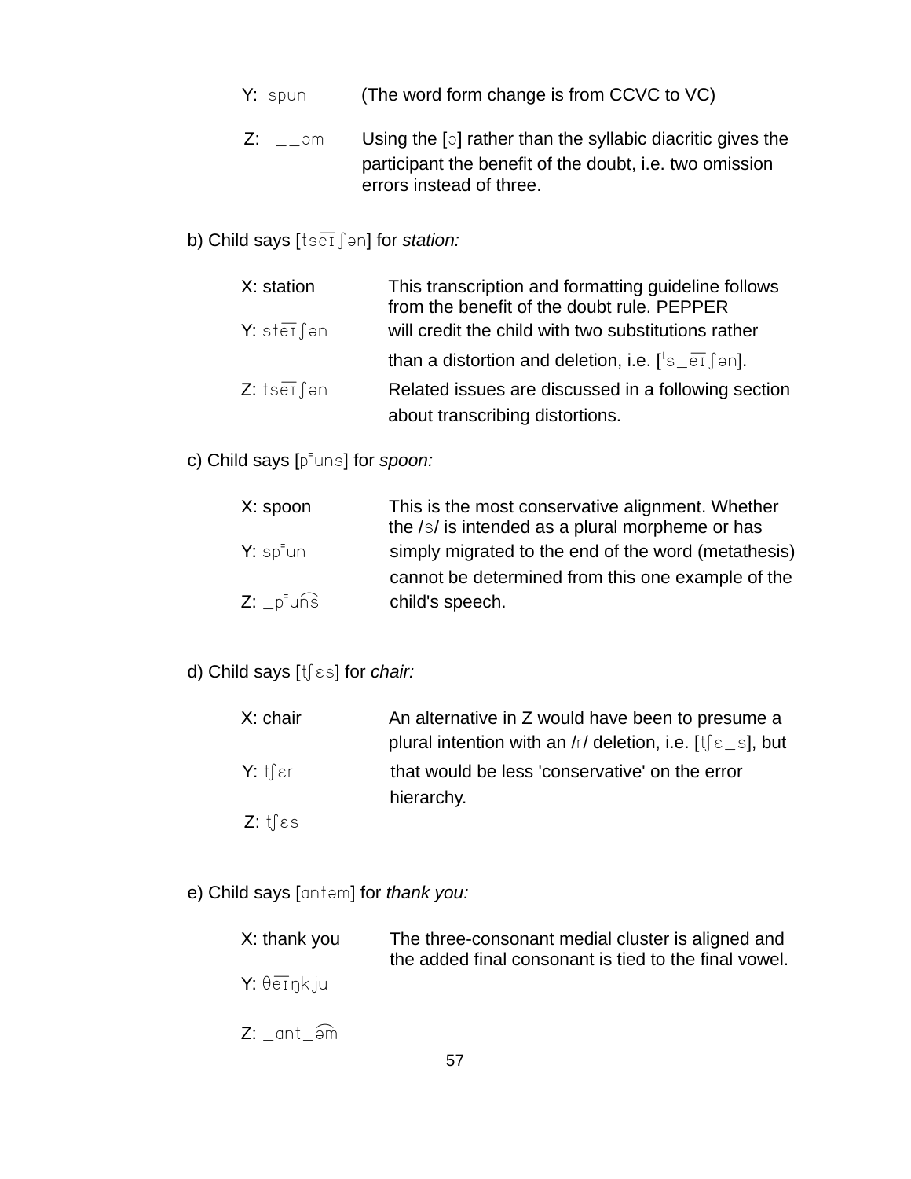Y: spun (The word form change is from CCVC to VC)

Z: _ _əm Using the [ə] rather than the syllabic diacritic gives the participant the benefit of the doubt, i.e. two omission errors instead of three.

b) Child says [ts͡eɪʃən] for *station:*

X: station

Y: st͡eɪʃən

Z: ts͡eɪʃən

This transcription and formatting guideline follows from the benefit of the doubt rule. PEPPER will credit the child with two substitutions rather than a distortion and deletion, i.e. [ᵗs_͡eɪʃən]. Related issues are discussed in a following section about transcribing distortions.

c) Child says [p⁼uns] for *spoon:*

X: spoon

Y: sp⁼un

Z: _p⁼u͡ns

This is the most conservative alignment. Whether the /s/ is intended as a plural morpheme or has simply migrated to the end of the word (metathesis) cannot be determined from this one example of the child's speech.

d) Child says [tʃɛs] for *chair:*

X: chair

Y: tʃɛr

Z: tʃɛs

An alternative in Z would have been to presume a plural intention with an /r/ deletion, i.e. [tʃɛ_s], but that would be less 'conservative' on the error hierarchy.

e) Child says [ɑntəm] for *thank you:*

X: thank you

Y: θ͡eɪŋkju

Z: _ɑnt_͡əm

The three-consonant medial cluster is aligned and the added final consonant is tied to the final vowel.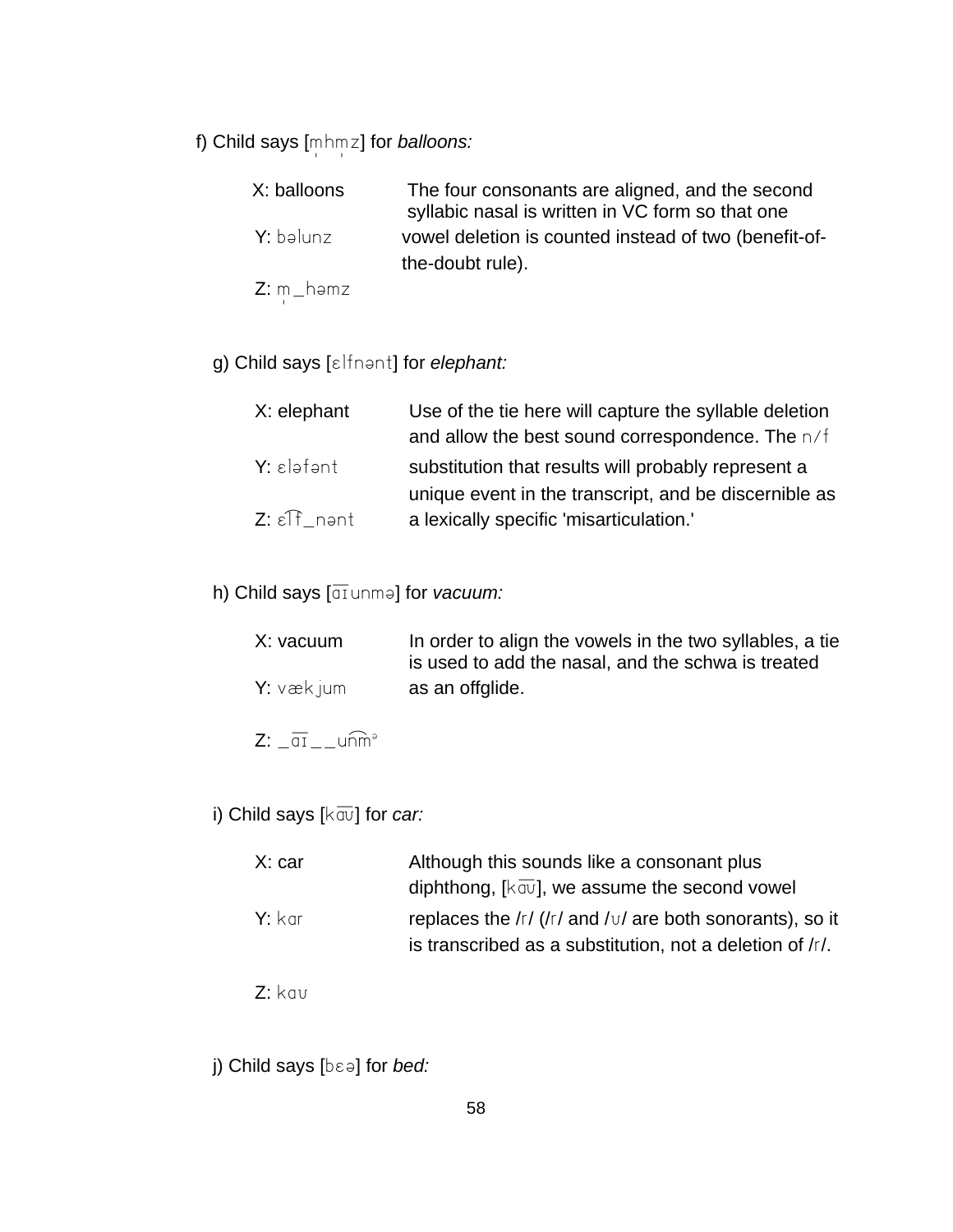f) Child says [m̩hm̩z] for *balloons:*

X: balloons

Y: bəlunz

Z: m̩_həmz

The four consonants are aligned, and the second syllabic nasal is written in VC form so that one vowel deletion is counted instead of two (benefit-of-the-doubt rule).

g) Child says [ɛlfnənt] for *elephant:*

X: elephant

Y: ɛləfənt

Z: ɛ͡lf_nənt

Use of the tie here will capture the syllable deletion and allow the best sound correspondence. The n/f substitution that results will probably represent a unique event in the transcript, and be discernible as a lexically specific 'misarticulation.'

h) Child says [a͡ɪunmə] for *vacuum:*

X: vacuum

Y: vækjum

Z: _a͡ɪ__un͡mᵊ

In order to align the vowels in the two syllables, a tie is used to add the nasal, and the schwa is treated as an offglide.

i) Child says [ka͡ʊ] for *car:*

X: car

Y: kar

Z: kaʊ

Although this sounds like a consonant plus diphthong, [ka͡ʊ], we assume the second vowel replaces the /r/ (/r/ and /ʊ/ are both sonorants), so it is transcribed as a substitution, not a deletion of /r/.

j) Child says [bɛə] for *bed:*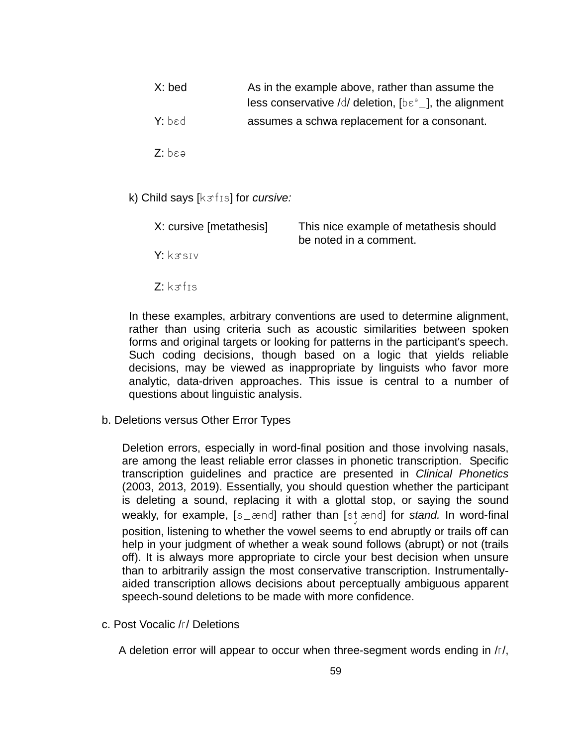X: bed

Y: bɛd

Z: bɛə

As in the example above, rather than assume the less conservative /d/ deletion, [bɛᵊ_], the alignment assumes a schwa replacement for a consonant.

k) Child says [kɝfɪs] for *cursive:*

X: cursive [metathesis]

Y: kɝsɪv

Z: kɝfɪs

This nice example of metathesis should be noted in a comment.

In these examples, arbitrary conventions are used to determine alignment, rather than using criteria such as acoustic similarities between spoken forms and original targets or looking for patterns in the participant's speech. Such coding decisions, though based on a logic that yields reliable decisions, may be viewed as inappropriate by linguists who favor more analytic, data-driven approaches. This issue is central to a number of questions about linguistic analysis.

b. Deletions versus Other Error Types

Deletion errors, especially in word-final position and those involving nasals, are among the least reliable error classes in phonetic transcription. Specific transcription guidelines and practice are presented in *Clinical Phonetics* (2003, 2013, 2019). Essentially, you should question whether the participant is deleting a sound, replacing it with a glottal stop, or saying the sound weakly, for example, [s_ænd] rather than [st̬ ænd] for *stand.* In word-final position, listening to whether the vowel seems to end abruptly or trails off can help in your judgment of whether a weak sound follows (abrupt) or not (trails off). It is always more appropriate to circle your best decision when unsure than to arbitrarily assign the most conservative transcription. Instrumentally-aided transcription allows decisions about perceptually ambiguous apparent speech-sound deletions to be made with more confidence.

c. Post Vocalic /r/ Deletions

A deletion error will appear to occur when three-segment words ending in /r/,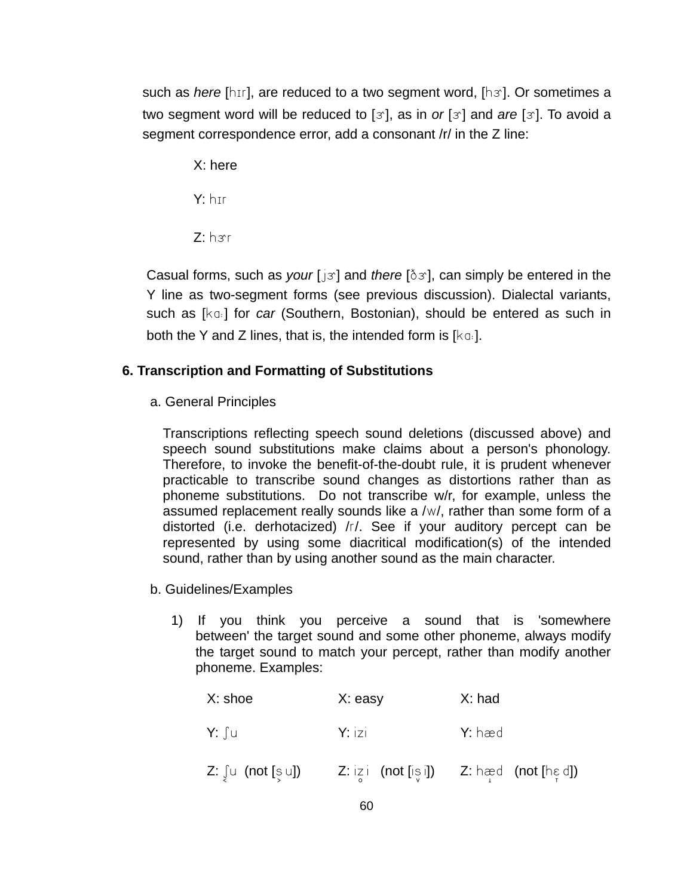such as *here* [hɪr], are reduced to a two segment word, [hɝ]. Or sometimes a two segment word will be reduced to [ɝ], as in *or* [ɝ] and *are* [ɝ]. To avoid a segment correspondence error, add a consonant /r/ in the Z line:

X: here

Y: hɪr

Z: hɝr

Casual forms, such as *your* [jɝ] and *there* [ðɝ], can simply be entered in the Y line as two-segment forms (see previous discussion). Dialectal variants, such as [kɑː] for *car* (Southern, Bostonian), should be entered as such in both the Y and Z lines, that is, the intended form is [kɑː].

## 6. Transcription and Formatting of Substitutions

### a. General Principles

Transcriptions reflecting speech sound deletions (discussed above) and speech sound substitutions make claims about a person's phonology. Therefore, to invoke the benefit-of-the-doubt rule, it is prudent whenever practicable to transcribe sound changes as distortions rather than as phoneme substitutions. Do not transcribe w/r, for example, unless the assumed replacement really sounds like a /w/, rather than some form of a distorted (i.e. derhotacized) /r/. See if your auditory percept can be represented by using some diacritical modification(s) of the intended sound, rather than by using another sound as the main character.

### b. Guidelines/Examples

1) If you think you perceive a sound that is 'somewhere between' the target sound and some other phoneme, always modify the target sound to match your percept, rather than modify another phoneme. Examples:

| X: shoe | X: easy | X: had |
|---|---|---|
| Y: ʃu | Y: izi | Y: hæd |
| Z: ʃ̜u (not [s̹u]) | Z: iz̥i (not [is̬i]) | Z: hæ̞d (not [hɛ̝d]) |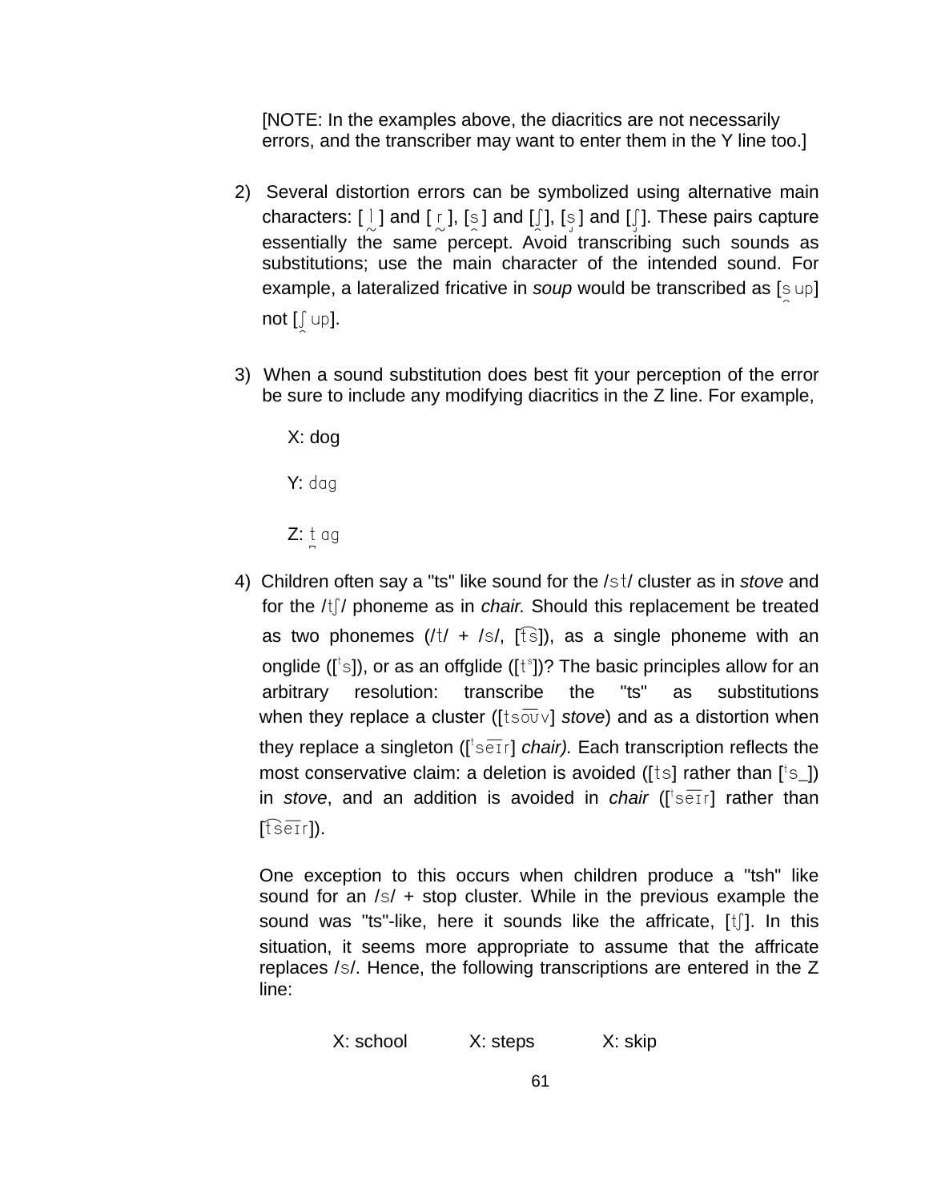[NOTE: In the examples above, the diacritics are not necessarily errors, and the transcriber may want to enter them in the Y line too.]

2) Several distortion errors can be symbolized using alternative main characters: [ l̴ ] and [ r̴ ], [s̯] and [ʃ̯], [s̡] and [ʃ̡]. These pairs capture essentially the same percept. Avoid transcribing such sounds as substitutions; use the main character of the intended sound. For example, a lateralized fricative in *soup* would be transcribed as [s̯up] not [ʃ̯up].

3) When a sound substitution does best fit your perception of the error be sure to include any modifying diacritics in the Z line. For example,

   X: dog

   Y: dag

   Z: t̺ag

4) Children often say a "ts" like sound for the /st/ cluster as in *stove* and for the /tʃ/ phoneme as in *chair.* Should this replacement be treated as two phonemes (/t/ + /s/, [t͡s]), as a single phoneme with an onglide ([ᵗs]), or as an offglide ([tˢ])? The basic principles allow for an arbitrary resolution: transcribe the "ts" as substitutions when they replace a cluster ([tso͞ʊv] *stove*) and as a distortion when they replace a singleton ([ᵗse͞ɪr] *chair).* Each transcription reflects the most conservative claim: a deletion is avoided ([ts] rather than [ᵗs_]) in *stove*, and an addition is avoided in *chair* ([ᵗse͞ɪr] rather than [t͡se͞ɪr]).

   One exception to this occurs when children produce a "tsh" like sound for an /s/ + stop cluster. While in the previous example the sound was "ts"-like, here it sounds like the affricate, [tʃ]. In this situation, it seems more appropriate to assume that the affricate replaces /s/. Hence, the following transcriptions are entered in the Z line:

   X: school      X: steps      X: skip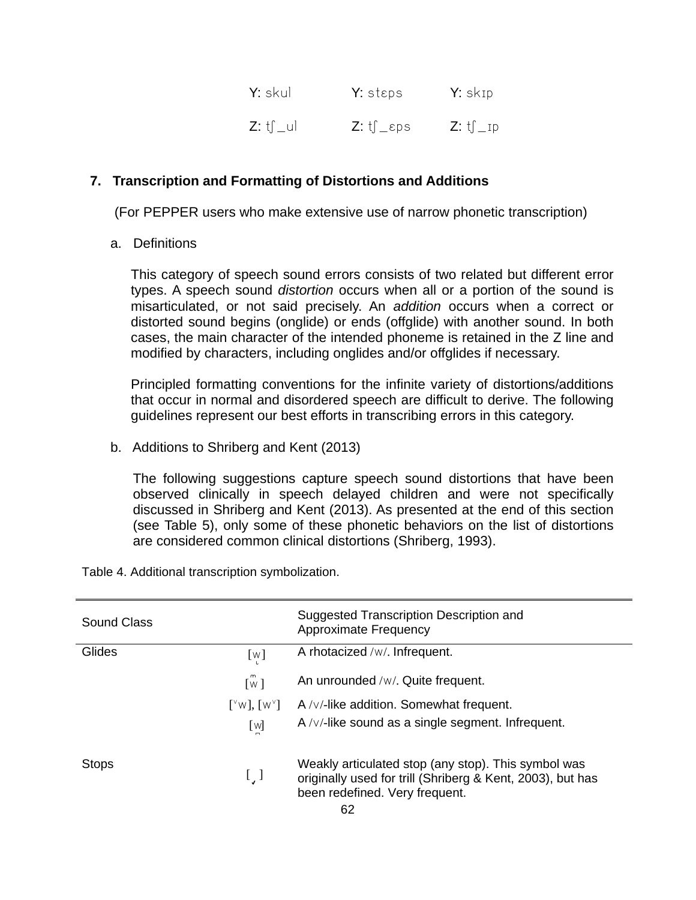| Y: skul | Y: stɛps | Y: skɪp |
|---|---|---|
| Z: tʃ_ul | Z: tʃ_ɛps | Z: tʃ_ɪp |

## 7. Transcription and Formatting of Distortions and Additions

(For PEPPER users who make extensive use of narrow phonetic transcription)

### a. Definitions

This category of speech sound errors consists of two related but different error types. A speech sound *distortion* occurs when all or a portion of the sound is misarticulated, or not said precisely. An *addition* occurs when a correct or distorted sound begins (onglide) or ends (offglide) with another sound. In both cases, the main character of the intended phoneme is retained in the Z line and modified by characters, including onglides and/or offglides if necessary.

Principled formatting conventions for the infinite variety of distortions/additions that occur in normal and disordered speech are difficult to derive. The following guidelines represent our best efforts in transcribing errors in this category.

### b. Additions to Shriberg and Kent (2013)

The following suggestions capture speech sound distortions that have been observed clinically in speech delayed children and were not specifically discussed in Shriberg and Kent (2013). As presented at the end of this section (see Table 5), only some of these phonetic behaviors on the list of distortions are considered common clinical distortions (Shriberg, 1993).

Table 4. Additional transcription symbolization.

| Sound Class | | Suggested Transcription Description and Approximate Frequency |
|---|---|---|
| Glides | [w˞] | A rhotacized /w/. Infrequent. |
| | [w̜] | An unrounded /w/. Quite frequent. |
| | [ᵛw], [wᵛ] | A /v/-like addition. Somewhat frequent. |
| | [w̪] | A /v/-like sound as a single segment. Infrequent. |
| Stops | [ ̬ ] | Weakly articulated stop (any stop). This symbol was originally used for trill (Shriberg & Kent, 2003), but has been redefined. Very frequent. |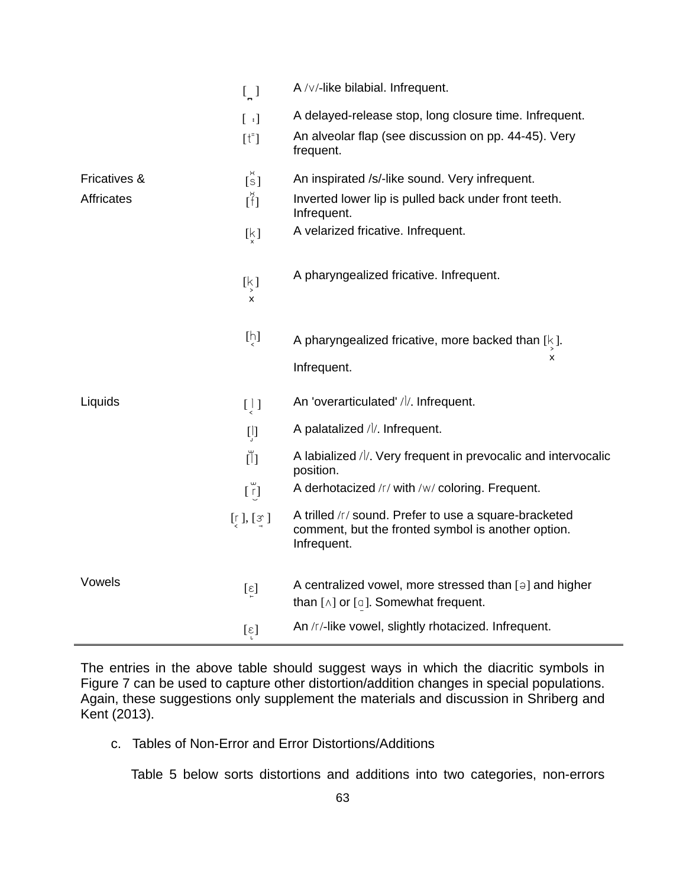| | | |
|---|---|---|
| | [ ̫ ] | A /v/-like bilabial. Infrequent. |
| | [ ː] | A delayed-release stop, long closure time. Infrequent. |
| | [t̬] | An alveolar flap (see discussion on pp. 44-45). Very frequent. |
| Fricatives & | [s̆] | An inspirated /s/-like sound. Very infrequent. |
| Affricates | [f̆] | Inverted lower lip is pulled back under front teeth. Infrequent. |
| | [k̬] | A velarized fricative. Infrequent. |
| | [k̬] | A pharyngealized fricative. Infrequent. |
| | [h̠] | A pharyngealized fricative, more backed than [k̬]. Infrequent. |
| Liquids | [ l̠ ] | An 'overarticulated' /l/. Infrequent. |
| | [l̡] | A palatalized /l/. Infrequent. |
| | [l̫] | A labialized /l/. Very frequent in prevocalic and intervocalic position. |
| | [ r̫ ] | A derhotacized /r/ with /w/ coloring. Frequent. |
| | [r̠ ], [ɝ̠ ] | A trilled /r/ sound. Prefer to use a square-bracketed comment, but the fronted symbol is another option. Infrequent. |
| Vowels | [ɛ̝] | A centralized vowel, more stressed than [ə] and higher than [ʌ] or [ɑ̠]. Somewhat frequent. |
| | [ɛ˞] | An /r/-like vowel, slightly rhotacized. Infrequent. |

The entries in the above table should suggest ways in which the diacritic symbols in Figure 7 can be used to capture other distortion/addition changes in special populations. Again, these suggestions only supplement the materials and discussion in Shriberg and Kent (2013).

c. Tables of Non-Error and Error Distortions/Additions

Table 5 below sorts distortions and additions into two categories, non-errors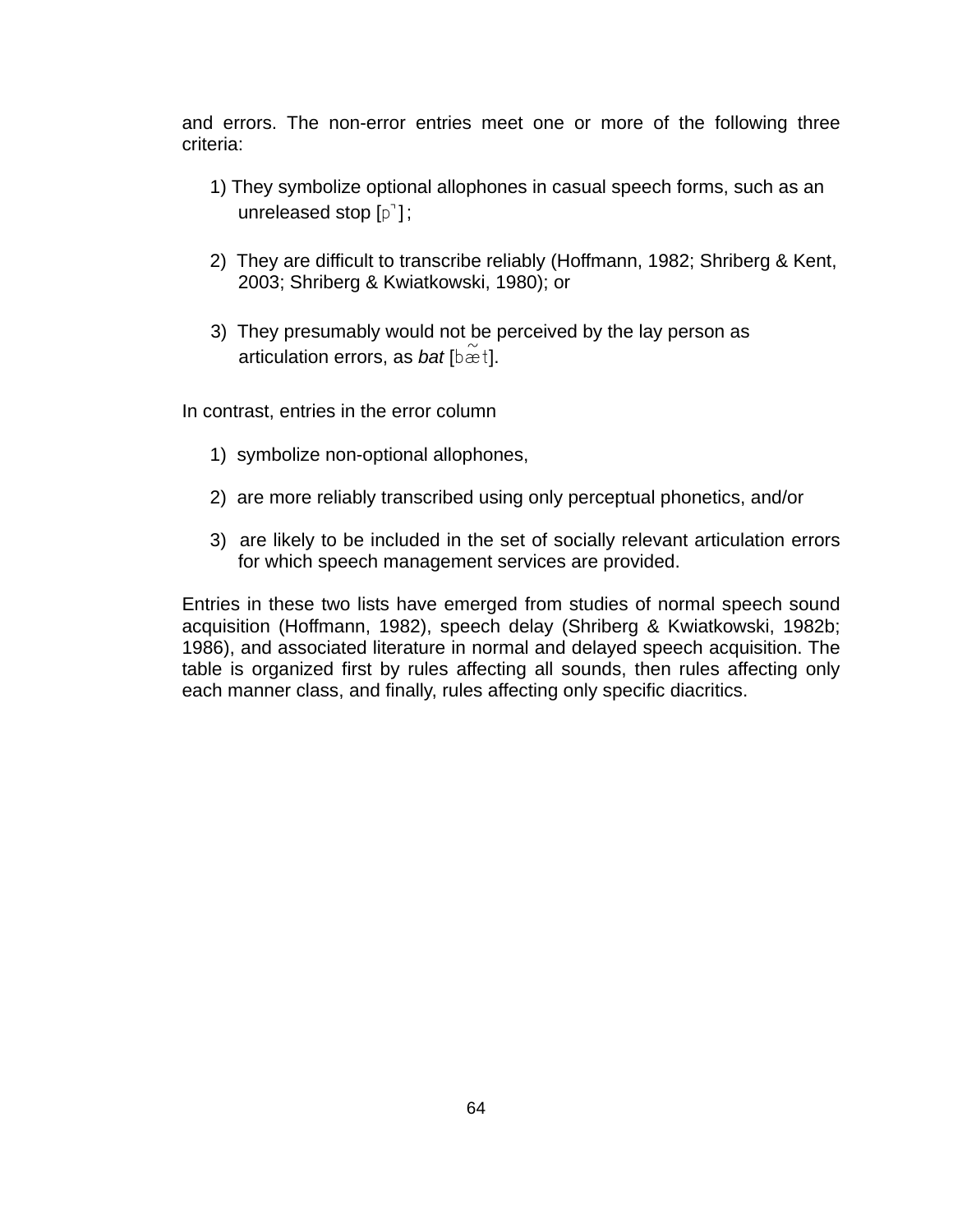and errors. The non-error entries meet one or more of the following three criteria:

1) They symbolize optional allophones in casual speech forms, such as an unreleased stop [p̚];

2) They are difficult to transcribe reliably (Hoffmann, 1982; Shriberg & Kent, 2003; Shriberg & Kwiatkowski, 1980); or

3) They presumably would not be perceived by the lay person as articulation errors, as *bat* [bæ̃t].

In contrast, entries in the error column

1) symbolize non-optional allophones,

2) are more reliably transcribed using only perceptual phonetics, and/or

3) are likely to be included in the set of socially relevant articulation errors for which speech management services are provided.

Entries in these two lists have emerged from studies of normal speech sound acquisition (Hoffmann, 1982), speech delay (Shriberg & Kwiatkowski, 1982b; 1986), and associated literature in normal and delayed speech acquisition. The table is organized first by rules affecting all sounds, then rules affecting only each manner class, and finally, rules affecting only specific diacritics.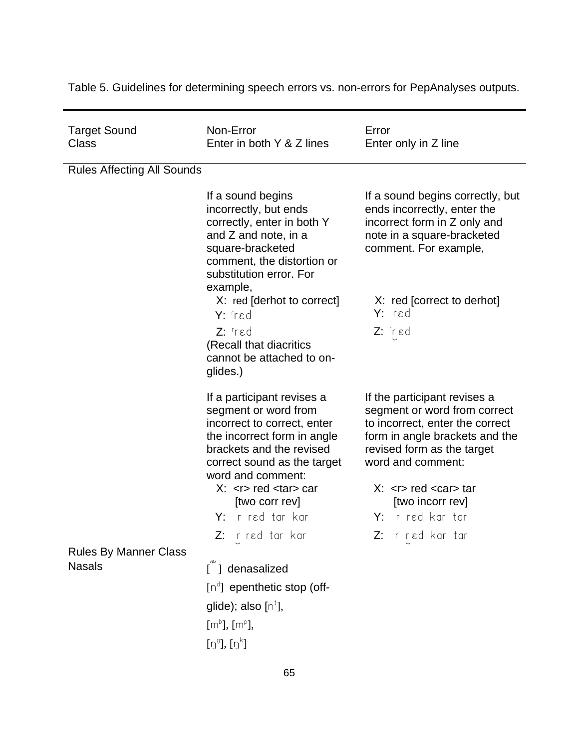Table 5. Guidelines for determining speech errors vs. non-errors for PepAnalyses outputs.

| Target Sound Class | Non-Error<br>Enter in both Y & Z lines | Error<br>Enter only in Z line |
|---|---|---|
| Rules Affecting All Sounds | | |
| | If a sound begins incorrectly, but ends correctly, enter in both Y and Z and note, in a square-bracketed comment, the distortion or substitution error. For example,<br>X: red [derhot to correct]<br>Y: ʳrɛd<br>Z: ʳrɛd<br>(Recall that diacritics cannot be attached to on-glides.) | If a sound begins correctly, but ends incorrectly, enter the incorrect form in Z only and note in a square-bracketed comment. For example,<br>X: red [correct to derhot]<br>Y: rɛd<br>Z: ʳr̯ɛd |
| | If a participant revises a segment or word from incorrect to correct, enter the incorrect form in angle brackets and the revised correct sound as the target word and comment:<br>X: <r> red <tar> car [two corr rev]<br>Y: r rɛd tar kar<br>Z: r̯ rɛd tar kar | If the participant revises a segment or word from correct to incorrect, enter the correct form in angle brackets and the revised form as the target word and comment:<br>X: <r> red <car> tar [two incorr rev]<br>Y: r rɛd kar tar<br>Z: r r̯ɛd kar tar |
| Rules By Manner Class | | |
| Nasals | [ ̃ ] denasalized<br>[nᵈ] epenthetic stop (off-glide); also [nᵗ], [mᵇ], [mᵖ], [ŋᵍ], [ŋᵏ] | |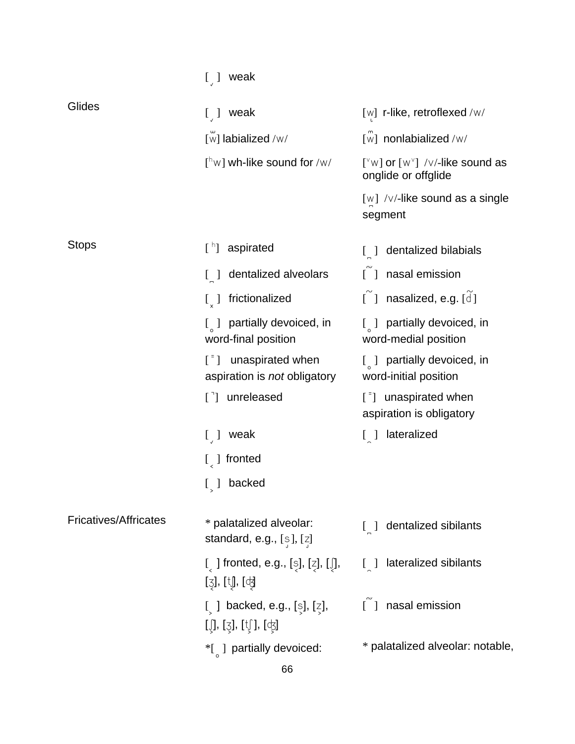| | | |
|---|---|---|
| | [ ̬ ] weak | |
| Glides | [ ̬ ] weak | [w̢] r-like, retroflexed /w/ |
| | [w̫] labialized /w/ | [w͑] nonlabialized /w/ |
| | [ʰw] wh-like sound for /w/ | [ᵛw] or [wᵛ] /v/-like sound as onglide or offglide |
| | | [w̪] /v/-like sound as a single segment |
| Stops | [ ʰ] aspirated | [ ̪ ] dentalized bilabials |
| | [ ̪ ] dentalized alveolars | [ ͌ ] nasal emission |
| | [ ͓ ] frictionalized | [ ̃ ] nasalized, e.g. [d̃] |
| | [ ̥ ] partially devoiced, in word-final position | [ ̥ ] partially devoiced, in word-medial position |
| | [ ⁼] unaspirated when aspiration is *not* obligatory | [ ̥ ] partially devoiced, in word-initial position |
| | [ ̚] unreleased | [ ⁼] unaspirated when aspiration is obligatory |
| | [ ̬ ] weak | [ ͜ ] lateralized |
| | [ ˂ ] fronted | |
| | [ ˃ ] backed | |
| Fricatives/Affricates | * palatalized alveolar: standard, e.g., [s̡], [z̡] | [ ̪ ] dentalized sibilants |
| | [ ˂ ] fronted, e.g., [s˂], [z˂], [ʃ˂], [ʒ˂], [tʃ˂], [ʤ˂] | [ ͜ ] lateralized sibilants |
| | [ ˃ ] backed, e.g., [s˃], [z˃], [ʃ˃], [ʒ˃], [tʃ˃], [ʤ˃] | [ ͌ ] nasal emission |
| | *[ ̥ ] partially devoiced: | * palatalized alveolar: notable, |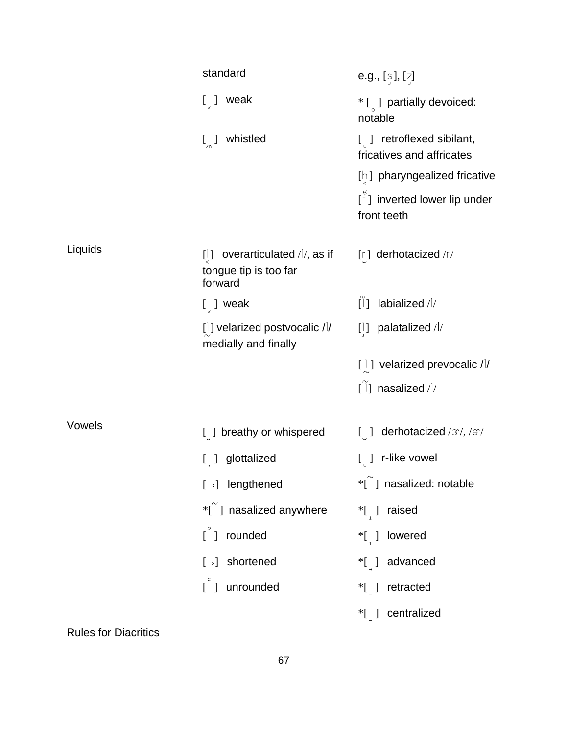| | | |
|---|---|---|
| | standard | e.g., [s̡], [z̡] |
| | [ ̬ ] weak | * [ ̥ ] partially devoiced: notable |
| | [ ͎ ] whistled | [ ̢ ] retroflexed sibilant, fricatives and affricates |
| | | [h̠] pharyngealized fricative |
| | | [f̆] inverted lower lip under front teeth |
| Liquids | [l̟] overarticulated /l/, as if tongue tip is too far forward | [ɾ̮] derhotacized /r/ |
| | [ ̬ ] weak | [lʷ] labialized /l/ |
| | [l̰] velarized postvocalic /l/ medially and finally | [l̡] palatalized /l/ |
| | | [ l̰ ] velarized prevocalic /l/ |
| | | [l̃] nasalized /l/ |
| Vowels | [ ̤ ] breathy or whispered | [ ̮ ] derhotacized /ɝ/, /ɚ/ |
| | [ ̣ ] glottalized | [ ̢ ] r-like vowel |
| | [ ː] lengthened | *[ ̃ ] nasalized: notable |
| | *[ ̃ ] nasalized anywhere | *[ ̝ ] raised |
| | [ ͗ ] rounded | *[ ̞ ] lowered |
| | [ ˃] shortened | *[ ˖ ] advanced |
| | [ ͑ ] unrounded | *[ ˗ ] retracted |
| | | *[ ̄ ] centralized |

Rules for Diacritics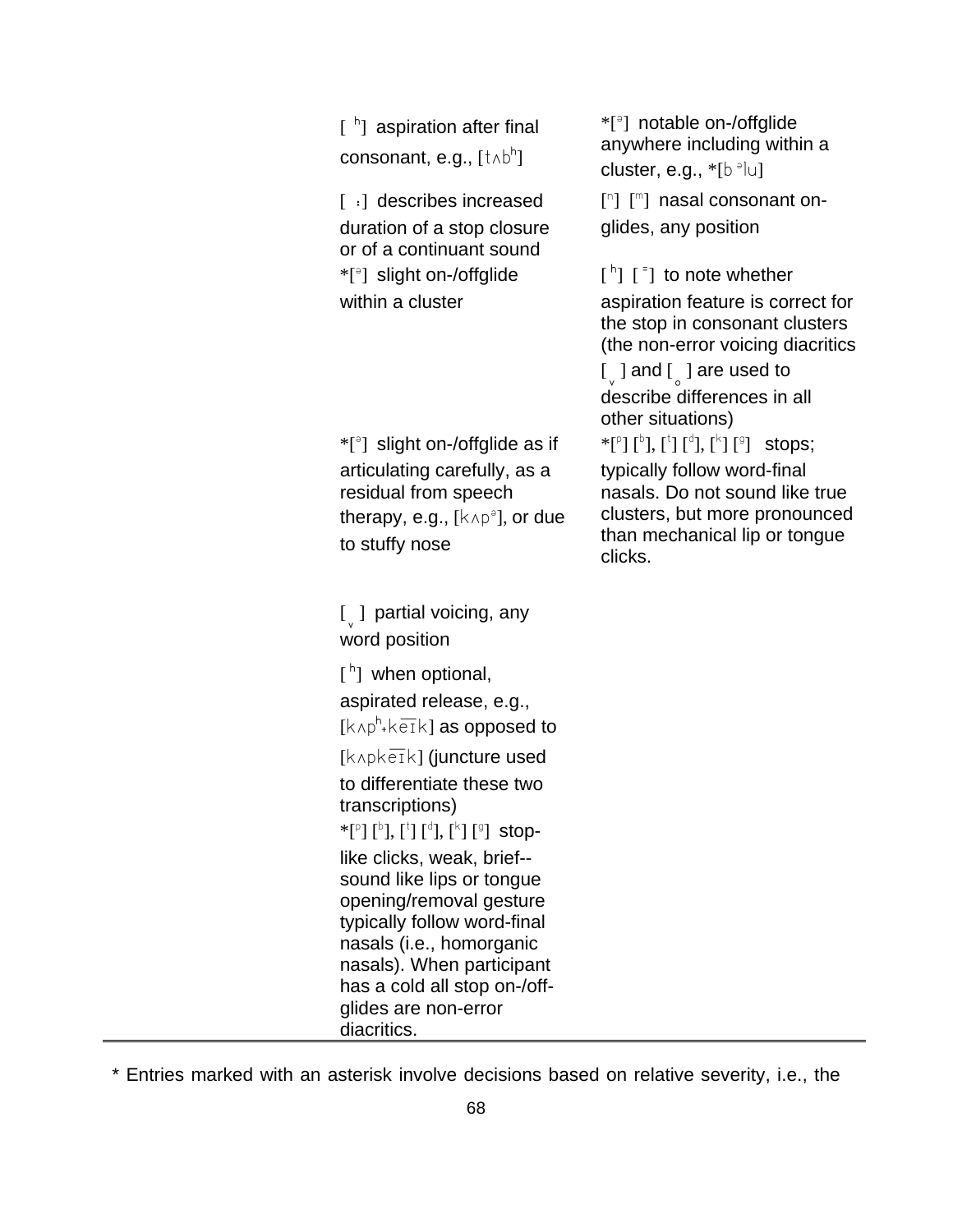| | |
|---|---|
| [ ʰ] aspiration after final consonant, e.g., [tʌbʰ] | *[ᵊ] notable on-/offglide anywhere including within a cluster, e.g., *[bᵊlu] |
| [ ː] describes increased duration of a stop closure or of a continuant sound | [ⁿ] [ᵐ] nasal consonant on-glides, any position |
| *[ᵊ] slight on-/offglide within a cluster | [ʰ] [ ⁼] to note whether aspiration feature is correct for the stop in consonant clusters (the non-error voicing diacritics [ ̬ ] and [ ̥ ] are used to describe differences in all other situations) |
| *[ᵊ] slight on-/offglide as if articulating carefully, as a residual from speech therapy, e.g., [kʌpᵊ], or due to stuffy nose | *[ᵖ] [ᵇ], [ᵗ] [ᵈ], [ᵏ] [ᵍ] stops; typically follow word-final nasals. Do not sound like true clusters, but more pronounced than mechanical lip or tongue clicks. |
| [ ̬ ] partial voicing, any word position | |
| [ʰ] when optional, aspirated release, e.g., [kʌpʰ+keɪk] as opposed to [kʌpkeɪk] (juncture used to differentiate these two transcriptions) | |
| *[ᵖ] [ᵇ], [ᵗ] [ᵈ], [ᵏ] [ᵍ] stop-like clicks, weak, brief--sound like lips or tongue opening/removal gesture typically follow word-final nasals (i.e., homorganic nasals). When participant has a cold all stop on-/off-glides are non-error diacritics. | |

* Entries marked with an asterisk involve decisions based on relative severity, i.e., the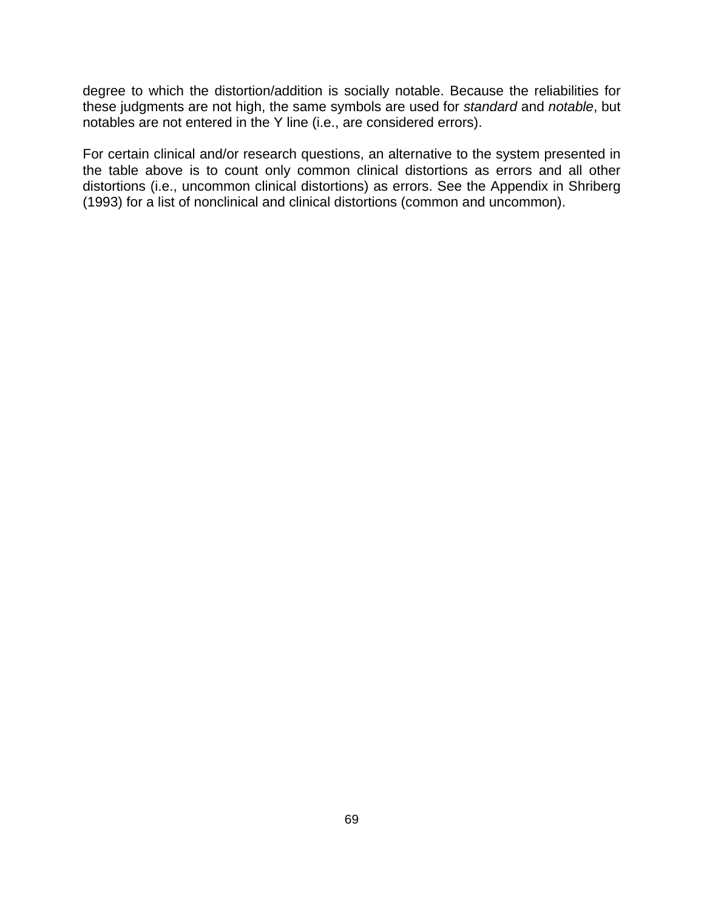degree to which the distortion/addition is socially notable. Because the reliabilities for these judgments are not high, the same symbols are used for *standard* and *notable*, but notables are not entered in the Y line (i.e., are considered errors).

For certain clinical and/or research questions, an alternative to the system presented in the table above is to count only common clinical distortions as errors and all other distortions (i.e., uncommon clinical distortions) as errors. See the Appendix in Shriberg (1993) for a list of nonclinical and clinical distortions (common and uncommon).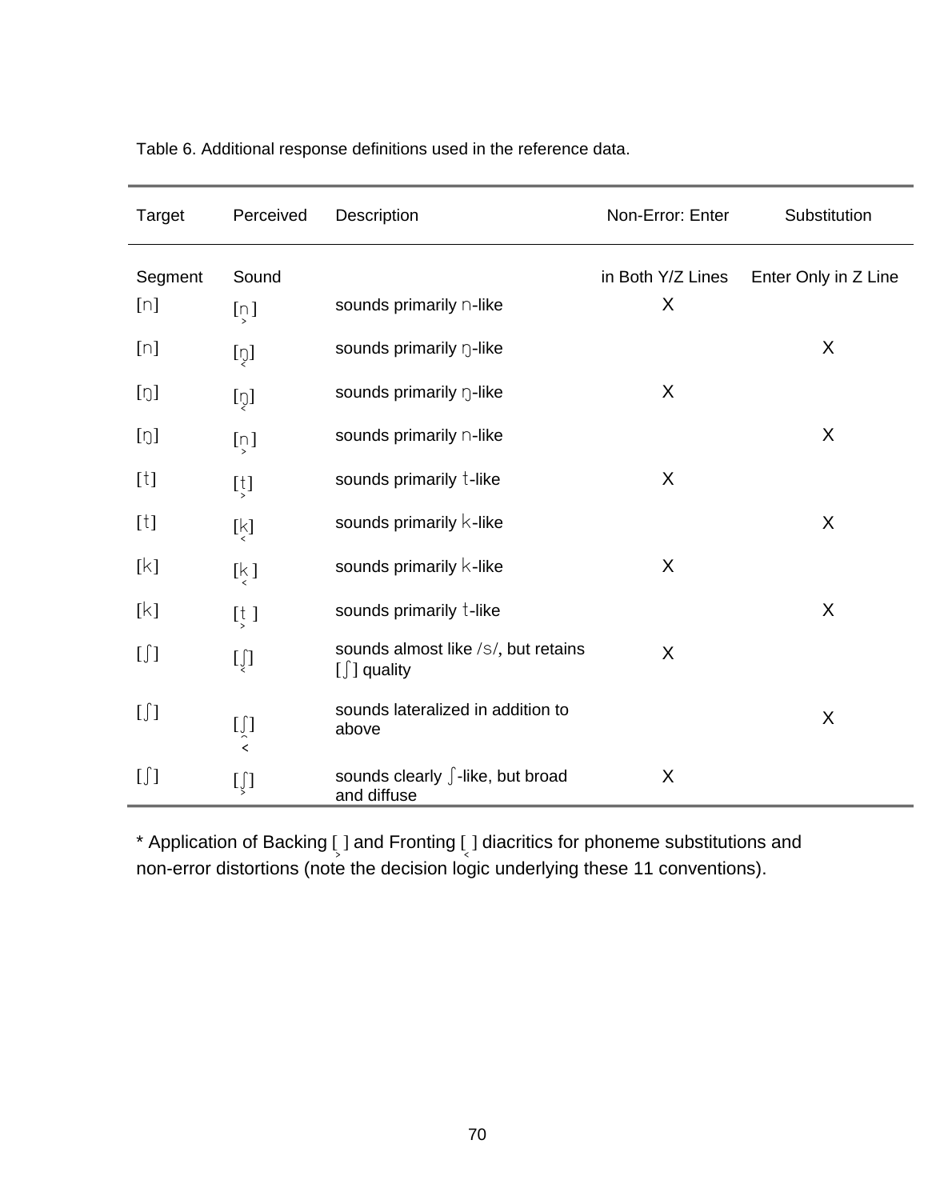Table 6. Additional response definitions used in the reference data.

| Target Segment | Perceived Sound | Description | Non-Error: Enter in Both Y/Z Lines | Substitution Enter Only in Z Line |
|---|---|---|---|---|
| [n] | [n̠] | sounds primarily n-like | X | |
| [n] | [ŋ̟] | sounds primarily ŋ-like | | X |
| [ŋ] | [ŋ̟] | sounds primarily ŋ-like | X | |
| [ŋ] | [n̠] | sounds primarily n-like | | X |
| [t] | [t̠] | sounds primarily t-like | X | |
| [t] | [k̟] | sounds primarily k-like | | X |
| [k] | [k̟] | sounds primarily k-like | X | |
| [k] | [t̠] | sounds primarily t-like | | X |
| [ʃ] | [ʃ̟] | sounds almost like /s/, but retains [ʃ] quality | X | |
| [ʃ] | [ʃ̟͡] | sounds lateralized in addition to above | | X |
| [ʃ] | [ʃ̠] | sounds clearly ʃ-like, but broad and diffuse | X | |

* Application of Backing [ ̠ ] and Fronting [ ̟ ] diacritics for phoneme substitutions and non-error distortions (note the decision logic underlying these 11 conventions).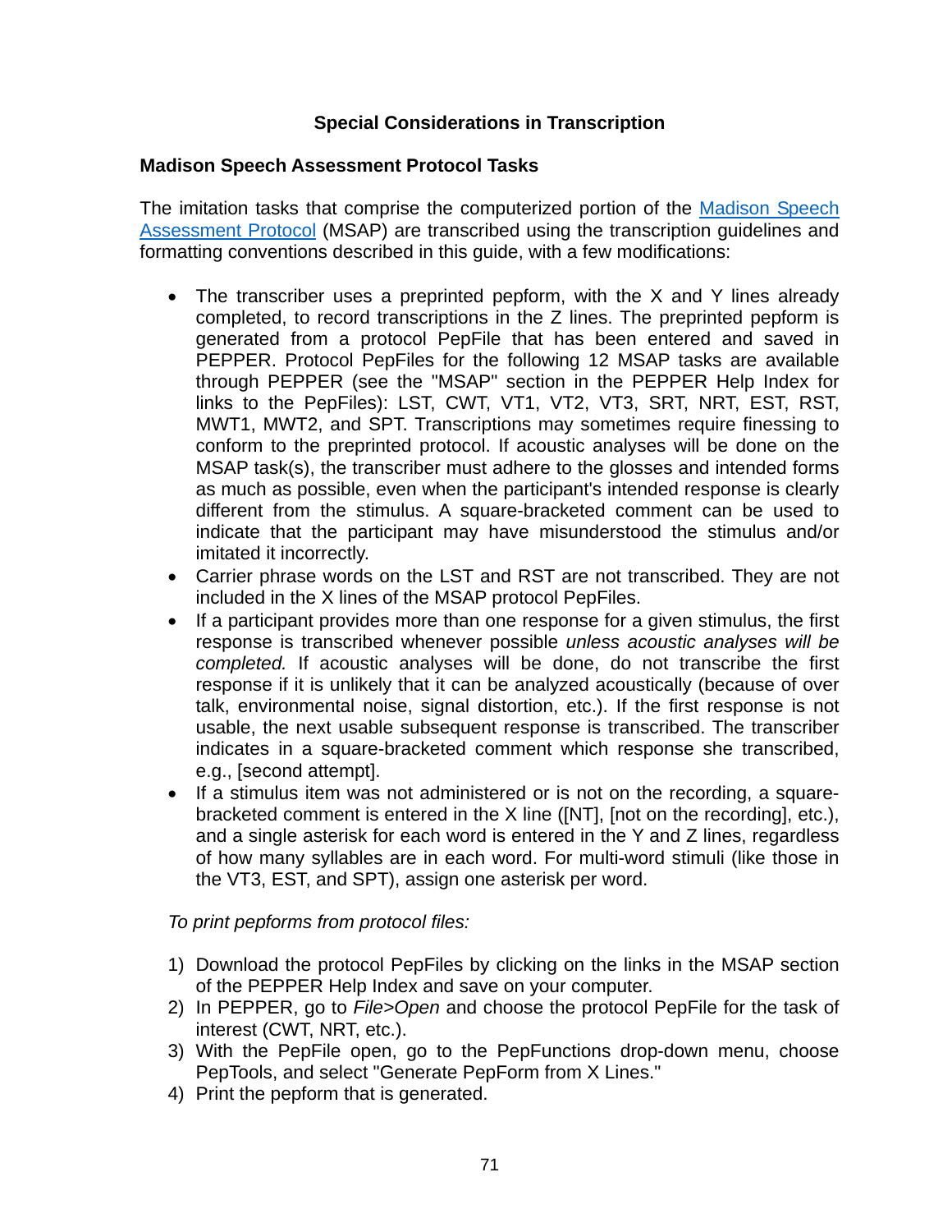## Special Considerations in Transcription

### Madison Speech Assessment Protocol Tasks

The imitation tasks that comprise the computerized portion of the Madison Speech Assessment Protocol (MSAP) are transcribed using the transcription guidelines and formatting conventions described in this guide, with a few modifications:

- The transcriber uses a preprinted pepform, with the X and Y lines already completed, to record transcriptions in the Z lines. The preprinted pepform is generated from a protocol PepFile that has been entered and saved in PEPPER. Protocol PepFiles for the following 12 MSAP tasks are available through PEPPER (see the "MSAP" section in the PEPPER Help Index for links to the PepFiles): LST, CWT, VT1, VT2, VT3, SRT, NRT, EST, RST, MWT1, MWT2, and SPT. Transcriptions may sometimes require finessing to conform to the preprinted protocol. If acoustic analyses will be done on the MSAP task(s), the transcriber must adhere to the glosses and intended forms as much as possible, even when the participant's intended response is clearly different from the stimulus. A square-bracketed comment can be used to indicate that the participant may have misunderstood the stimulus and/or imitated it incorrectly.
- Carrier phrase words on the LST and RST are not transcribed. They are not included in the X lines of the MSAP protocol PepFiles.
- If a participant provides more than one response for a given stimulus, the first response is transcribed whenever possible *unless acoustic analyses will be completed.* If acoustic analyses will be done, do not transcribe the first response if it is unlikely that it can be analyzed acoustically (because of over talk, environmental noise, signal distortion, etc.). If the first response is not usable, the next usable subsequent response is transcribed. The transcriber indicates in a square-bracketed comment which response she transcribed, e.g., [second attempt].
- If a stimulus item was not administered or is not on the recording, a square-bracketed comment is entered in the X line ([NT], [not on the recording], etc.), and a single asterisk for each word is entered in the Y and Z lines, regardless of how many syllables are in each word. For multi-word stimuli (like those in the VT3, EST, and SPT), assign one asterisk per word.

*To print pepforms from protocol files:*

1) Download the protocol PepFiles by clicking on the links in the MSAP section of the PEPPER Help Index and save on your computer.
2) In PEPPER, go to *File>Open* and choose the protocol PepFile for the task of interest (CWT, NRT, etc.).
3) With the PepFile open, go to the PepFunctions drop-down menu, choose PepTools, and select "Generate PepForm from X Lines."
4) Print the pepform that is generated.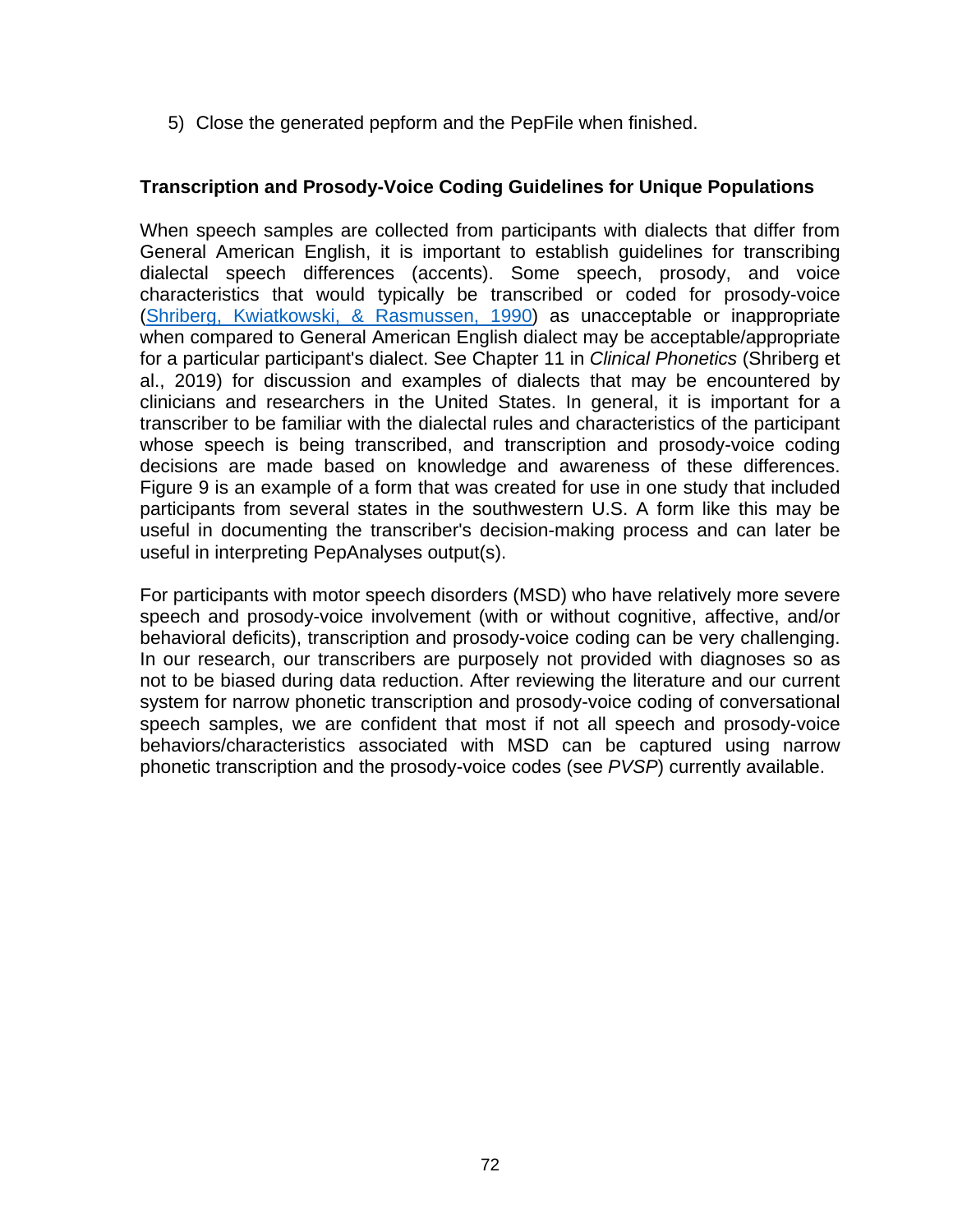5) Close the generated pepform and the PepFile when finished.

**Transcription and Prosody-Voice Coding Guidelines for Unique Populations**

When speech samples are collected from participants with dialects that differ from General American English, it is important to establish guidelines for transcribing dialectal speech differences (accents). Some speech, prosody, and voice characteristics that would typically be transcribed or coded for prosody-voice (Shriberg, Kwiatkowski, & Rasmussen, 1990) as unacceptable or inappropriate when compared to General American English dialect may be acceptable/appropriate for a particular participant's dialect. See Chapter 11 in *Clinical Phonetics* (Shriberg et al., 2019) for discussion and examples of dialects that may be encountered by clinicians and researchers in the United States. In general, it is important for a transcriber to be familiar with the dialectal rules and characteristics of the participant whose speech is being transcribed, and transcription and prosody-voice coding decisions are made based on knowledge and awareness of these differences. Figure 9 is an example of a form that was created for use in one study that included participants from several states in the southwestern U.S. A form like this may be useful in documenting the transcriber's decision-making process and can later be useful in interpreting PepAnalyses output(s).

For participants with motor speech disorders (MSD) who have relatively more severe speech and prosody-voice involvement (with or without cognitive, affective, and/or behavioral deficits), transcription and prosody-voice coding can be very challenging. In our research, our transcribers are purposely not provided with diagnoses so as not to be biased during data reduction. After reviewing the literature and our current system for narrow phonetic transcription and prosody-voice coding of conversational speech samples, we are confident that most if not all speech and prosody-voice behaviors/characteristics associated with MSD can be captured using narrow phonetic transcription and the prosody-voice codes (see *PVSP*) currently available.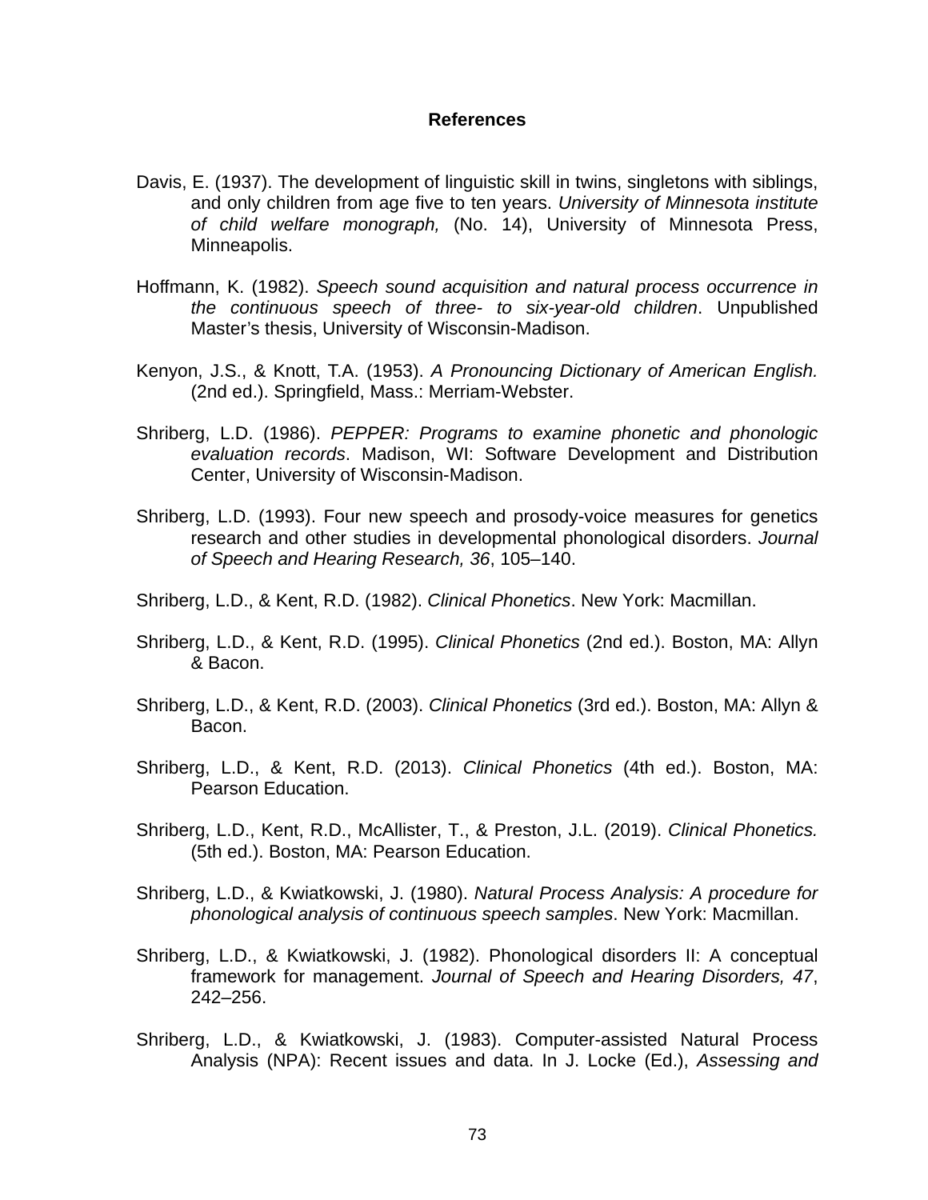# References

Davis, E. (1937). The development of linguistic skill in twins, singletons with siblings, and only children from age five to ten years. *University of Minnesota institute of child welfare monograph,* (No. 14), University of Minnesota Press, Minneapolis.

Hoffmann, K. (1982). *Speech sound acquisition and natural process occurrence in the continuous speech of three- to six-year-old children*. Unpublished Master's thesis, University of Wisconsin-Madison.

Kenyon, J.S., & Knott, T.A. (1953). *A Pronouncing Dictionary of American English.* (2nd ed.). Springfield, Mass.: Merriam-Webster.

Shriberg, L.D. (1986). *PEPPER: Programs to examine phonetic and phonologic evaluation records*. Madison, WI: Software Development and Distribution Center, University of Wisconsin-Madison.

Shriberg, L.D. (1993). Four new speech and prosody-voice measures for genetics research and other studies in developmental phonological disorders. *Journal of Speech and Hearing Research, 36*, 105–140.

Shriberg, L.D., & Kent, R.D. (1982). *Clinical Phonetics*. New York: Macmillan.

Shriberg, L.D., & Kent, R.D. (1995). *Clinical Phonetics* (2nd ed.). Boston, MA: Allyn & Bacon.

Shriberg, L.D., & Kent, R.D. (2003). *Clinical Phonetics* (3rd ed.). Boston, MA: Allyn & Bacon.

Shriberg, L.D., & Kent, R.D. (2013). *Clinical Phonetics* (4th ed.). Boston, MA: Pearson Education.

Shriberg, L.D., Kent, R.D., McAllister, T., & Preston, J.L. (2019). *Clinical Phonetics.* (5th ed.). Boston, MA: Pearson Education.

Shriberg, L.D., & Kwiatkowski, J. (1980). *Natural Process Analysis: A procedure for phonological analysis of continuous speech samples*. New York: Macmillan.

Shriberg, L.D., & Kwiatkowski, J. (1982). Phonological disorders II: A conceptual framework for management. *Journal of Speech and Hearing Disorders, 47*, 242–256.

Shriberg, L.D., & Kwiatkowski, J. (1983). Computer-assisted Natural Process Analysis (NPA): Recent issues and data. In J. Locke (Ed.), *Assessing and*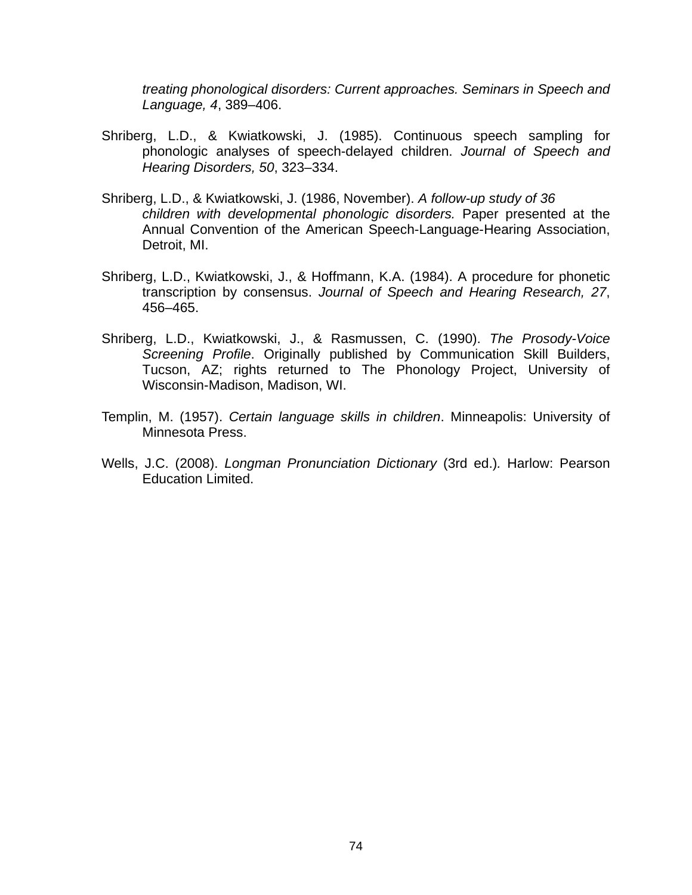*treating phonological disorders: Current approaches. Seminars in Speech and Language, 4*, 389–406.

Shriberg, L.D., & Kwiatkowski, J. (1985). Continuous speech sampling for phonologic analyses of speech-delayed children. *Journal of Speech and Hearing Disorders, 50*, 323–334.

Shriberg, L.D., & Kwiatkowski, J. (1986, November). *A follow-up study of 36 children with developmental phonologic disorders.* Paper presented at the Annual Convention of the American Speech-Language-Hearing Association, Detroit, MI.

Shriberg, L.D., Kwiatkowski, J., & Hoffmann, K.A. (1984). A procedure for phonetic transcription by consensus. *Journal of Speech and Hearing Research, 27*, 456–465.

Shriberg, L.D., Kwiatkowski, J., & Rasmussen, C. (1990). *The Prosody-Voice Screening Profile*. Originally published by Communication Skill Builders, Tucson, AZ; rights returned to The Phonology Project, University of Wisconsin-Madison, Madison, WI.

Templin, M. (1957). *Certain language skills in children*. Minneapolis: University of Minnesota Press.

Wells, J.C. (2008). *Longman Pronunciation Dictionary* (3rd ed.). Harlow: Pearson Education Limited.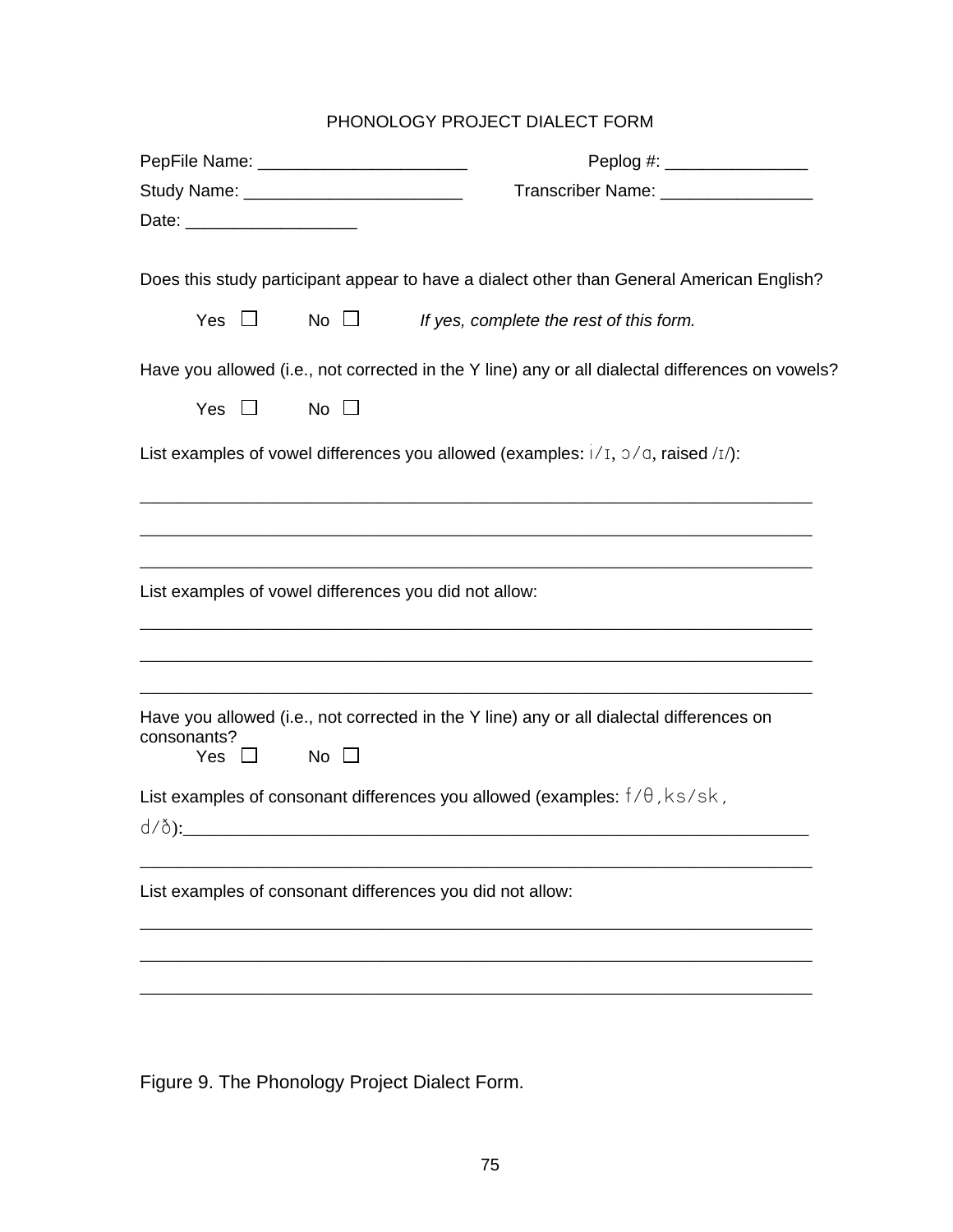PHONOLOGY PROJECT DIALECT FORM

PepFile Name: ______________________ Peplog #: _______________

Study Name: _______________________ Transcriber Name: ________________

Date: __________________

Does this study participant appear to have a dialect other than General American English?

Yes ☐ No ☐ *If yes, complete the rest of this form.*

Have you allowed (i.e., not corrected in the Y line) any or all dialectal differences on vowels?

Yes ☐ No ☐

List examples of vowel differences you allowed (examples: i/ɪ, ɔ/ɑ, raised /ɪ/):

_________________________________________________________________________

_________________________________________________________________________

_________________________________________________________________________

List examples of vowel differences you did not allow:

_________________________________________________________________________

_________________________________________________________________________

_________________________________________________________________________

Have you allowed (i.e., not corrected in the Y line) any or all dialectal differences on consonants?

Yes ☐ No ☐

List examples of consonant differences you allowed (examples: f/θ, ks/sk, d/ð):_________________________________________________________________

_________________________________________________________________________

List examples of consonant differences you did not allow:

_________________________________________________________________________

_________________________________________________________________________

_________________________________________________________________________

Figure 9. The Phonology Project Dialect Form.